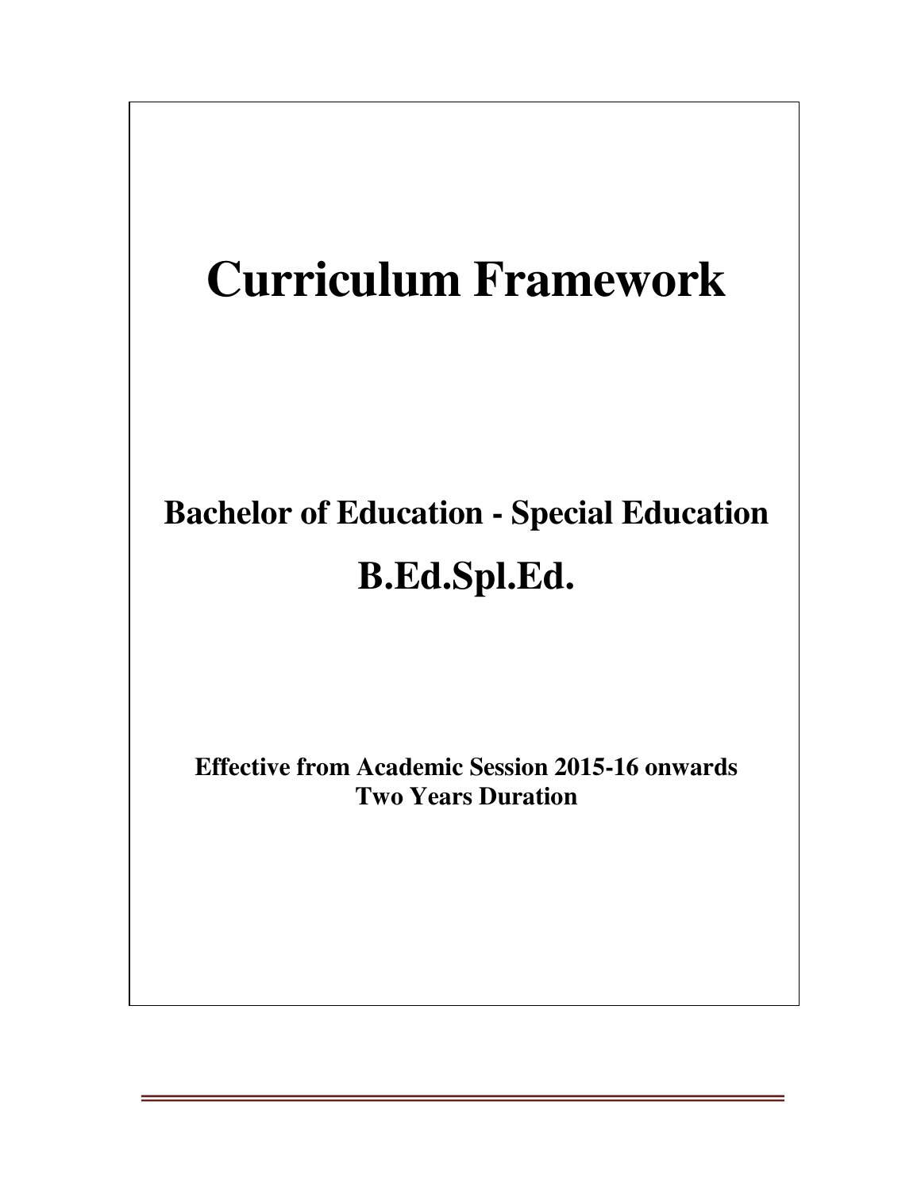# Curriculum Framework

## Bachelor of Education - Special Education

## B.Ed.Spl.Ed.

**Effective from Academic Session 2015-16 onwards**
**Two Years Duration**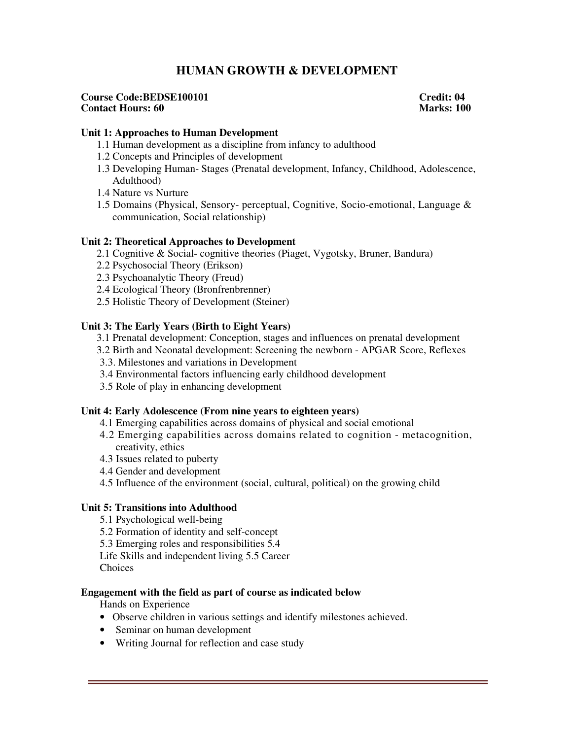# HUMAN GROWTH & DEVELOPMENT

**Course Code:BEDSE100101** **Credit: 04**
**Contact Hours: 60** **Marks: 100**

### Unit 1: Approaches to Human Development

1.1 Human development as a discipline from infancy to adulthood
1.2 Concepts and Principles of development
1.3 Developing Human- Stages (Prenatal development, Infancy, Childhood, Adolescence, Adulthood)
1.4 Nature vs Nurture
1.5 Domains (Physical, Sensory- perceptual, Cognitive, Socio-emotional, Language & communication, Social relationship)

### Unit 2: Theoretical Approaches to Development

2.1 Cognitive & Social- cognitive theories (Piaget, Vygotsky, Bruner, Bandura)
2.2 Psychosocial Theory (Erikson)
2.3 Psychoanalytic Theory (Freud)
2.4 Ecological Theory (Bronfrenbrenner)
2.5 Holistic Theory of Development (Steiner)

### Unit 3: The Early Years (Birth to Eight Years)

3.1 Prenatal development: Conception, stages and influences on prenatal development
3.2 Birth and Neonatal development: Screening the newborn - APGAR Score, Reflexes
3.3. Milestones and variations in Development
3.4 Environmental factors influencing early childhood development
3.5 Role of play in enhancing development

### Unit 4: Early Adolescence (From nine years to eighteen years)

4.1 Emerging capabilities across domains of physical and social emotional
4.2 Emerging capabilities across domains related to cognition - metacognition, creativity, ethics
4.3 Issues related to puberty
4.4 Gender and development
4.5 Influence of the environment (social, cultural, political) on the growing child

### Unit 5: Transitions into Adulthood

5.1 Psychological well-being
5.2 Formation of identity and self-concept
5.3 Emerging roles and responsibilities 5.4
Life Skills and independent living 5.5 Career
Choices

### Engagement with the field as part of course as indicated below

Hands on Experience

- Observe children in various settings and identify milestones achieved.
- Seminar on human development
- Writing Journal for reflection and case study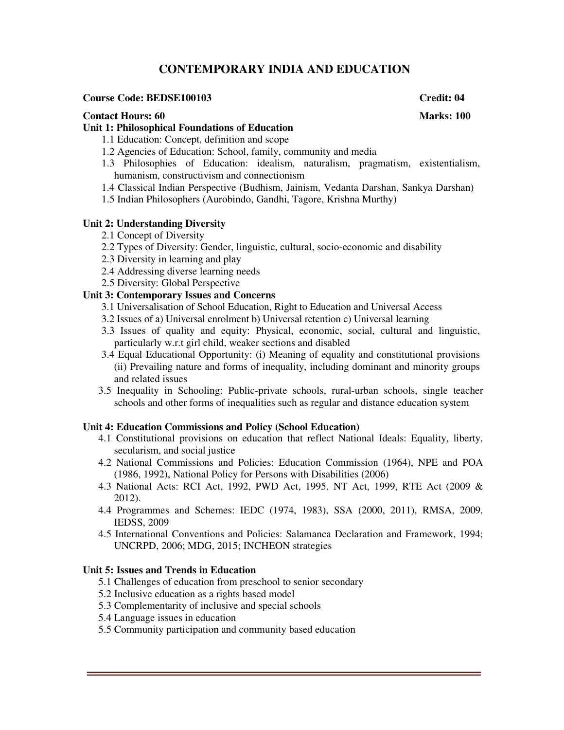# CONTEMPORARY INDIA AND EDUCATION

**Course Code: BEDSE100103** **Credit: 04**

**Contact Hours: 60** **Marks: 100**

**Unit 1: Philosophical Foundations of Education**

1.1 Education: Concept, definition and scope

1.2 Agencies of Education: School, family, community and media

1.3 Philosophies of Education: idealism, naturalism, pragmatism, existentialism, humanism, constructivism and connectionism

1.4 Classical Indian Perspective (Budhism, Jainism, Vedanta Darshan, Sankya Darshan)

1.5 Indian Philosophers (Aurobindo, Gandhi, Tagore, Krishna Murthy)

**Unit 2: Understanding Diversity**

2.1 Concept of Diversity

2.2 Types of Diversity: Gender, linguistic, cultural, socio-economic and disability

2.3 Diversity in learning and play

2.4 Addressing diverse learning needs

2.5 Diversity: Global Perspective

**Unit 3: Contemporary Issues and Concerns**

3.1 Universalisation of School Education, Right to Education and Universal Access

3.2 Issues of a) Universal enrolment b) Universal retention c) Universal learning

3.3 Issues of quality and equity: Physical, economic, social, cultural and linguistic, particularly w.r.t girl child, weaker sections and disabled

3.4 Equal Educational Opportunity: (i) Meaning of equality and constitutional provisions (ii) Prevailing nature and forms of inequality, including dominant and minority groups and related issues

3.5 Inequality in Schooling: Public-private schools, rural-urban schools, single teacher schools and other forms of inequalities such as regular and distance education system

**Unit 4: Education Commissions and Policy (School Education)**

4.1 Constitutional provisions on education that reflect National Ideals: Equality, liberty, secularism, and social justice

4.2 National Commissions and Policies: Education Commission (1964), NPE and POA (1986, 1992), National Policy for Persons with Disabilities (2006)

4.3 National Acts: RCI Act, 1992, PWD Act, 1995, NT Act, 1999, RTE Act (2009 & 2012).

4.4 Programmes and Schemes: IEDC (1974, 1983), SSA (2000, 2011), RMSA, 2009, IEDSS, 2009

4.5 International Conventions and Policies: Salamanca Declaration and Framework, 1994; UNCRPD, 2006; MDG, 2015; INCHEON strategies

**Unit 5: Issues and Trends in Education**

5.1 Challenges of education from preschool to senior secondary

5.2 Inclusive education as a rights based model

5.3 Complementarity of inclusive and special schools

5.4 Language issues in education

5.5 Community participation and community based education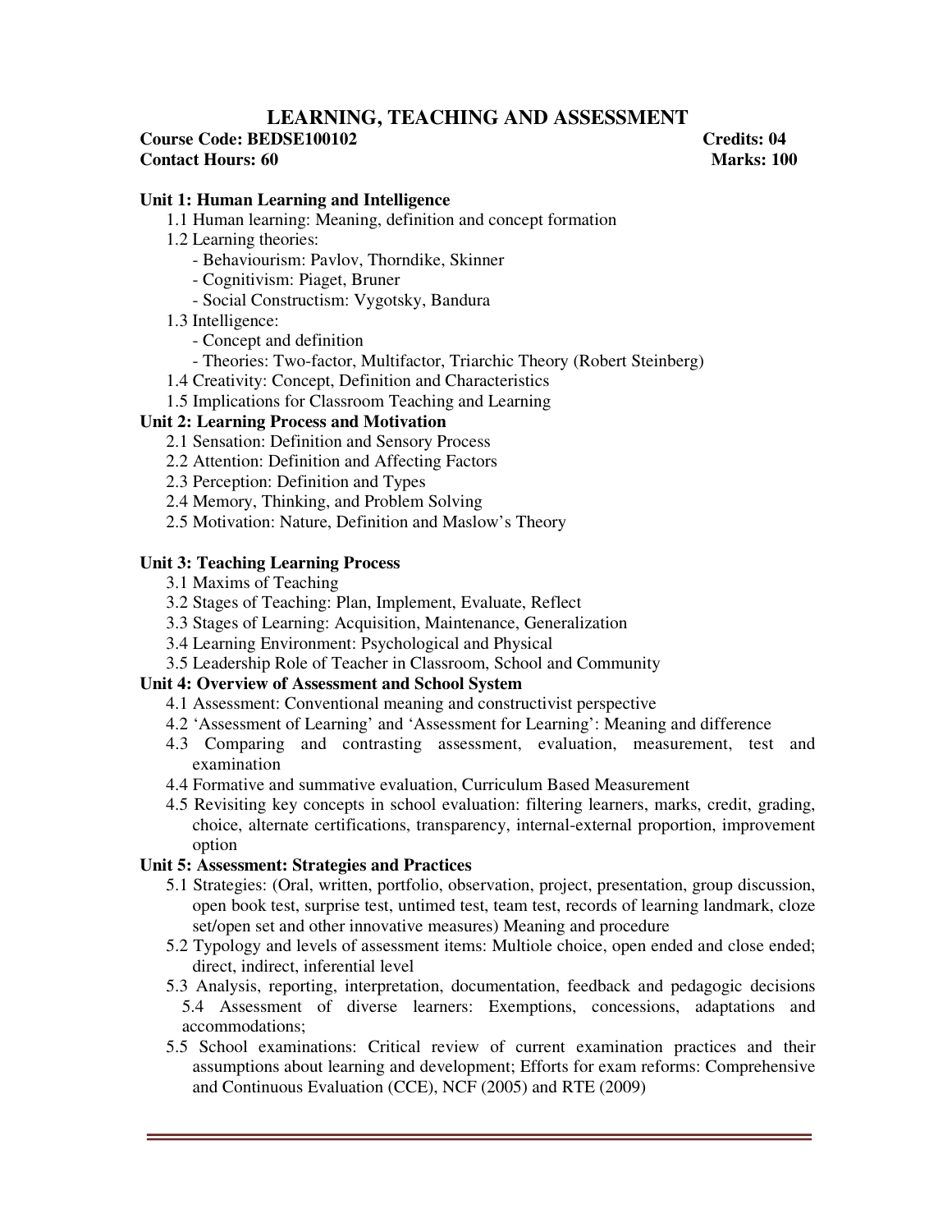# LEARNING, TEACHING AND ASSESSMENT

**Course Code: BEDSE100102** **Credits: 04**
**Contact Hours: 60** **Marks: 100**

**Unit 1: Human Learning and Intelligence**

1.1 Human learning: Meaning, definition and concept formation

1.2 Learning theories:
- Behaviourism: Pavlov, Thorndike, Skinner
- Cognitivism: Piaget, Bruner
- Social Constructism: Vygotsky, Bandura

1.3 Intelligence:
- Concept and definition
- Theories: Two-factor, Multifactor, Triarchic Theory (Robert Steinberg)

1.4 Creativity: Concept, Definition and Characteristics

1.5 Implications for Classroom Teaching and Learning

**Unit 2: Learning Process and Motivation**

2.1 Sensation: Definition and Sensory Process

2.2 Attention: Definition and Affecting Factors

2.3 Perception: Definition and Types

2.4 Memory, Thinking, and Problem Solving

2.5 Motivation: Nature, Definition and Maslow's Theory

**Unit 3: Teaching Learning Process**

3.1 Maxims of Teaching

3.2 Stages of Teaching: Plan, Implement, Evaluate, Reflect

3.3 Stages of Learning: Acquisition, Maintenance, Generalization

3.4 Learning Environment: Psychological and Physical

3.5 Leadership Role of Teacher in Classroom, School and Community

**Unit 4: Overview of Assessment and School System**

4.1 Assessment: Conventional meaning and constructivist perspective

4.2 'Assessment of Learning' and 'Assessment for Learning': Meaning and difference

4.3 Comparing and contrasting assessment, evaluation, measurement, test and examination

4.4 Formative and summative evaluation, Curriculum Based Measurement

4.5 Revisiting key concepts in school evaluation: filtering learners, marks, credit, grading, choice, alternate certifications, transparency, internal-external proportion, improvement option

**Unit 5: Assessment: Strategies and Practices**

5.1 Strategies: (Oral, written, portfolio, observation, project, presentation, group discussion, open book test, surprise test, untimed test, team test, records of learning landmark, cloze set/open set and other innovative measures) Meaning and procedure

5.2 Typology and levels of assessment items: Multiole choice, open ended and close ended; direct, indirect, inferential level

5.3 Analysis, reporting, interpretation, documentation, feedback and pedagogic decisions

5.4 Assessment of diverse learners: Exemptions, concessions, adaptations and accommodations;

5.5 School examinations: Critical review of current examination practices and their assumptions about learning and development; Efforts for exam reforms: Comprehensive and Continuous Evaluation (CCE), NCF (2005) and RTE (2009)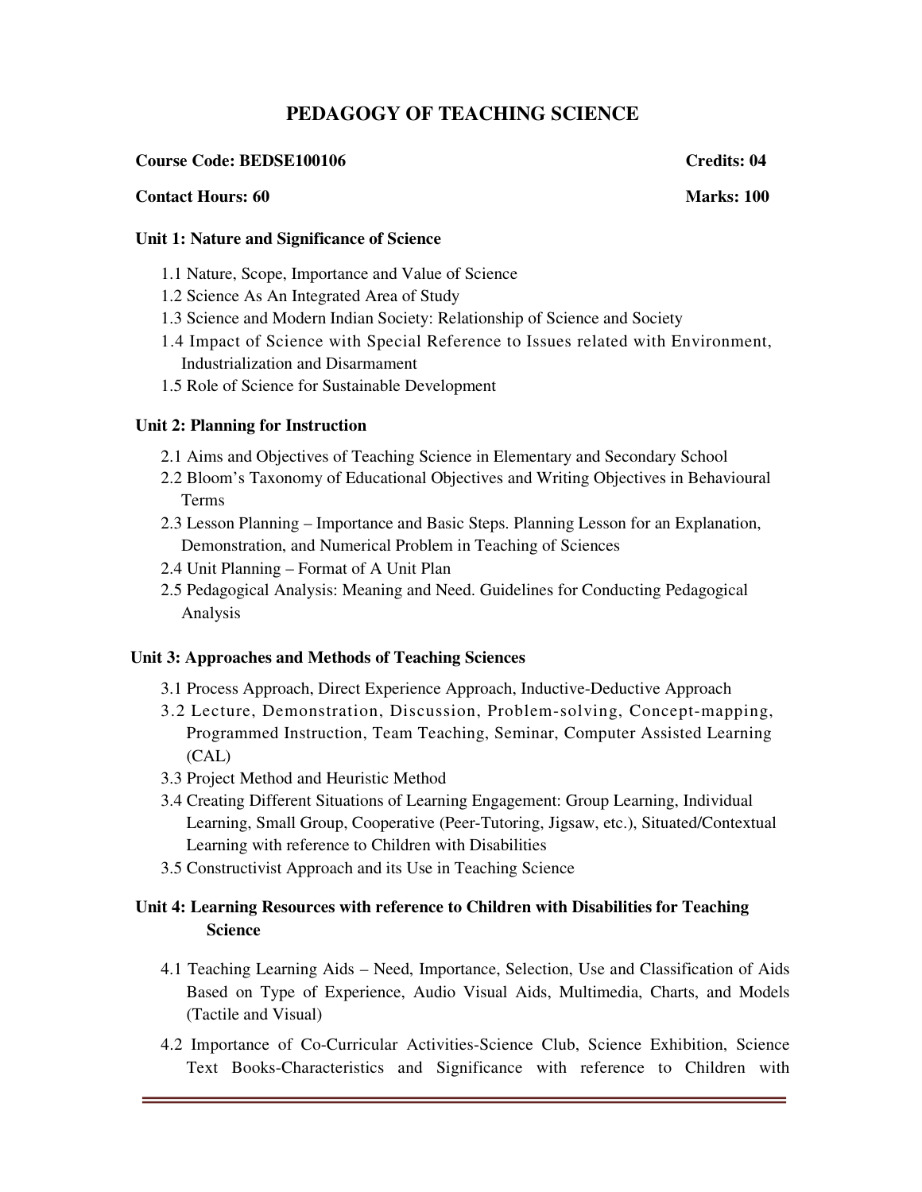# PEDAGOGY OF TEACHING SCIENCE

**Course Code: BEDSE100106** **Credits: 04**

**Contact Hours: 60** **Marks: 100**

### Unit 1: Nature and Significance of Science

1.1 Nature, Scope, Importance and Value of Science
1.2 Science As An Integrated Area of Study
1.3 Science and Modern Indian Society: Relationship of Science and Society
1.4 Impact of Science with Special Reference to Issues related with Environment, Industrialization and Disarmament
1.5 Role of Science for Sustainable Development

### Unit 2: Planning for Instruction

2.1 Aims and Objectives of Teaching Science in Elementary and Secondary School
2.2 Bloom's Taxonomy of Educational Objectives and Writing Objectives in Behavioural Terms
2.3 Lesson Planning – Importance and Basic Steps. Planning Lesson for an Explanation, Demonstration, and Numerical Problem in Teaching of Sciences
2.4 Unit Planning – Format of A Unit Plan
2.5 Pedagogical Analysis: Meaning and Need. Guidelines for Conducting Pedagogical Analysis

### Unit 3: Approaches and Methods of Teaching Sciences

3.1 Process Approach, Direct Experience Approach, Inductive-Deductive Approach
3.2 Lecture, Demonstration, Discussion, Problem-solving, Concept-mapping, Programmed Instruction, Team Teaching, Seminar, Computer Assisted Learning (CAL)
3.3 Project Method and Heuristic Method
3.4 Creating Different Situations of Learning Engagement: Group Learning, Individual Learning, Small Group, Cooperative (Peer-Tutoring, Jigsaw, etc.), Situated/Contextual Learning with reference to Children with Disabilities
3.5 Constructivist Approach and its Use in Teaching Science

### Unit 4: Learning Resources with reference to Children with Disabilities for Teaching Science

4.1 Teaching Learning Aids – Need, Importance, Selection, Use and Classification of Aids Based on Type of Experience, Audio Visual Aids, Multimedia, Charts, and Models (Tactile and Visual)

4.2 Importance of Co-Curricular Activities-Science Club, Science Exhibition, Science Text Books-Characteristics and Significance with reference to Children with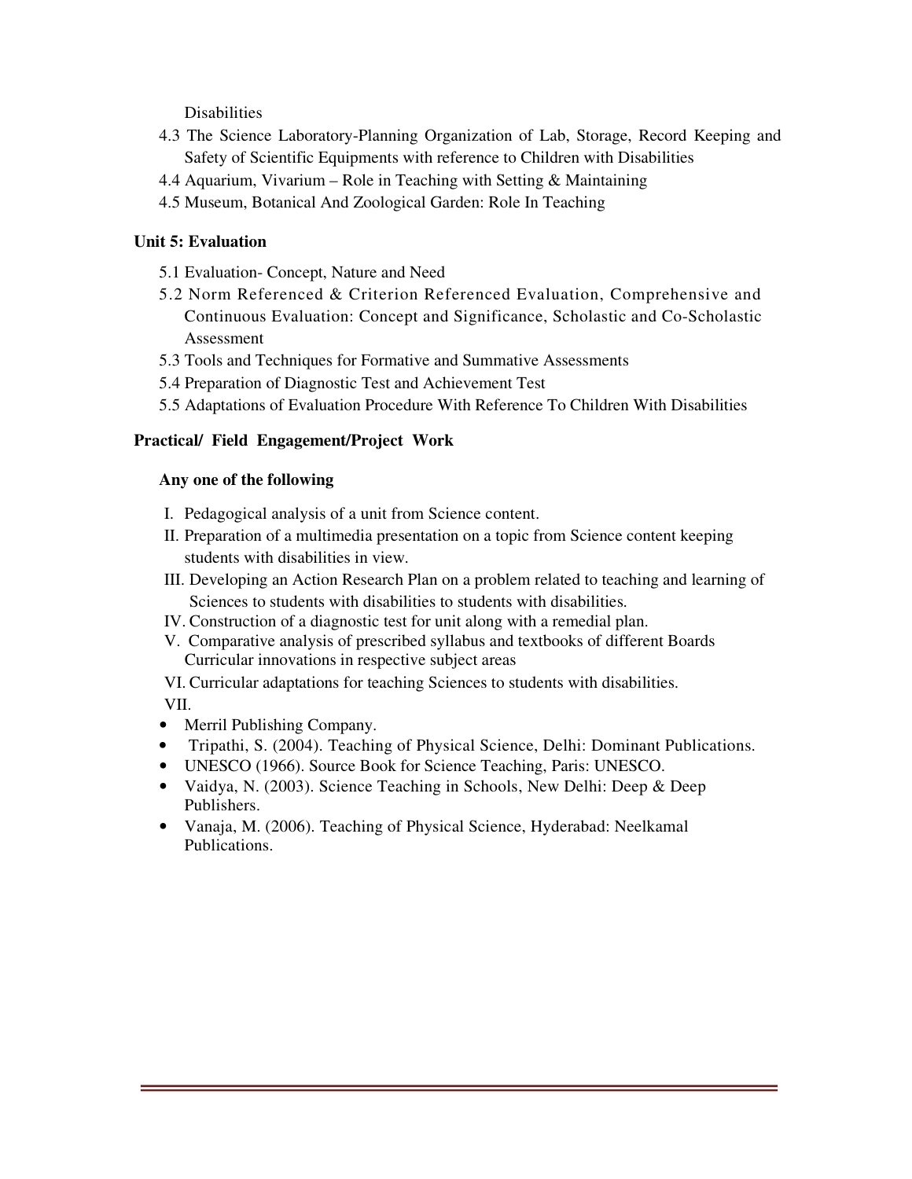Disabilities

4.3 The Science Laboratory-Planning Organization of Lab, Storage, Record Keeping and Safety of Scientific Equipments with reference to Children with Disabilities

4.4 Aquarium, Vivarium – Role in Teaching with Setting & Maintaining

4.5 Museum, Botanical And Zoological Garden: Role In Teaching

**Unit 5: Evaluation**

5.1 Evaluation- Concept, Nature and Need

5.2 Norm Referenced & Criterion Referenced Evaluation, Comprehensive and Continuous Evaluation: Concept and Significance, Scholastic and Co-Scholastic Assessment

5.3 Tools and Techniques for Formative and Summative Assessments

5.4 Preparation of Diagnostic Test and Achievement Test

5.5 Adaptations of Evaluation Procedure With Reference To Children With Disabilities

**Practical/ Field Engagement/Project Work**

**Any one of the following**

I. Pedagogical analysis of a unit from Science content.

II. Preparation of a multimedia presentation on a topic from Science content keeping students with disabilities in view.

III. Developing an Action Research Plan on a problem related to teaching and learning of Sciences to students with disabilities to students with disabilities.

IV. Construction of a diagnostic test for unit along with a remedial plan.

V. Comparative analysis of prescribed syllabus and textbooks of different Boards Curricular innovations in respective subject areas

VI. Curricular adaptations for teaching Sciences to students with disabilities.

VII.

- Merril Publishing Company.
- Tripathi, S. (2004). Teaching of Physical Science, Delhi: Dominant Publications.
- UNESCO (1966). Source Book for Science Teaching, Paris: UNESCO.
- Vaidya, N. (2003). Science Teaching in Schools, New Delhi: Deep & Deep Publishers.
- Vanaja, M. (2006). Teaching of Physical Science, Hyderabad: Neelkamal Publications.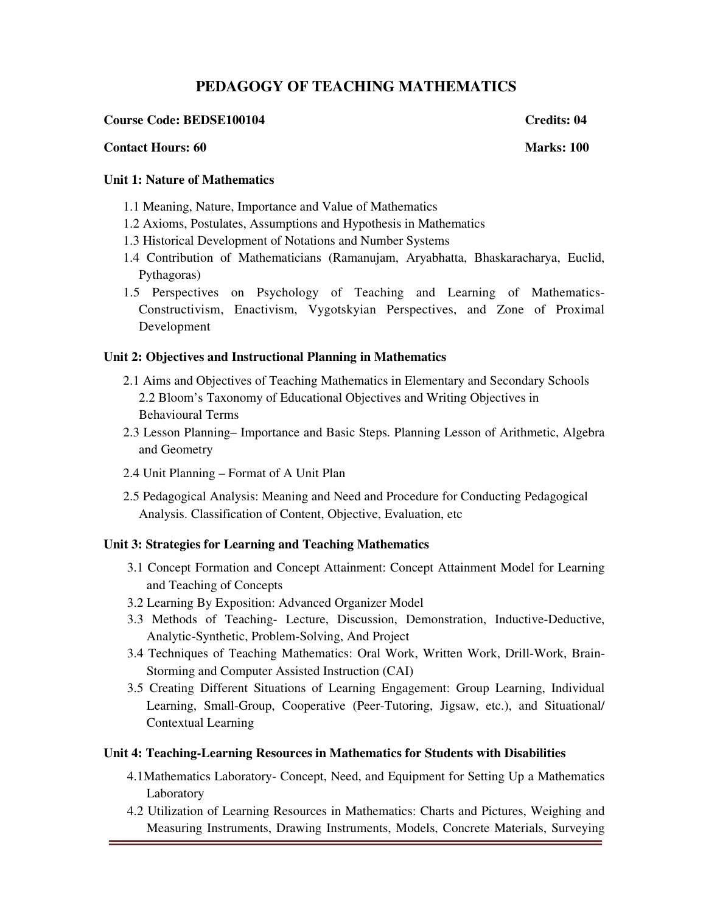# PEDAGOGY OF TEACHING MATHEMATICS

**Course Code: BEDSE100104** **Credits: 04**

**Contact Hours: 60** **Marks: 100**

### Unit 1: Nature of Mathematics

- 1.1 Meaning, Nature, Importance and Value of Mathematics
- 1.2 Axioms, Postulates, Assumptions and Hypothesis in Mathematics
- 1.3 Historical Development of Notations and Number Systems
- 1.4 Contribution of Mathematicians (Ramanujam, Aryabhatta, Bhaskaracharya, Euclid, Pythagoras)
- 1.5 Perspectives on Psychology of Teaching and Learning of Mathematics- Constructivism, Enactivism, Vygotskyian Perspectives, and Zone of Proximal Development

### Unit 2: Objectives and Instructional Planning in Mathematics

- 2.1 Aims and Objectives of Teaching Mathematics in Elementary and Secondary Schools
- 2.2 Bloom's Taxonomy of Educational Objectives and Writing Objectives in Behavioural Terms
- 2.3 Lesson Planning– Importance and Basic Steps. Planning Lesson of Arithmetic, Algebra and Geometry
- 2.4 Unit Planning – Format of A Unit Plan
- 2.5 Pedagogical Analysis: Meaning and Need and Procedure for Conducting Pedagogical Analysis. Classification of Content, Objective, Evaluation, etc

### Unit 3: Strategies for Learning and Teaching Mathematics

- 3.1 Concept Formation and Concept Attainment: Concept Attainment Model for Learning and Teaching of Concepts
- 3.2 Learning By Exposition: Advanced Organizer Model
- 3.3 Methods of Teaching- Lecture, Discussion, Demonstration, Inductive-Deductive, Analytic-Synthetic, Problem-Solving, And Project
- 3.4 Techniques of Teaching Mathematics: Oral Work, Written Work, Drill-Work, Brain-Storming and Computer Assisted Instruction (CAI)
- 3.5 Creating Different Situations of Learning Engagement: Group Learning, Individual Learning, Small-Group, Cooperative (Peer-Tutoring, Jigsaw, etc.), and Situational/ Contextual Learning

### Unit 4: Teaching-Learning Resources in Mathematics for Students with Disabilities

- 4.1Mathematics Laboratory- Concept, Need, and Equipment for Setting Up a Mathematics Laboratory
- 4.2 Utilization of Learning Resources in Mathematics: Charts and Pictures, Weighing and Measuring Instruments, Drawing Instruments, Models, Concrete Materials, Surveying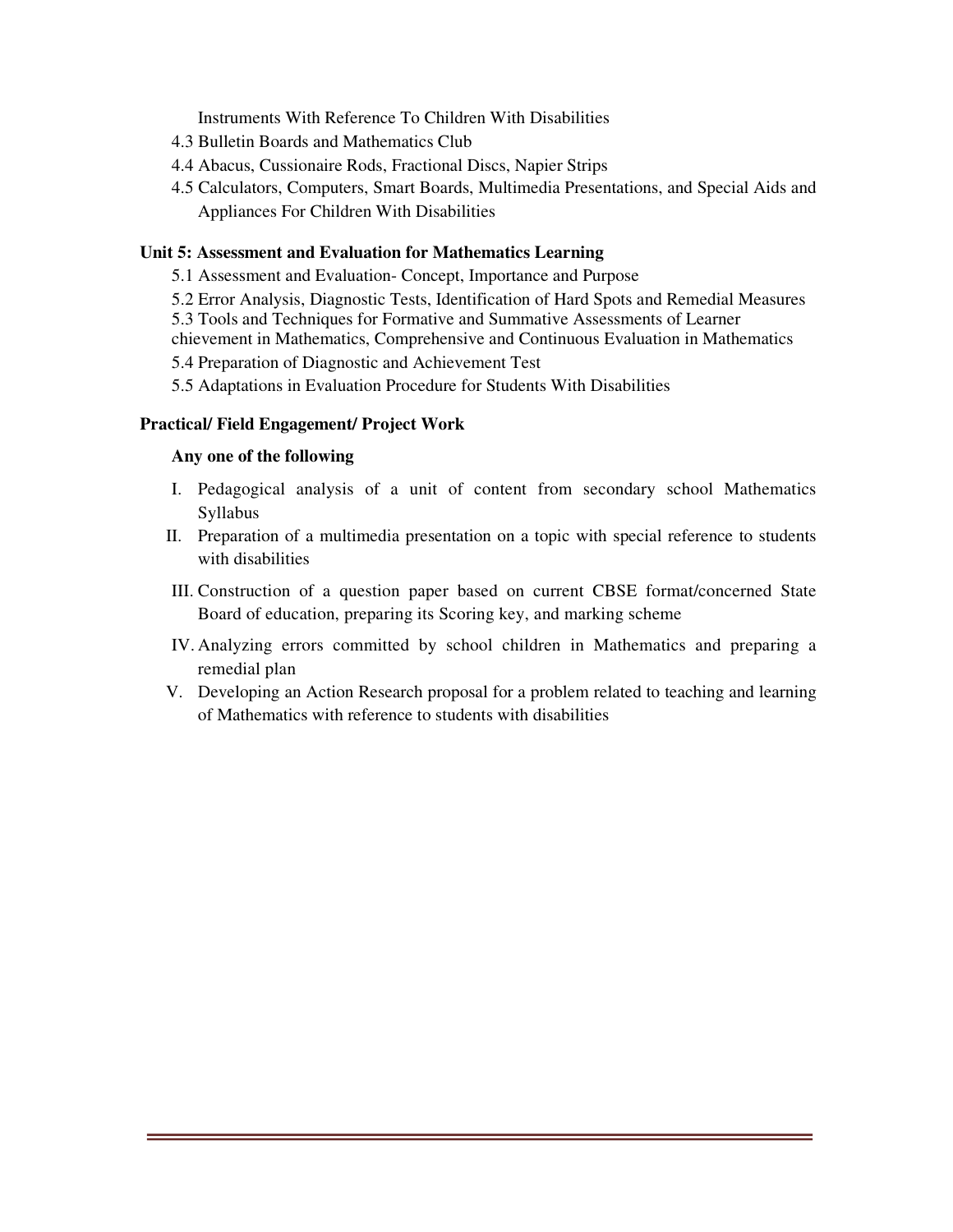Instruments With Reference To Children With Disabilities

4.3 Bulletin Boards and Mathematics Club

4.4 Abacus, Cussionaire Rods, Fractional Discs, Napier Strips

4.5 Calculators, Computers, Smart Boards, Multimedia Presentations, and Special Aids and Appliances For Children With Disabilities

**Unit 5: Assessment and Evaluation for Mathematics Learning**

5.1 Assessment and Evaluation- Concept, Importance and Purpose

5.2 Error Analysis, Diagnostic Tests, Identification of Hard Spots and Remedial Measures

5.3 Tools and Techniques for Formative and Summative Assessments of Learner chievement in Mathematics, Comprehensive and Continuous Evaluation in Mathematics

5.4 Preparation of Diagnostic and Achievement Test

5.5 Adaptations in Evaluation Procedure for Students With Disabilities

**Practical/ Field Engagement/ Project Work**

**Any one of the following**

I. Pedagogical analysis of a unit of content from secondary school Mathematics Syllabus

II. Preparation of a multimedia presentation on a topic with special reference to students with disabilities

III. Construction of a question paper based on current CBSE format/concerned State Board of education, preparing its Scoring key, and marking scheme

IV. Analyzing errors committed by school children in Mathematics and preparing a remedial plan

V. Developing an Action Research proposal for a problem related to teaching and learning of Mathematics with reference to students with disabilities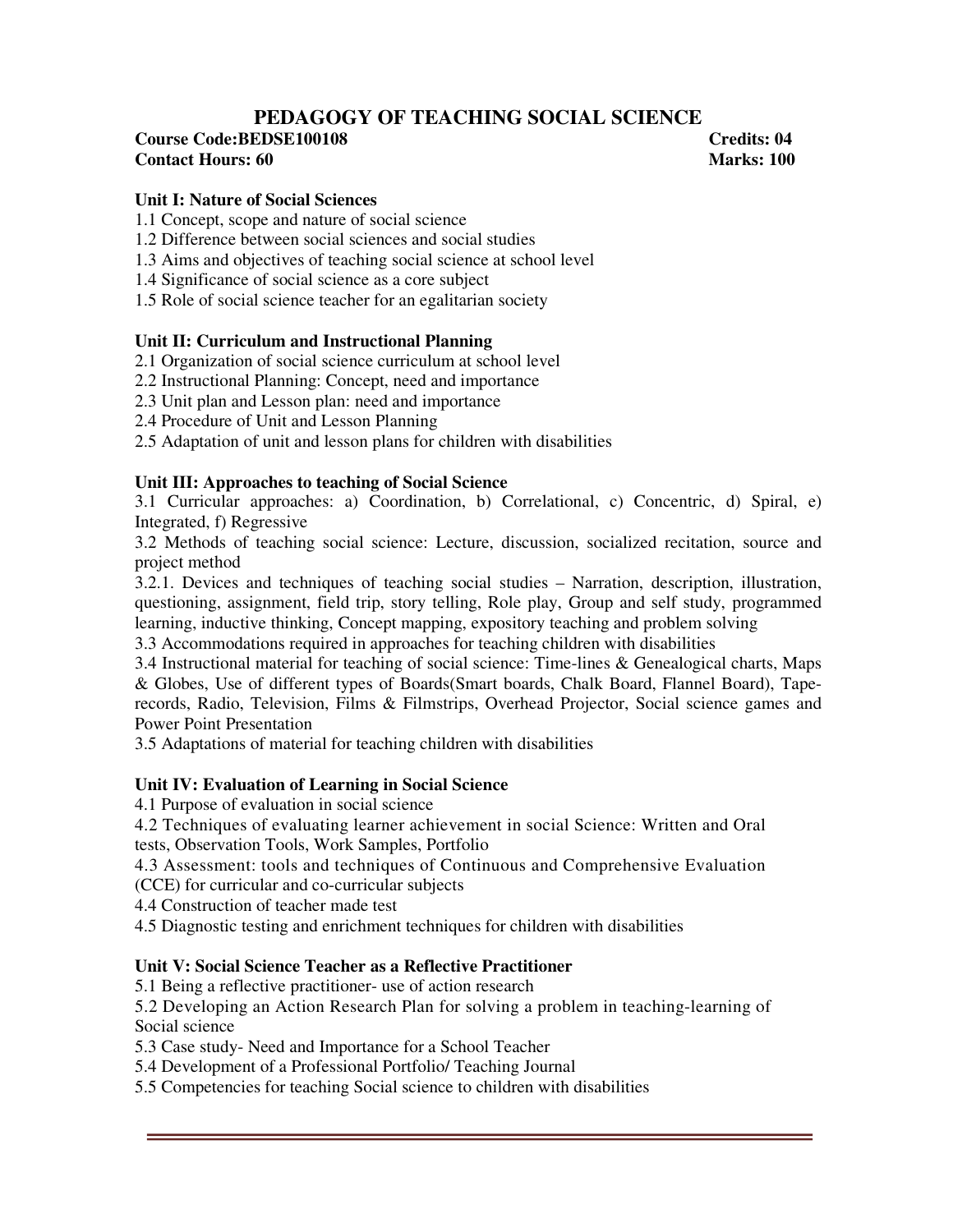# PEDAGOGY OF TEACHING SOCIAL SCIENCE

**Course Code:BEDSE100108** **Credits: 04**

**Contact Hours: 60** **Marks: 100**

**Unit I: Nature of Social Sciences**

1.1 Concept, scope and nature of social science
1.2 Difference between social sciences and social studies
1.3 Aims and objectives of teaching social science at school level
1.4 Significance of social science as a core subject
1.5 Role of social science teacher for an egalitarian society

**Unit II: Curriculum and Instructional Planning**

2.1 Organization of social science curriculum at school level
2.2 Instructional Planning: Concept, need and importance
2.3 Unit plan and Lesson plan: need and importance
2.4 Procedure of Unit and Lesson Planning
2.5 Adaptation of unit and lesson plans for children with disabilities

**Unit III: Approaches to teaching of Social Science**

3.1 Curricular approaches: a) Coordination, b) Correlational, c) Concentric, d) Spiral, e) Integrated, f) Regressive
3.2 Methods of teaching social science: Lecture, discussion, socialized recitation, source and project method
3.2.1. Devices and techniques of teaching social studies – Narration, description, illustration, questioning, assignment, field trip, story telling, Role play, Group and self study, programmed learning, inductive thinking, Concept mapping, expository teaching and problem solving
3.3 Accommodations required in approaches for teaching children with disabilities
3.4 Instructional material for teaching of social science: Time-lines & Genealogical charts, Maps & Globes, Use of different types of Boards(Smart boards, Chalk Board, Flannel Board), Tape-records, Radio, Television, Films & Filmstrips, Overhead Projector, Social science games and Power Point Presentation
3.5 Adaptations of material for teaching children with disabilities

**Unit IV: Evaluation of Learning in Social Science**

4.1 Purpose of evaluation in social science
4.2 Techniques of evaluating learner achievement in social Science: Written and Oral tests, Observation Tools, Work Samples, Portfolio
4.3 Assessment: tools and techniques of Continuous and Comprehensive Evaluation (CCE) for curricular and co-curricular subjects
4.4 Construction of teacher made test
4.5 Diagnostic testing and enrichment techniques for children with disabilities

**Unit V: Social Science Teacher as a Reflective Practitioner**

5.1 Being a reflective practitioner- use of action research
5.2 Developing an Action Research Plan for solving a problem in teaching-learning of Social science
5.3 Case study- Need and Importance for a School Teacher
5.4 Development of a Professional Portfolio/ Teaching Journal
5.5 Competencies for teaching Social science to children with disabilities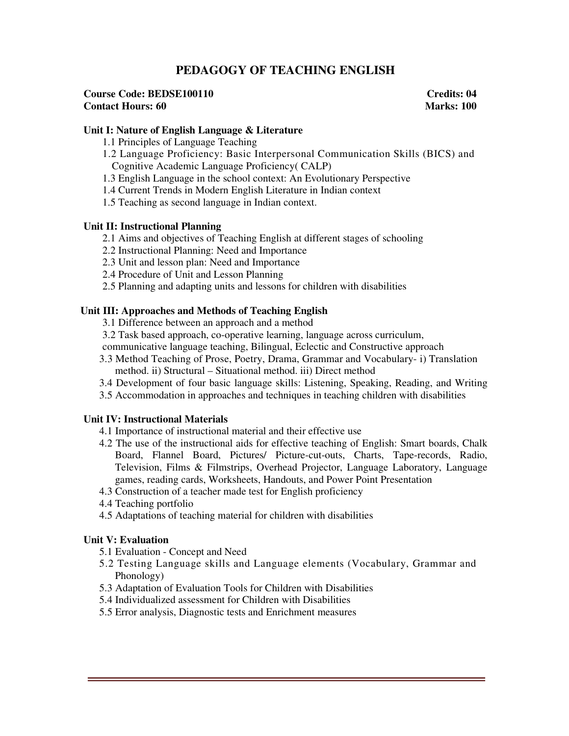# PEDAGOGY OF TEACHING ENGLISH

**Course Code: BEDSE100110** **Credits: 04**
**Contact Hours: 60** **Marks: 100**

**Unit I: Nature of English Language & Literature**

1.1 Principles of Language Teaching
1.2 Language Proficiency: Basic Interpersonal Communication Skills (BICS) and Cognitive Academic Language Proficiency( CALP)
1.3 English Language in the school context: An Evolutionary Perspective
1.4 Current Trends in Modern English Literature in Indian context
1.5 Teaching as second language in Indian context.

**Unit II: Instructional Planning**

2.1 Aims and objectives of Teaching English at different stages of schooling
2.2 Instructional Planning: Need and Importance
2.3 Unit and lesson plan: Need and Importance
2.4 Procedure of Unit and Lesson Planning
2.5 Planning and adapting units and lessons for children with disabilities

**Unit III: Approaches and Methods of Teaching English**

3.1 Difference between an approach and a method
3.2 Task based approach, co-operative learning, language across curriculum, communicative language teaching, Bilingual, Eclectic and Constructive approach
3.3 Method Teaching of Prose, Poetry, Drama, Grammar and Vocabulary- i) Translation method. ii) Structural – Situational method. iii) Direct method
3.4 Development of four basic language skills: Listening, Speaking, Reading, and Writing
3.5 Accommodation in approaches and techniques in teaching children with disabilities

**Unit IV: Instructional Materials**

4.1 Importance of instructional material and their effective use
4.2 The use of the instructional aids for effective teaching of English: Smart boards, Chalk Board, Flannel Board, Pictures/ Picture-cut-outs, Charts, Tape-records, Radio, Television, Films & Filmstrips, Overhead Projector, Language Laboratory, Language games, reading cards, Worksheets, Handouts, and Power Point Presentation
4.3 Construction of a teacher made test for English proficiency
4.4 Teaching portfolio
4.5 Adaptations of teaching material for children with disabilities

**Unit V: Evaluation**

5.1 Evaluation - Concept and Need
5.2 Testing Language skills and Language elements (Vocabulary, Grammar and Phonology)
5.3 Adaptation of Evaluation Tools for Children with Disabilities
5.4 Individualized assessment for Children with Disabilities
5.5 Error analysis, Diagnostic tests and Enrichment measures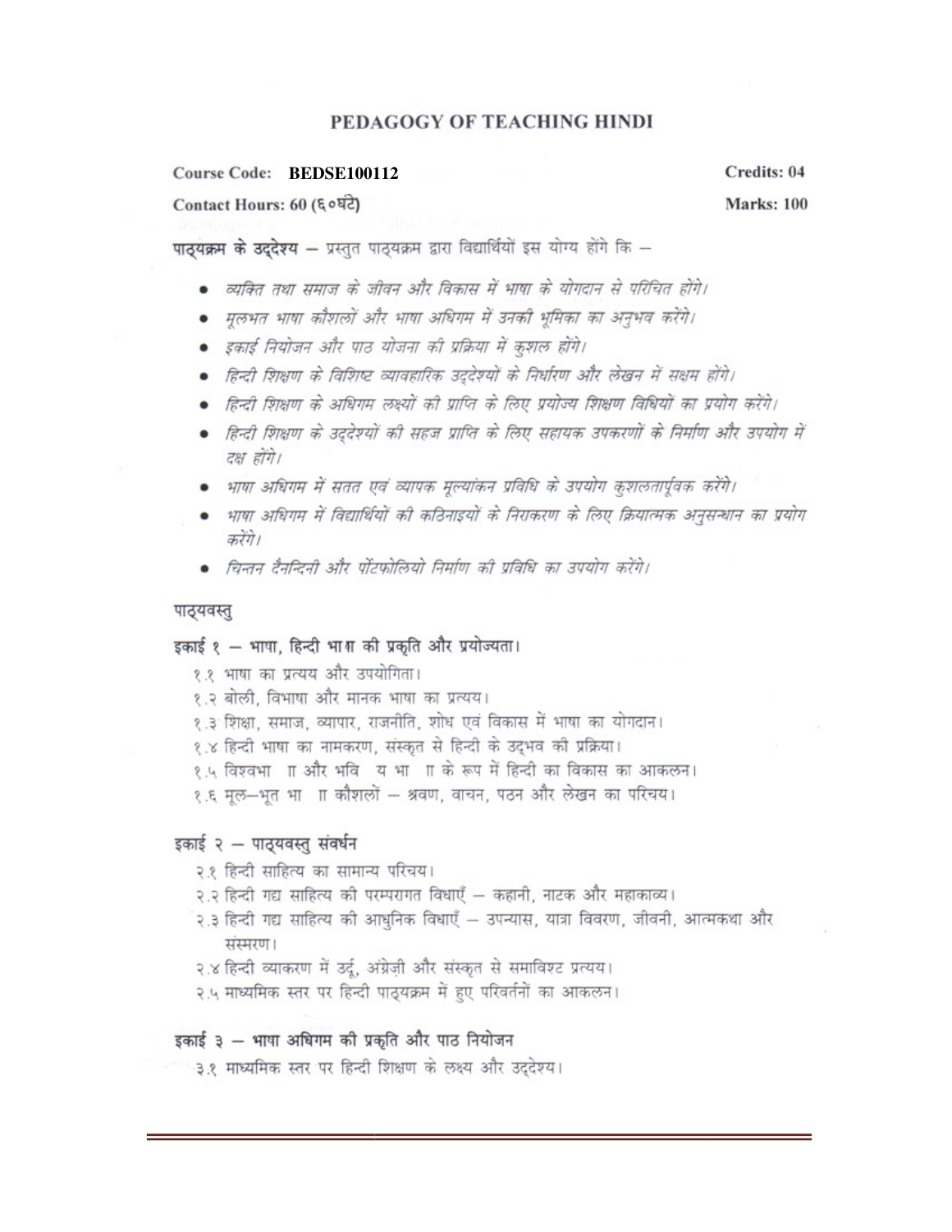## PEDAGOGY OF TEACHING HINDI

**Course Code: BEDSE100112** **Credits: 04**

**Contact Hours: 60 (६०घंटे)** **Marks: 100**

**पाठ्यक्रम के उद्देश्य** – प्रस्तुत पाठ्यक्रम द्वारा विद्यार्थियों इस योग्य होंगे कि –

- *व्यक्ति तथा समाज के जीवन और विकास में भाषा के योगदान से परिचित होंगे।*
- *मूलभत भाषा कौशलों और भाषा अधिगम में उनकी भूमिका का अनुभव करेंगे।*
- *इकाई नियोजन और पाठ योजना की प्रक्रिया में कुशल होंगे।*
- *हिन्दी शिक्षण के विशिष्ट व्यावहारिक उद्देश्यों के निर्धारण और लेखन में सक्षम होंगे।*
- *हिन्दी शिक्षण के अधिगम लक्ष्यों की प्राप्ति के लिए प्रयोज्य शिक्षण विधियों का प्रयोग करेंगे।*
- *हिन्दी शिक्षण के उद्देश्यों की सहज प्राप्ति के लिए सहायक उपकरणों के निर्माण और उपयोग में दक्ष होंगे।*
- *भाषा अधिगम में सतत एवं व्यापक मूल्यांकन प्रविधि के उपयोग कुशलतापूर्वक करेंगे।*
- *भाषा अधिगम में विद्यार्थियों की कठिनाइयों के निराकरण के लिए क्रियात्मक अनुसन्धान का प्रयोग करेंगे।*
- *चिन्तन दैनन्दिनी और पोंर्टफोलियो निर्माण की प्रविधि का उपयोग करेंगे।*

### पाठ्यवस्तु

### इकाई १ – भाषा, हिन्दी भाषा की प्रकृति और प्रयोज्यता।

१.१ भाषा का प्रत्यय और उपयोगिता।
१.२ बोली, विभाषा और मानक भाषा का प्रत्यय।
१.३ शिक्षा, समाज, व्यापार, राजनीति, शोध एवं विकास में भाषा का योगदान।
१.४ हिन्दी भाषा का नामकरण, संस्कृत से हिन्दी के उद्भव की प्रक्रिया।
१.५ विश्वभाषा और भविष्य भाषा के रूप में हिन्दी का विकास का आकलन।
१.६ मूल–भूत भाषा कौशलों – श्रवण, वाचन, पठन और लेखन का परिचय।

### इकाई २ – पाठ्यवस्तु संवर्धन

२.१ हिन्दी साहित्य का सामान्य परिचय।
२.२ हिन्दी गद्य साहित्य की परम्परागत विधाएँ – कहानी, नाटक और महाकाव्य।
२.३ हिन्दी गद्य साहित्य की आधुनिक विधाएँ – उपन्यास, यात्रा विवरण, जीवनी, आत्मकथा और संस्मरण।
२.४ हिन्दी व्याकरण में उर्दू, अंग्रेज़ी और संस्कृत से समाविश्ट प्रत्यय।
२.५ माध्यमिक स्तर पर हिन्दी पाठ्यक्रम में हुए परिवर्तनों का आकलन।

### इकाई ३ – भाषा अधिगम की प्रकृति और पाठ नियोजन

३.१ माध्यमिक स्तर पर हिन्दी शिक्षण के लक्ष्य और उद्देश्य।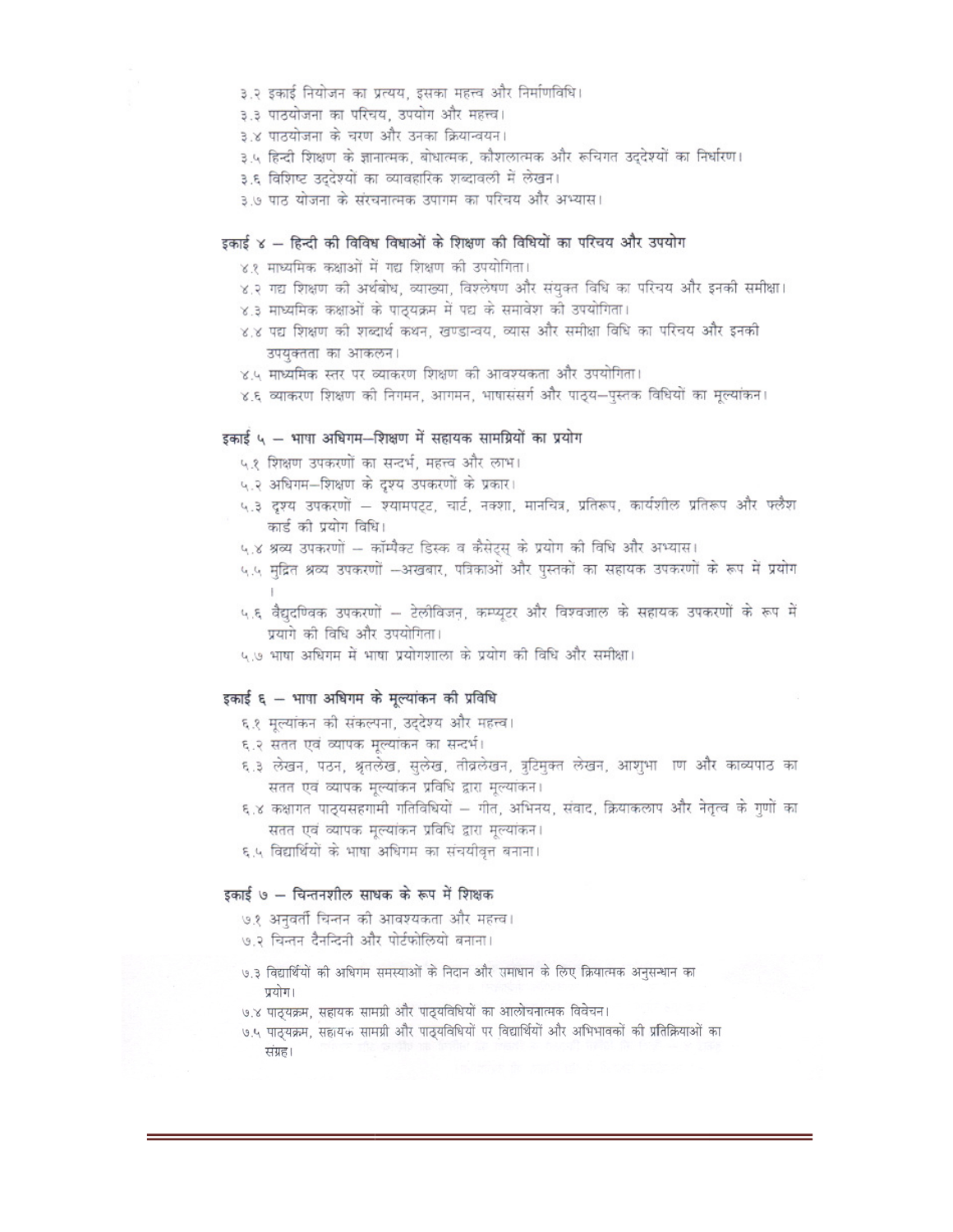३.२ इकाई नियोजन का प्रत्यय, इसका महत्त्व और निर्माणविधि।

३.३ पाठयोजना का परिचय, उपयोग और महत्त्व।

३.४ पाठयोजना के चरण और उनका क्रियान्वयन।

३.५ हिन्दी शिक्षण के ज्ञानात्मक, बोधात्मक, कौशलात्मक और रूचिगत उद्देश्यों का निर्धारण।

३.६ विशिष्ट उद्देश्यों का व्यावहारिक शब्दावली में लेखन।

३.७ पाठ योजना के संरचनात्मक उपागम का परिचय और अभ्यास।

## इकाई ४ – हिन्दी की विविध विधाओं के शिक्षण की विधियों का परिचय और उपयोग

४.१ माध्यमिक कक्षाओं में गद्य शिक्षण की उपयोगिता।

४.२ गद्य शिक्षण की अर्थबोध, व्याख्या, विश्लेषण और संयुक्त विधि का परिचय और इनकी समीक्षा।

४.३ माध्यमिक कक्षाओं के पाठ्यक्रम में पद्य के समावेश की उपयोगिता।

४.४ पद्य शिक्षण की शब्दार्थ कथन, खण्डान्वय, व्यास और समीक्षा विधि का परिचय और इनकी उपयुक्तता का आकलन।

४.५ माध्यमिक स्तर पर व्याकरण शिक्षण की आवश्यकता और उपयोगिता।

४.६ व्याकरण शिक्षण की निगमन, आगमन, भाषासंसर्ग और पाठ्य–पुस्तक विधियों का मूल्यांकन।

## इकाई ५ – भाषा अधिगम–शिक्षण में सहायक सामग्रियों का प्रयोग

५.१ शिक्षण उपकरणों का सन्दर्भ, महत्व और लाभ।

५.२ अधिगम–शिक्षण के दृश्य उपकरणों के प्रकार।

५.३ दृश्य उपकरणों – श्यामपट्ट, चार्ट, नक्शा, मानचित्र, प्रतिरूप, कार्यशील प्रतिरूप और फ्लैश कार्ड की प्रयोग विधि।

५.४ श्रव्य उपकरणों – कॉम्पैक्ट डिस्क व कैसेट्स् के प्रयोग की विधि और अभ्यास।

५.५ मुद्रित श्रव्य उपकरणों –अखबार, पत्रिकाओं और पुस्तकों का सहायक उपकरणों के रूप में प्रयोग।

५.६ वैद्युदविक उपकरणों – टेलीविजन, कम्प्यूटर और विश्वजाल के सहायक उपकरणों के रूप में प्रयागे की विधि और उपयोगिता।

५.७ भाषा अधिगम में भाषा प्रयोगशाला के प्रयोग की विधि और समीक्षा।

## इकाई ६ – भाषा अधिगम के मूल्यांकन की प्रविधि

६.१ मूल्यांकन की संकल्पना, उद्देश्य और महत्त्व।

६.२ सतत एवं व्यापक मूल्यांकन का सन्दर्भ।

६.३ लेखन, पठन, श्रुतलेख, सुलेख, तीव्रलेखन, त्रुटिमुक्त लेखन, आशुभा  ाण और काव्यपाठ का सतत एवं व्यापक मूल्यांकन प्रविधि द्वारा मूल्यांकन।

६.४ कक्षागत पाठ्यसहगामी गतिविधियों – गीत, अभिनय, संवाद, क्रियाकलाप और नेतृत्व के गुणों का सतत एवं व्यापक मूल्यांकन प्रविधि द्वारा मूल्यांकन।

६.५ विद्यार्थियों के भाषा अधिगम का संचयीवृत्त बनाना।

## इकाई ७ – चिन्तनशील साधक के रूप में शिक्षक

७.१ अनुवर्ती चिन्तन की आवश्यकता और महत्त्व।

७.२ चिन्तन दैनन्दिनी और पोर्टफोलियो बनाना।

७.३ विद्यार्थियों की अधिगम समस्याओं के निदान और समाधान के लिए क्रियात्मक अनुसन्धान का प्रयोग।

७.४ पाठ्यक्रम, सहायक सामग्री और पाठ्यविधियों का आलोचनात्मक विवेचन।

७.५ पाठ्यक्रम, सहायक सामग्री और पाठ्यविधियों पर विद्यार्थियों और अभिभावकों की प्रतिक्रियाओं का संग्रह।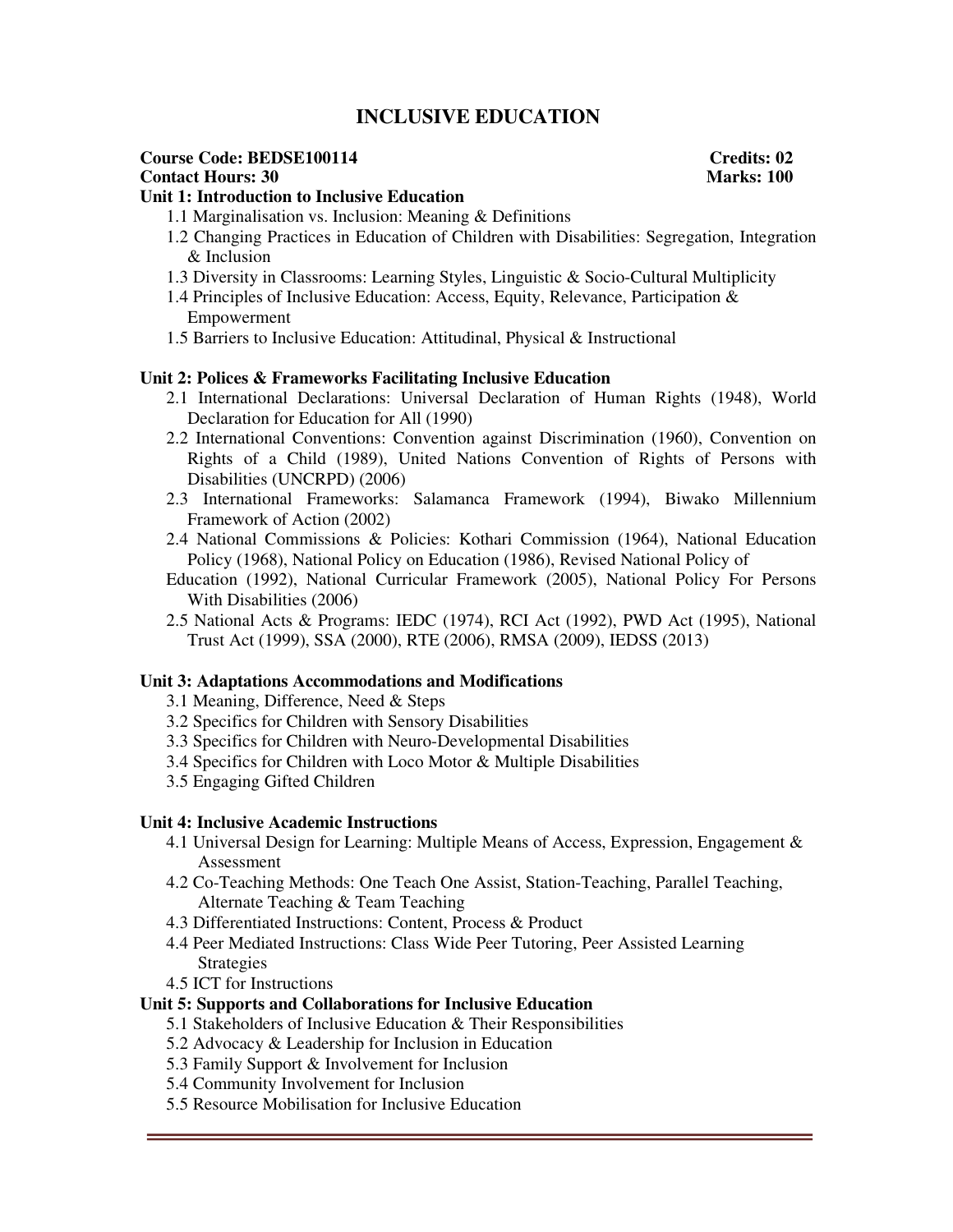# INCLUSIVE EDUCATION

**Course Code: BEDSE100114** **Credits: 02**
**Contact Hours: 30** **Marks: 100**

**Unit 1: Introduction to Inclusive Education**

- 1.1 Marginalisation vs. Inclusion: Meaning & Definitions
- 1.2 Changing Practices in Education of Children with Disabilities: Segregation, Integration & Inclusion
- 1.3 Diversity in Classrooms: Learning Styles, Linguistic & Socio-Cultural Multiplicity
- 1.4 Principles of Inclusive Education: Access, Equity, Relevance, Participation & Empowerment
- 1.5 Barriers to Inclusive Education: Attitudinal, Physical & Instructional

**Unit 2: Polices & Frameworks Facilitating Inclusive Education**

- 2.1 International Declarations: Universal Declaration of Human Rights (1948), World Declaration for Education for All (1990)
- 2.2 International Conventions: Convention against Discrimination (1960), Convention on Rights of a Child (1989), United Nations Convention of Rights of Persons with Disabilities (UNCRPD) (2006)
- 2.3 International Frameworks: Salamanca Framework (1994), Biwako Millennium Framework of Action (2002)
- 2.4 National Commissions & Policies: Kothari Commission (1964), National Education Policy (1968), National Policy on Education (1986), Revised National Policy of Education (1992), National Curricular Framework (2005), National Policy For Persons With Disabilities (2006)
- 2.5 National Acts & Programs: IEDC (1974), RCI Act (1992), PWD Act (1995), National Trust Act (1999), SSA (2000), RTE (2006), RMSA (2009), IEDSS (2013)

**Unit 3: Adaptations Accommodations and Modifications**

- 3.1 Meaning, Difference, Need & Steps
- 3.2 Specifics for Children with Sensory Disabilities
- 3.3 Specifics for Children with Neuro-Developmental Disabilities
- 3.4 Specifics for Children with Loco Motor & Multiple Disabilities
- 3.5 Engaging Gifted Children

**Unit 4: Inclusive Academic Instructions**

- 4.1 Universal Design for Learning: Multiple Means of Access, Expression, Engagement & Assessment
- 4.2 Co-Teaching Methods: One Teach One Assist, Station-Teaching, Parallel Teaching, Alternate Teaching & Team Teaching
- 4.3 Differentiated Instructions: Content, Process & Product
- 4.4 Peer Mediated Instructions: Class Wide Peer Tutoring, Peer Assisted Learning Strategies
- 4.5 ICT for Instructions

**Unit 5: Supports and Collaborations for Inclusive Education**

- 5.1 Stakeholders of Inclusive Education & Their Responsibilities
- 5.2 Advocacy & Leadership for Inclusion in Education
- 5.3 Family Support & Involvement for Inclusion
- 5.4 Community Involvement for Inclusion
- 5.5 Resource Mobilisation for Inclusive Education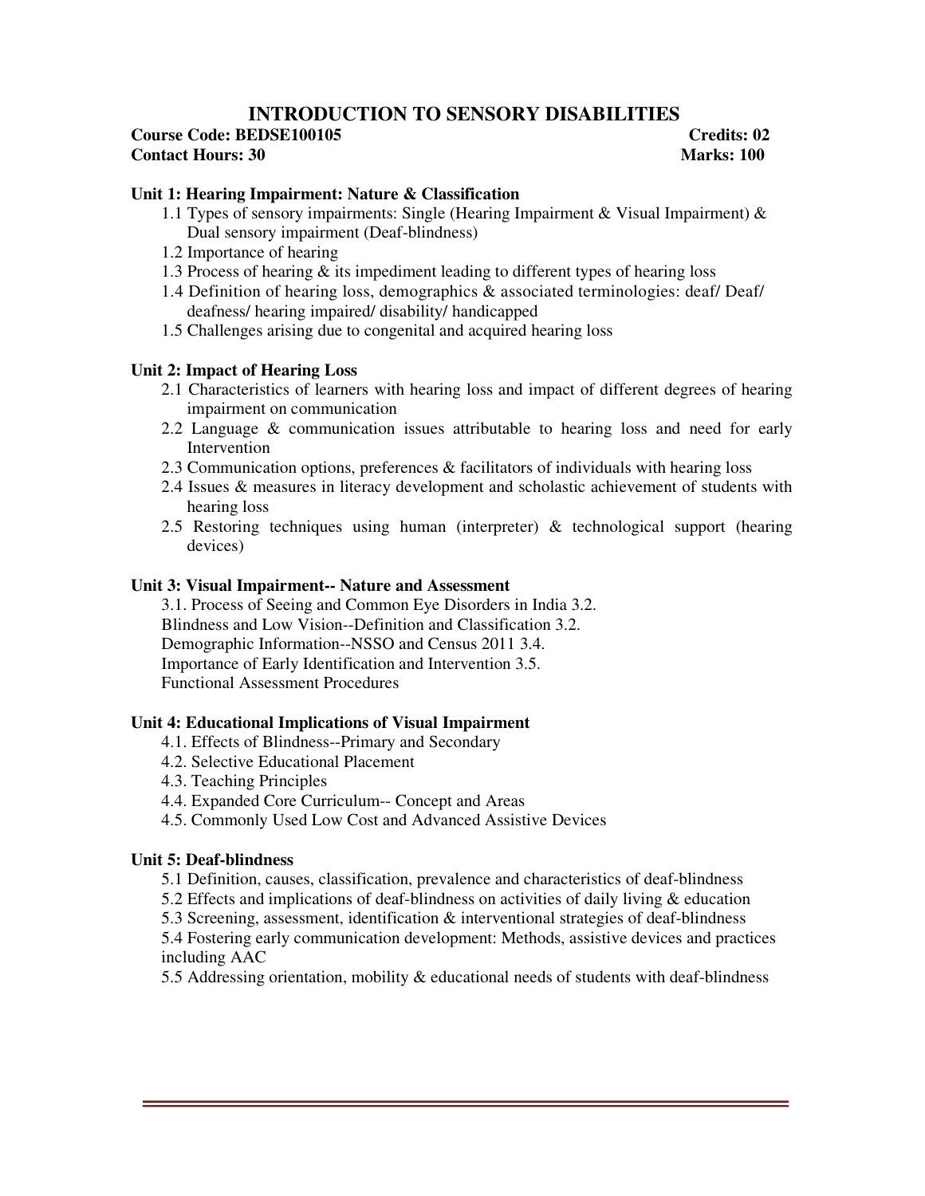# INTRODUCTION TO SENSORY DISABILITIES

**Course Code: BEDSE100105** **Credits: 02**
**Contact Hours: 30** **Marks: 100**

**Unit 1: Hearing Impairment: Nature & Classification**

1.1 Types of sensory impairments: Single (Hearing Impairment & Visual Impairment) & Dual sensory impairment (Deaf-blindness)
1.2 Importance of hearing
1.3 Process of hearing & its impediment leading to different types of hearing loss
1.4 Definition of hearing loss, demographics & associated terminologies: deaf/ Deaf/ deafness/ hearing impaired/ disability/ handicapped
1.5 Challenges arising due to congenital and acquired hearing loss

**Unit 2: Impact of Hearing Loss**

2.1 Characteristics of learners with hearing loss and impact of different degrees of hearing impairment on communication
2.2 Language & communication issues attributable to hearing loss and need for early Intervention
2.3 Communication options, preferences & facilitators of individuals with hearing loss
2.4 Issues & measures in literacy development and scholastic achievement of students with hearing loss
2.5 Restoring techniques using human (interpreter) & technological support (hearing devices)

**Unit 3: Visual Impairment-- Nature and Assessment**

3.1. Process of Seeing and Common Eye Disorders in India 3.2.
Blindness and Low Vision--Definition and Classification 3.2.
Demographic Information--NSSO and Census 2011 3.4.
Importance of Early Identification and Intervention 3.5.
Functional Assessment Procedures

**Unit 4: Educational Implications of Visual Impairment**

4.1. Effects of Blindness--Primary and Secondary
4.2. Selective Educational Placement
4.3. Teaching Principles
4.4. Expanded Core Curriculum-- Concept and Areas
4.5. Commonly Used Low Cost and Advanced Assistive Devices

**Unit 5: Deaf-blindness**

5.1 Definition, causes, classification, prevalence and characteristics of deaf-blindness
5.2 Effects and implications of deaf-blindness on activities of daily living & education
5.3 Screening, assessment, identification & interventional strategies of deaf-blindness
5.4 Fostering early communication development: Methods, assistive devices and practices including AAC
5.5 Addressing orientation, mobility & educational needs of students with deaf-blindness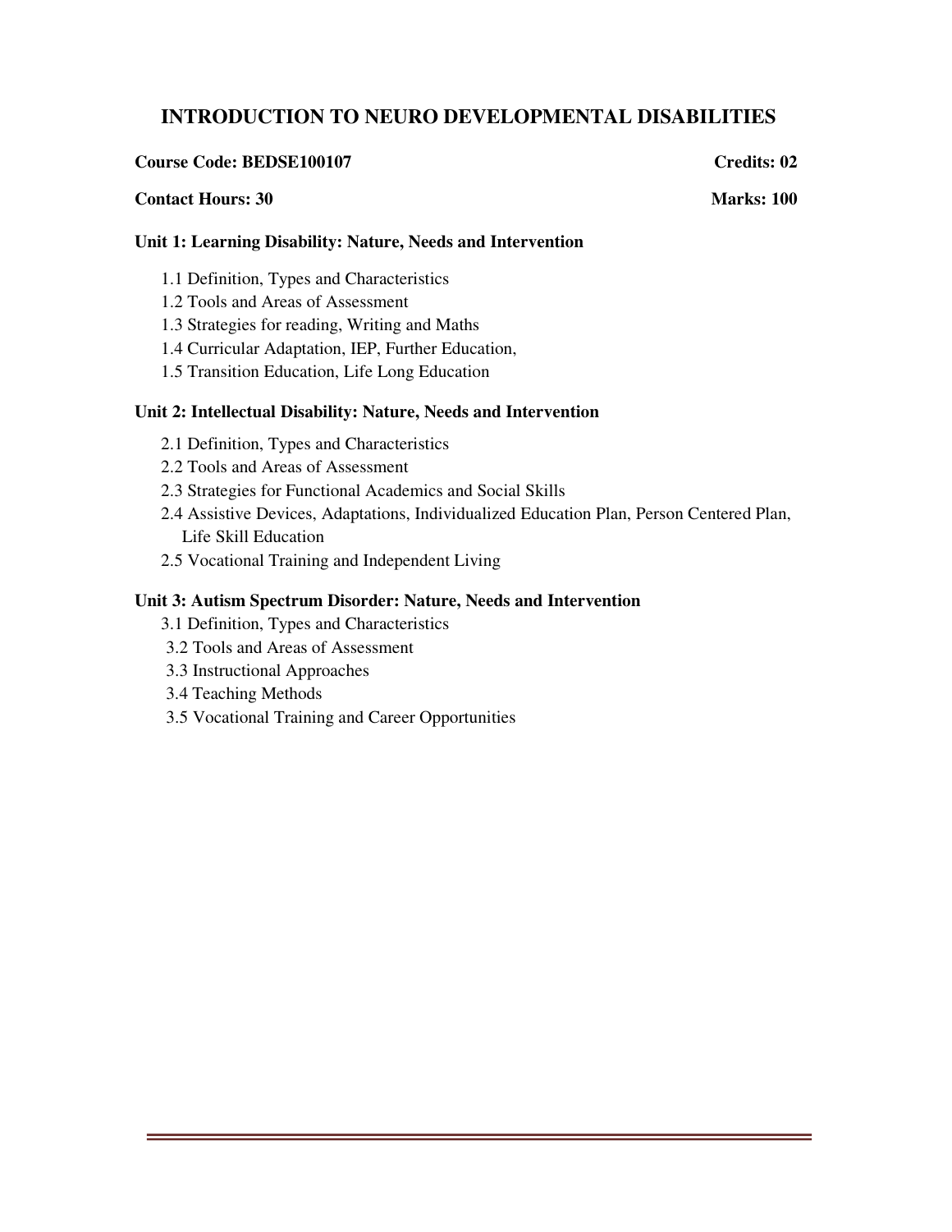# INTRODUCTION TO NEURO DEVELOPMENTAL DISABILITIES

**Course Code: BEDSE100107** **Credits: 02**

**Contact Hours: 30** **Marks: 100**

**Unit 1: Learning Disability: Nature, Needs and Intervention**

1.1 Definition, Types and Characteristics
1.2 Tools and Areas of Assessment
1.3 Strategies for reading, Writing and Maths
1.4 Curricular Adaptation, IEP, Further Education,
1.5 Transition Education, Life Long Education

**Unit 2: Intellectual Disability: Nature, Needs and Intervention**

2.1 Definition, Types and Characteristics
2.2 Tools and Areas of Assessment
2.3 Strategies for Functional Academics and Social Skills
2.4 Assistive Devices, Adaptations, Individualized Education Plan, Person Centered Plan, Life Skill Education
2.5 Vocational Training and Independent Living

**Unit 3: Autism Spectrum Disorder: Nature, Needs and Intervention**

3.1 Definition, Types and Characteristics
3.2 Tools and Areas of Assessment
3.3 Instructional Approaches
3.4 Teaching Methods
3.5 Vocational Training and Career Opportunities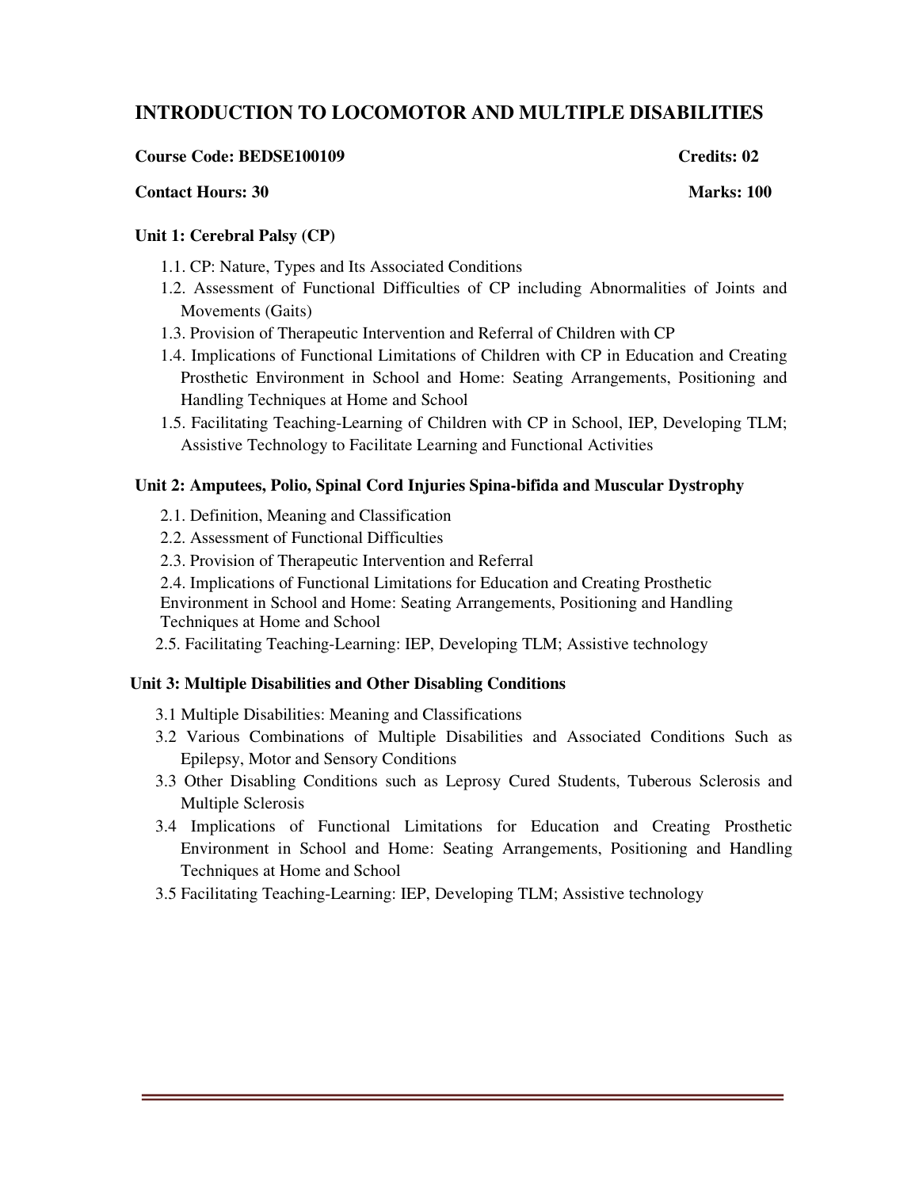# INTRODUCTION TO LOCOMOTOR AND MULTIPLE DISABILITIES

**Course Code: BEDSE100109** **Credits: 02**

**Contact Hours: 30** **Marks: 100**

### Unit 1: Cerebral Palsy (CP)

1.1. CP: Nature, Types and Its Associated Conditions
1.2. Assessment of Functional Difficulties of CP including Abnormalities of Joints and Movements (Gaits)
1.3. Provision of Therapeutic Intervention and Referral of Children with CP
1.4. Implications of Functional Limitations of Children with CP in Education and Creating Prosthetic Environment in School and Home: Seating Arrangements, Positioning and Handling Techniques at Home and School
1.5. Facilitating Teaching-Learning of Children with CP in School, IEP, Developing TLM; Assistive Technology to Facilitate Learning and Functional Activities

### Unit 2: Amputees, Polio, Spinal Cord Injuries Spina-bifida and Muscular Dystrophy

2.1. Definition, Meaning and Classification
2.2. Assessment of Functional Difficulties
2.3. Provision of Therapeutic Intervention and Referral
2.4. Implications of Functional Limitations for Education and Creating Prosthetic Environment in School and Home: Seating Arrangements, Positioning and Handling Techniques at Home and School
2.5. Facilitating Teaching-Learning: IEP, Developing TLM; Assistive technology

### Unit 3: Multiple Disabilities and Other Disabling Conditions

3.1 Multiple Disabilities: Meaning and Classifications
3.2 Various Combinations of Multiple Disabilities and Associated Conditions Such as Epilepsy, Motor and Sensory Conditions
3.3 Other Disabling Conditions such as Leprosy Cured Students, Tuberous Sclerosis and Multiple Sclerosis
3.4 Implications of Functional Limitations for Education and Creating Prosthetic Environment in School and Home: Seating Arrangements, Positioning and Handling Techniques at Home and School
3.5 Facilitating Teaching-Learning: IEP, Developing TLM; Assistive technology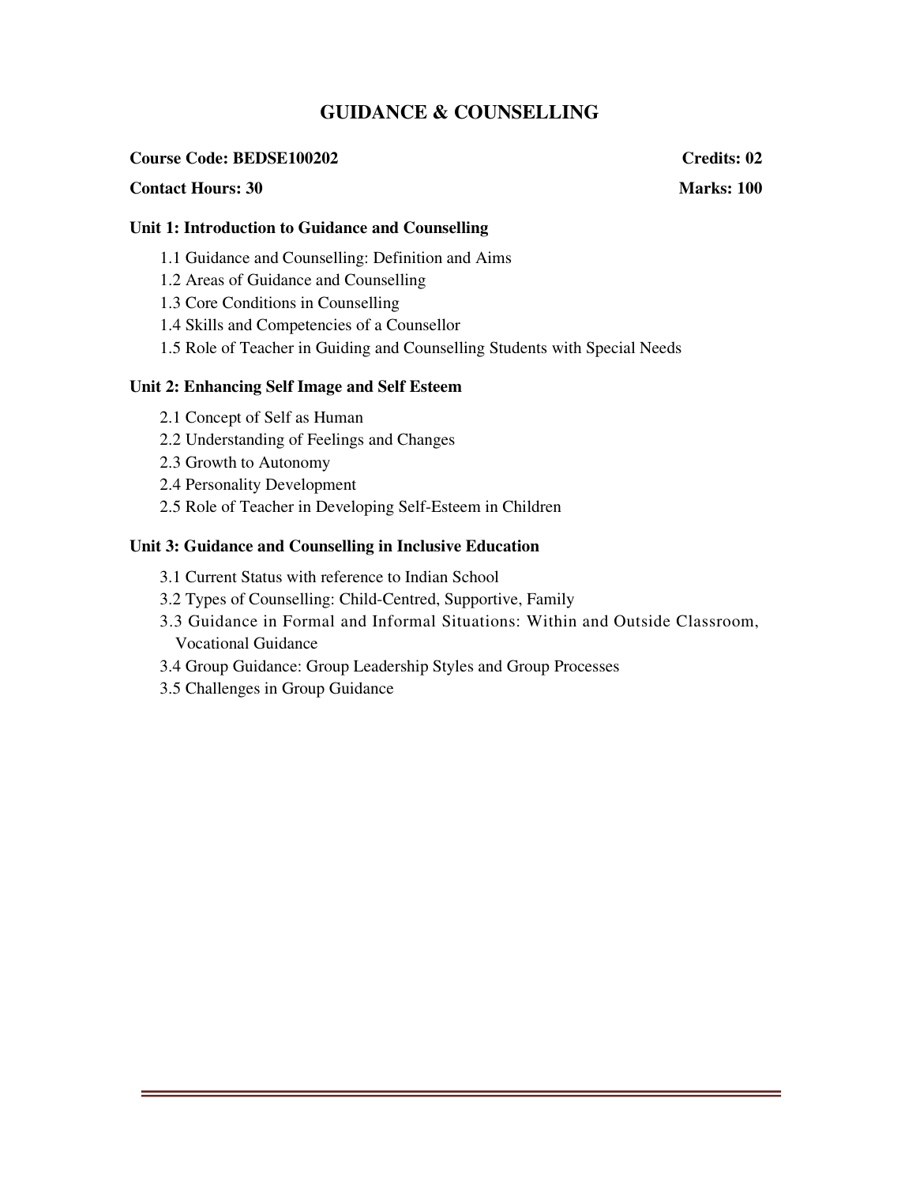# GUIDANCE & COUNSELLING

**Course Code: BEDSE100202** **Credits: 02**

**Contact Hours: 30** **Marks: 100**

## Unit 1: Introduction to Guidance and Counselling

1.1 Guidance and Counselling: Definition and Aims
1.2 Areas of Guidance and Counselling
1.3 Core Conditions in Counselling
1.4 Skills and Competencies of a Counsellor
1.5 Role of Teacher in Guiding and Counselling Students with Special Needs

## Unit 2: Enhancing Self Image and Self Esteem

2.1 Concept of Self as Human
2.2 Understanding of Feelings and Changes
2.3 Growth to Autonomy
2.4 Personality Development
2.5 Role of Teacher in Developing Self-Esteem in Children

## Unit 3: Guidance and Counselling in Inclusive Education

3.1 Current Status with reference to Indian School
3.2 Types of Counselling: Child-Centred, Supportive, Family
3.3 Guidance in Formal and Informal Situations: Within and Outside Classroom, Vocational Guidance
3.4 Group Guidance: Group Leadership Styles and Group Processes
3.5 Challenges in Group Guidance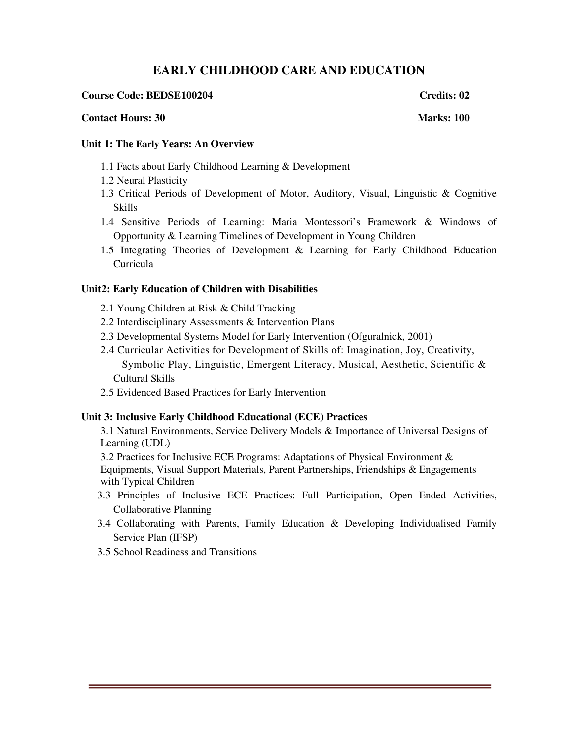# EARLY CHILDHOOD CARE AND EDUCATION

**Course Code: BEDSE100204** **Credits: 02**

**Contact Hours: 30** **Marks: 100**

### Unit 1: The Early Years: An Overview

1.1 Facts about Early Childhood Learning & Development

1.2 Neural Plasticity

1.3 Critical Periods of Development of Motor, Auditory, Visual, Linguistic & Cognitive Skills

1.4 Sensitive Periods of Learning: Maria Montessori's Framework & Windows of Opportunity & Learning Timelines of Development in Young Children

1.5 Integrating Theories of Development & Learning for Early Childhood Education Curricula

### Unit2: Early Education of Children with Disabilities

2.1 Young Children at Risk & Child Tracking

2.2 Interdisciplinary Assessments & Intervention Plans

2.3 Developmental Systems Model for Early Intervention (Ofguralnick, 2001)

2.4 Curricular Activities for Development of Skills of: Imagination, Joy, Creativity, Symbolic Play, Linguistic, Emergent Literacy, Musical, Aesthetic, Scientific & Cultural Skills

2.5 Evidenced Based Practices for Early Intervention

### Unit 3: Inclusive Early Childhood Educational (ECE) Practices

3.1 Natural Environments, Service Delivery Models & Importance of Universal Designs of Learning (UDL)

3.2 Practices for Inclusive ECE Programs: Adaptations of Physical Environment & Equipments, Visual Support Materials, Parent Partnerships, Friendships & Engagements with Typical Children

3.3 Principles of Inclusive ECE Practices: Full Participation, Open Ended Activities, Collaborative Planning

3.4 Collaborating with Parents, Family Education & Developing Individualised Family Service Plan (IFSP)

3.5 School Readiness and Transitions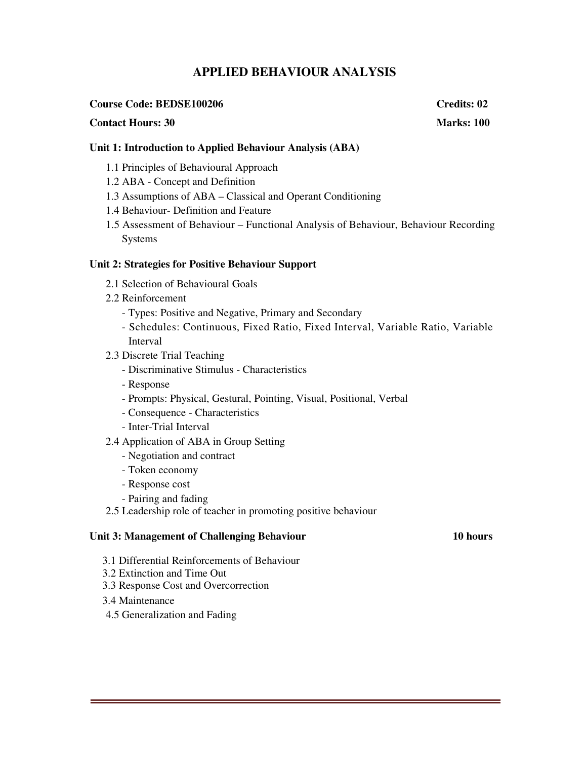# APPLIED BEHAVIOUR ANALYSIS

**Course Code: BEDSE100206** **Credits: 02**

**Contact Hours: 30** **Marks: 100**

### Unit 1: Introduction to Applied Behaviour Analysis (ABA)

1.1 Principles of Behavioural Approach
1.2 ABA - Concept and Definition
1.3 Assumptions of ABA – Classical and Operant Conditioning
1.4 Behaviour- Definition and Feature
1.5 Assessment of Behaviour – Functional Analysis of Behaviour, Behaviour Recording Systems

### Unit 2: Strategies for Positive Behaviour Support

2.1 Selection of Behavioural Goals
2.2 Reinforcement
- Types: Positive and Negative, Primary and Secondary
- Schedules: Continuous, Fixed Ratio, Fixed Interval, Variable Ratio, Variable Interval

2.3 Discrete Trial Teaching
- Discriminative Stimulus - Characteristics
- Response
- Prompts: Physical, Gestural, Pointing, Visual, Positional, Verbal
- Consequence - Characteristics
- Inter-Trial Interval

2.4 Application of ABA in Group Setting
- Negotiation and contract
- Token economy
- Response cost
- Pairing and fading

2.5 Leadership role of teacher in promoting positive behaviour

### Unit 3: Management of Challenging Behaviour **10 hours**

3.1 Differential Reinforcements of Behaviour
3.2 Extinction and Time Out
3.3 Response Cost and Overcorrection
3.4 Maintenance
4.5 Generalization and Fading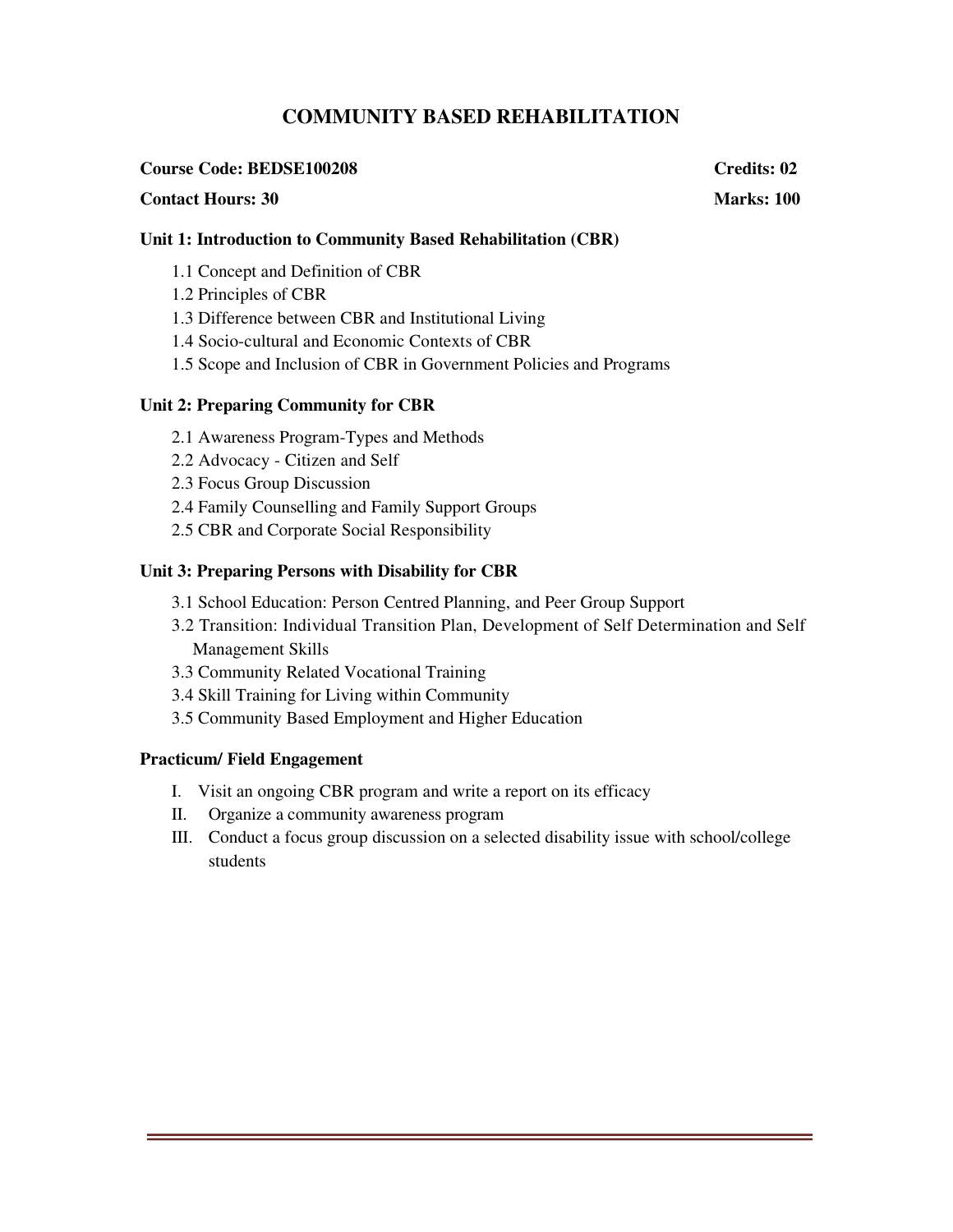# COMMUNITY BASED REHABILITATION

**Course Code: BEDSE100208** **Credits: 02**

**Contact Hours: 30** **Marks: 100**

### Unit 1: Introduction to Community Based Rehabilitation (CBR)

1.1 Concept and Definition of CBR
1.2 Principles of CBR
1.3 Difference between CBR and Institutional Living
1.4 Socio-cultural and Economic Contexts of CBR
1.5 Scope and Inclusion of CBR in Government Policies and Programs

### Unit 2: Preparing Community for CBR

2.1 Awareness Program-Types and Methods
2.2 Advocacy - Citizen and Self
2.3 Focus Group Discussion
2.4 Family Counselling and Family Support Groups
2.5 CBR and Corporate Social Responsibility

### Unit 3: Preparing Persons with Disability for CBR

3.1 School Education: Person Centred Planning, and Peer Group Support
3.2 Transition: Individual Transition Plan, Development of Self Determination and Self Management Skills
3.3 Community Related Vocational Training
3.4 Skill Training for Living within Community
3.5 Community Based Employment and Higher Education

### Practicum/ Field Engagement

I. Visit an ongoing CBR program and write a report on its efficacy
II. Organize a community awareness program
III. Conduct a focus group discussion on a selected disability issue with school/college students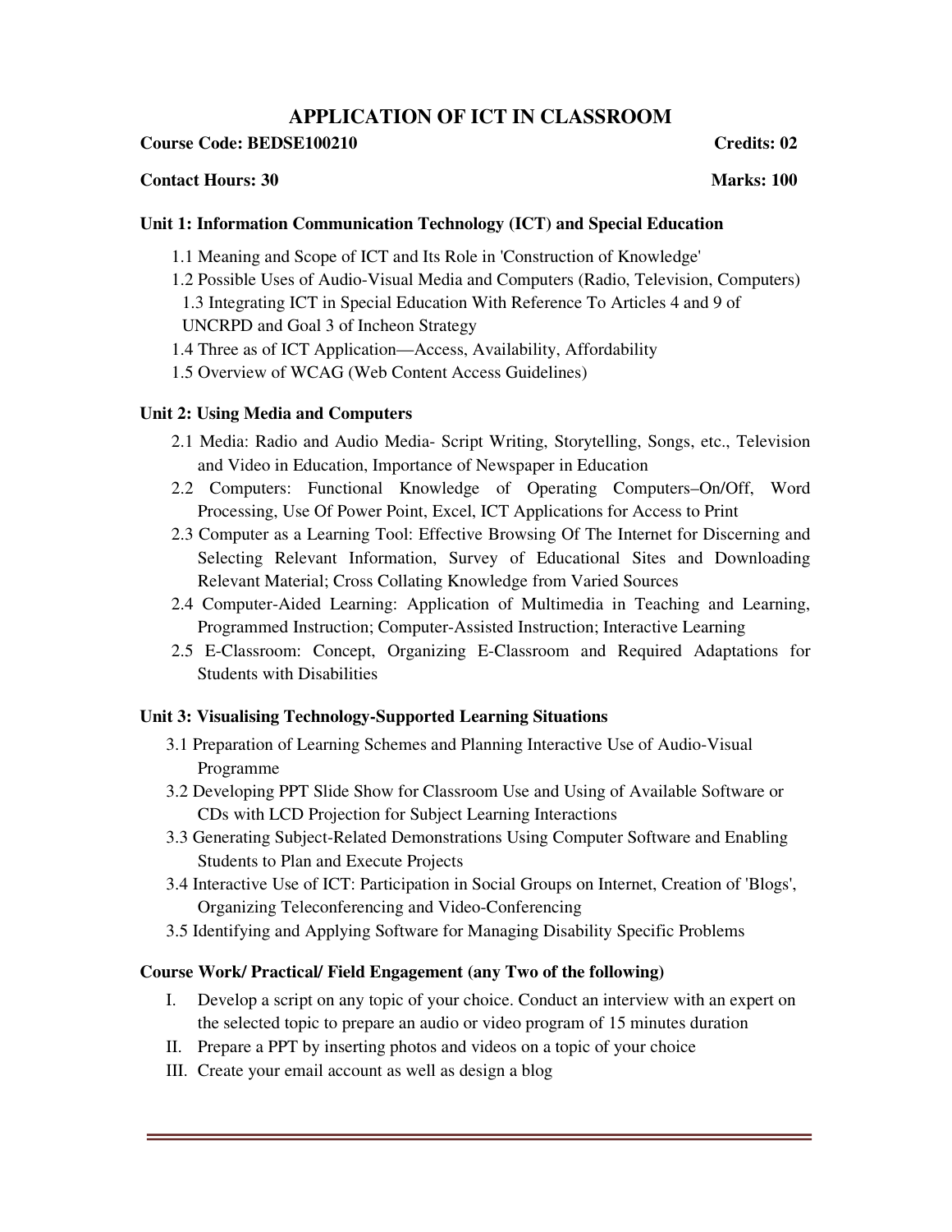# APPLICATION OF ICT IN CLASSROOM

**Course Code: BEDSE100210** **Credits: 02**

**Contact Hours: 30** **Marks: 100**

### Unit 1: Information Communication Technology (ICT) and Special Education

1.1 Meaning and Scope of ICT and Its Role in 'Construction of Knowledge'
1.2 Possible Uses of Audio-Visual Media and Computers (Radio, Television, Computers)
1.3 Integrating ICT in Special Education With Reference To Articles 4 and 9 of UNCRPD and Goal 3 of Incheon Strategy
1.4 Three as of ICT Application—Access, Availability, Affordability
1.5 Overview of WCAG (Web Content Access Guidelines)

### Unit 2: Using Media and Computers

2.1 Media: Radio and Audio Media- Script Writing, Storytelling, Songs, etc., Television and Video in Education, Importance of Newspaper in Education
2.2 Computers: Functional Knowledge of Operating Computers–On/Off, Word Processing, Use Of Power Point, Excel, ICT Applications for Access to Print
2.3 Computer as a Learning Tool: Effective Browsing Of The Internet for Discerning and Selecting Relevant Information, Survey of Educational Sites and Downloading Relevant Material; Cross Collating Knowledge from Varied Sources
2.4 Computer-Aided Learning: Application of Multimedia in Teaching and Learning, Programmed Instruction; Computer-Assisted Instruction; Interactive Learning
2.5 E-Classroom: Concept, Organizing E-Classroom and Required Adaptations for Students with Disabilities

### Unit 3: Visualising Technology-Supported Learning Situations

3.1 Preparation of Learning Schemes and Planning Interactive Use of Audio-Visual Programme
3.2 Developing PPT Slide Show for Classroom Use and Using of Available Software or CDs with LCD Projection for Subject Learning Interactions
3.3 Generating Subject-Related Demonstrations Using Computer Software and Enabling Students to Plan and Execute Projects
3.4 Interactive Use of ICT: Participation in Social Groups on Internet, Creation of 'Blogs', Organizing Teleconferencing and Video-Conferencing
3.5 Identifying and Applying Software for Managing Disability Specific Problems

### Course Work/ Practical/ Field Engagement (any Two of the following)

I. Develop a script on any topic of your choice. Conduct an interview with an expert on the selected topic to prepare an audio or video program of 15 minutes duration
II. Prepare a PPT by inserting photos and videos on a topic of your choice
III. Create your email account as well as design a blog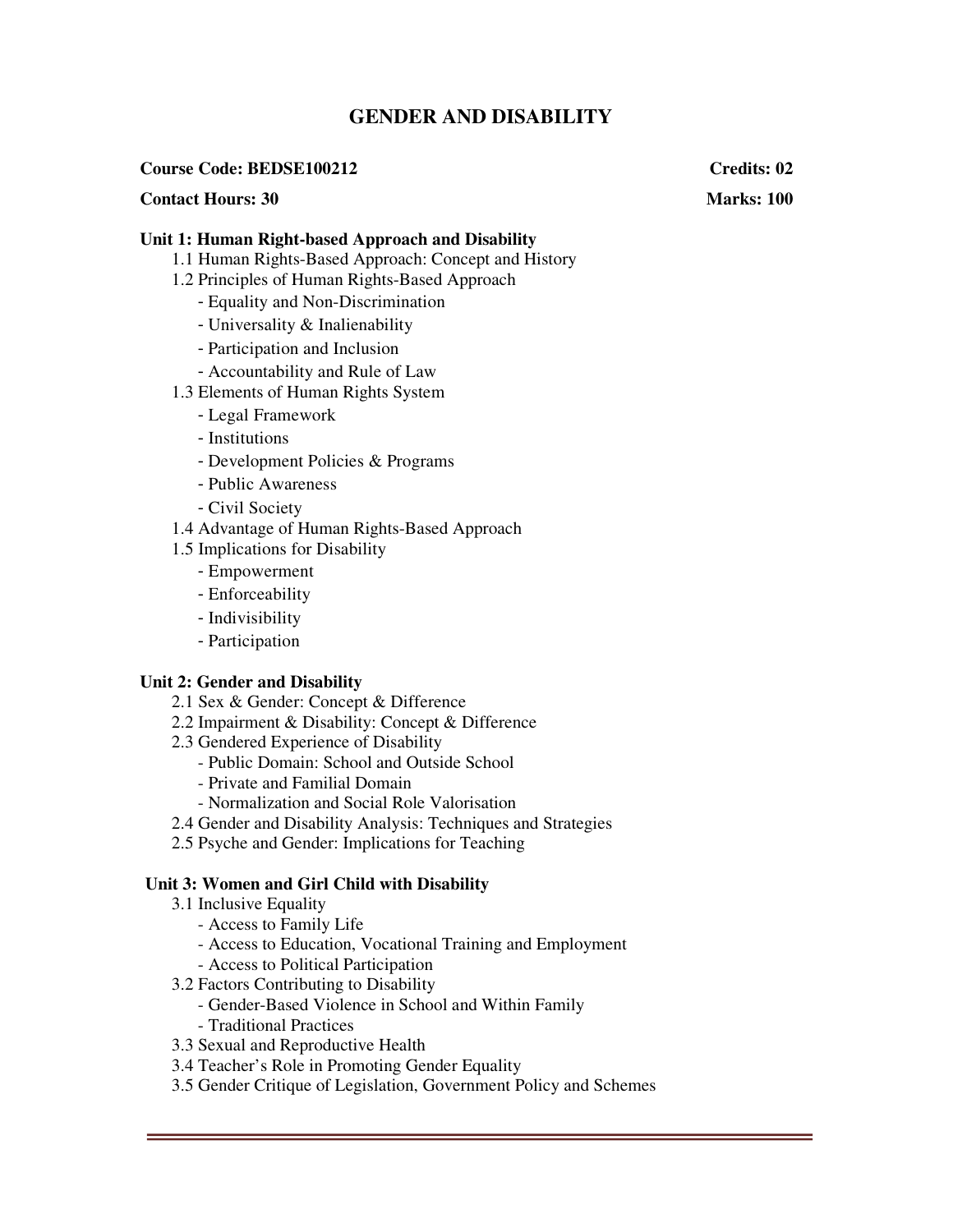# GENDER AND DISABILITY

**Course Code: BEDSE100212** **Credits: 02**

**Contact Hours: 30** **Marks: 100**

**Unit 1: Human Right-based Approach and Disability**

1.1 Human Rights-Based Approach: Concept and History

1.2 Principles of Human Rights-Based Approach
- Equality and Non-Discrimination
- Universality & Inalienability
- Participation and Inclusion
- Accountability and Rule of Law

1.3 Elements of Human Rights System
- Legal Framework
- Institutions
- Development Policies & Programs
- Public Awareness
- Civil Society

1.4 Advantage of Human Rights-Based Approach

1.5 Implications for Disability
- Empowerment
- Enforceability
- Indivisibility
- Participation

**Unit 2: Gender and Disability**

2.1 Sex & Gender: Concept & Difference

2.2 Impairment & Disability: Concept & Difference

2.3 Gendered Experience of Disability
- Public Domain: School and Outside School
- Private and Familial Domain
- Normalization and Social Role Valorisation

2.4 Gender and Disability Analysis: Techniques and Strategies

2.5 Psyche and Gender: Implications for Teaching

**Unit 3: Women and Girl Child with Disability**

3.1 Inclusive Equality
- Access to Family Life
- Access to Education, Vocational Training and Employment
- Access to Political Participation

3.2 Factors Contributing to Disability
- Gender-Based Violence in School and Within Family
- Traditional Practices

3.3 Sexual and Reproductive Health

3.4 Teacher's Role in Promoting Gender Equality

3.5 Gender Critique of Legislation, Government Policy and Schemes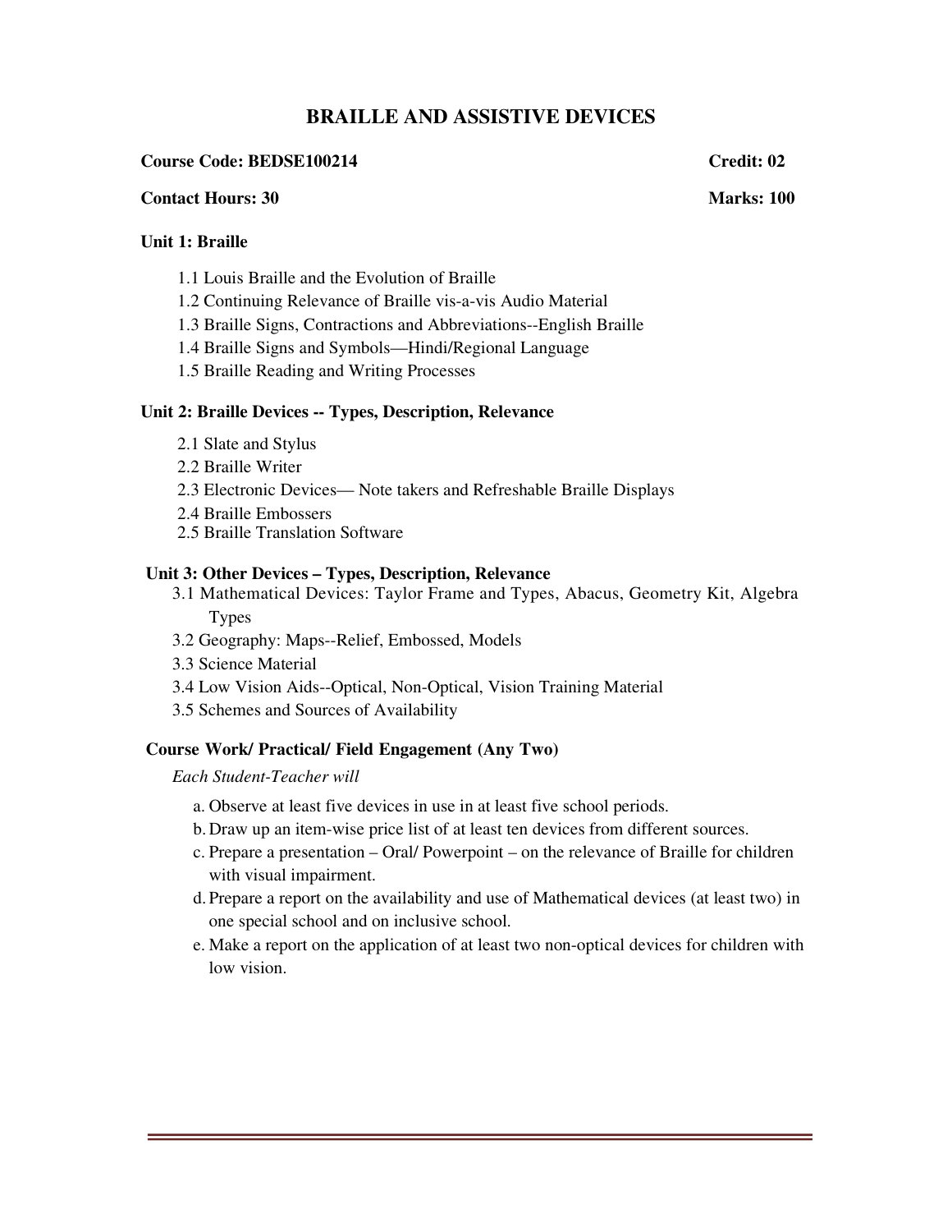# BRAILLE AND ASSISTIVE DEVICES

**Course Code: BEDSE100214** **Credit: 02**

**Contact Hours: 30** **Marks: 100**

### Unit 1: Braille

1.1 Louis Braille and the Evolution of Braille
1.2 Continuing Relevance of Braille vis-a-vis Audio Material
1.3 Braille Signs, Contractions and Abbreviations--English Braille
1.4 Braille Signs and Symbols—Hindi/Regional Language
1.5 Braille Reading and Writing Processes

### Unit 2: Braille Devices -- Types, Description, Relevance

2.1 Slate and Stylus
2.2 Braille Writer
2.3 Electronic Devices— Note takers and Refreshable Braille Displays
2.4 Braille Embossers
2.5 Braille Translation Software

### Unit 3: Other Devices – Types, Description, Relevance

3.1 Mathematical Devices: Taylor Frame and Types, Abacus, Geometry Kit, Algebra Types
3.2 Geography: Maps--Relief, Embossed, Models
3.3 Science Material
3.4 Low Vision Aids--Optical, Non-Optical, Vision Training Material
3.5 Schemes and Sources of Availability

### Course Work/ Practical/ Field Engagement (Any Two)

*Each Student-Teacher will*

a. Observe at least five devices in use in at least five school periods.
b. Draw up an item-wise price list of at least ten devices from different sources.
c. Prepare a presentation – Oral/ Powerpoint – on the relevance of Braille for children with visual impairment.
d. Prepare a report on the availability and use of Mathematical devices (at least two) in one special school and on inclusive school.
e. Make a report on the application of at least two non-optical devices for children with low vision.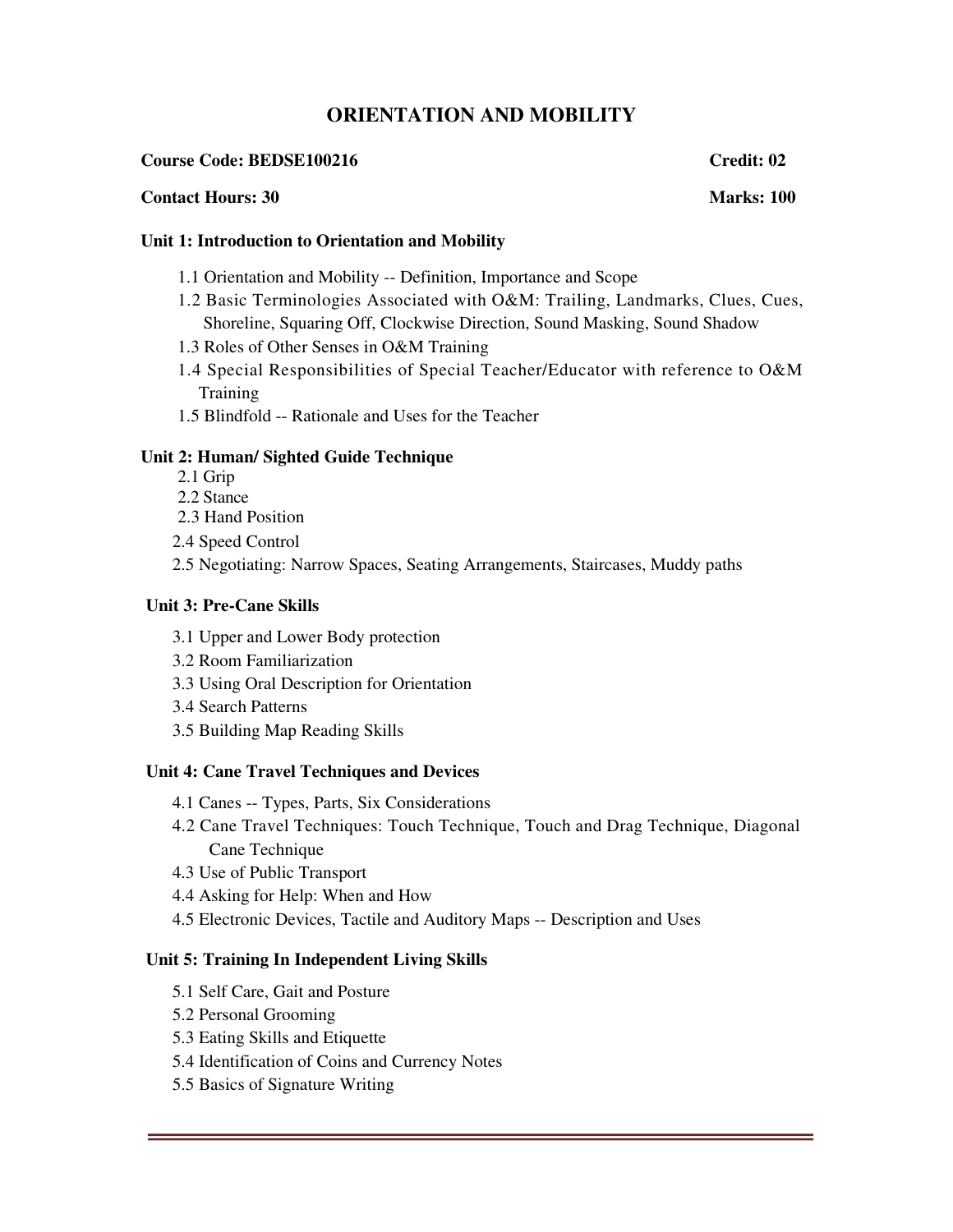# ORIENTATION AND MOBILITY

**Course Code: BEDSE100216** **Credit: 02**

**Contact Hours: 30** **Marks: 100**

### Unit 1: Introduction to Orientation and Mobility

1.1 Orientation and Mobility -- Definition, Importance and Scope

1.2 Basic Terminologies Associated with O&M: Trailing, Landmarks, Clues, Cues, Shoreline, Squaring Off, Clockwise Direction, Sound Masking, Sound Shadow

1.3 Roles of Other Senses in O&M Training

1.4 Special Responsibilities of Special Teacher/Educator with reference to O&M Training

1.5 Blindfold -- Rationale and Uses for the Teacher

### Unit 2: Human/ Sighted Guide Technique

2.1 Grip

2.2 Stance

2.3 Hand Position

2.4 Speed Control

2.5 Negotiating: Narrow Spaces, Seating Arrangements, Staircases, Muddy paths

### Unit 3: Pre-Cane Skills

3.1 Upper and Lower Body protection

3.2 Room Familiarization

3.3 Using Oral Description for Orientation

3.4 Search Patterns

3.5 Building Map Reading Skills

### Unit 4: Cane Travel Techniques and Devices

4.1 Canes -- Types, Parts, Six Considerations

4.2 Cane Travel Techniques: Touch Technique, Touch and Drag Technique, Diagonal Cane Technique

4.3 Use of Public Transport

4.4 Asking for Help: When and How

4.5 Electronic Devices, Tactile and Auditory Maps -- Description and Uses

### Unit 5: Training In Independent Living Skills

5.1 Self Care, Gait and Posture

5.2 Personal Grooming

5.3 Eating Skills and Etiquette

5.4 Identification of Coins and Currency Notes

5.5 Basics of Signature Writing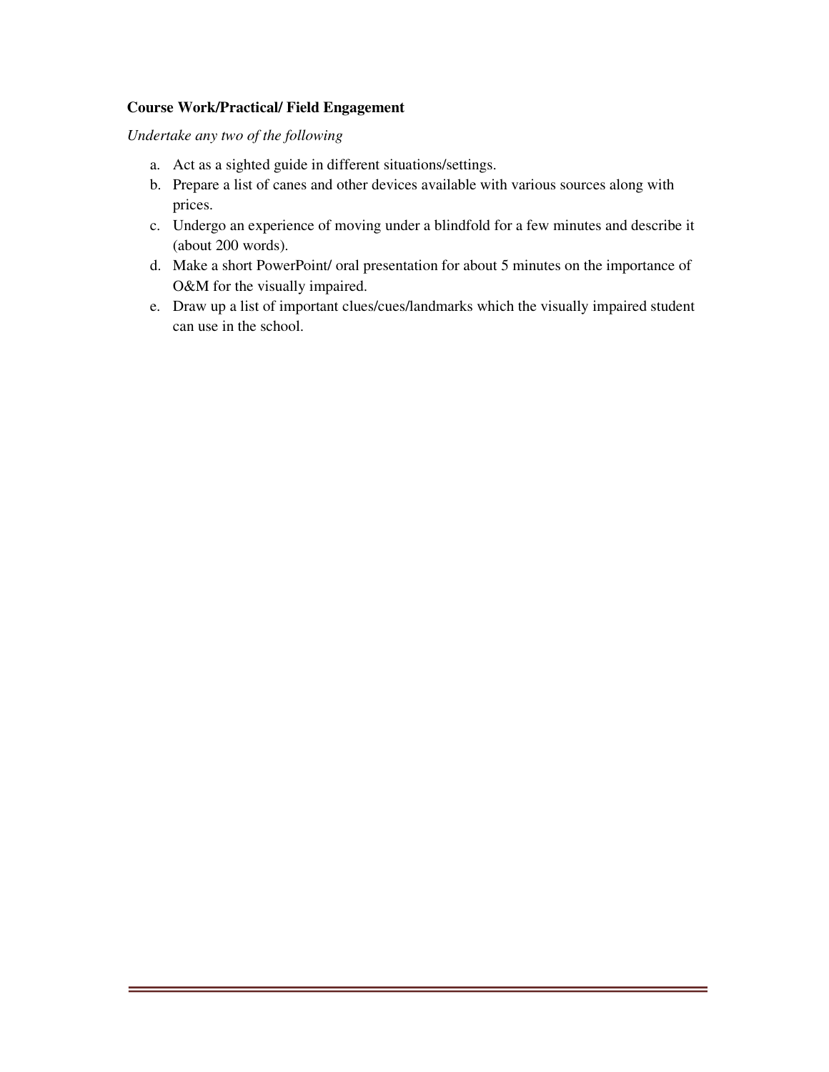**Course Work/Practical/ Field Engagement**

*Undertake any two of the following*

a. Act as a sighted guide in different situations/settings.
b. Prepare a list of canes and other devices available with various sources along with prices.
c. Undergo an experience of moving under a blindfold for a few minutes and describe it (about 200 words).
d. Make a short PowerPoint/ oral presentation for about 5 minutes on the importance of O&M for the visually impaired.
e. Draw up a list of important clues/cues/landmarks which the visually impaired student can use in the school.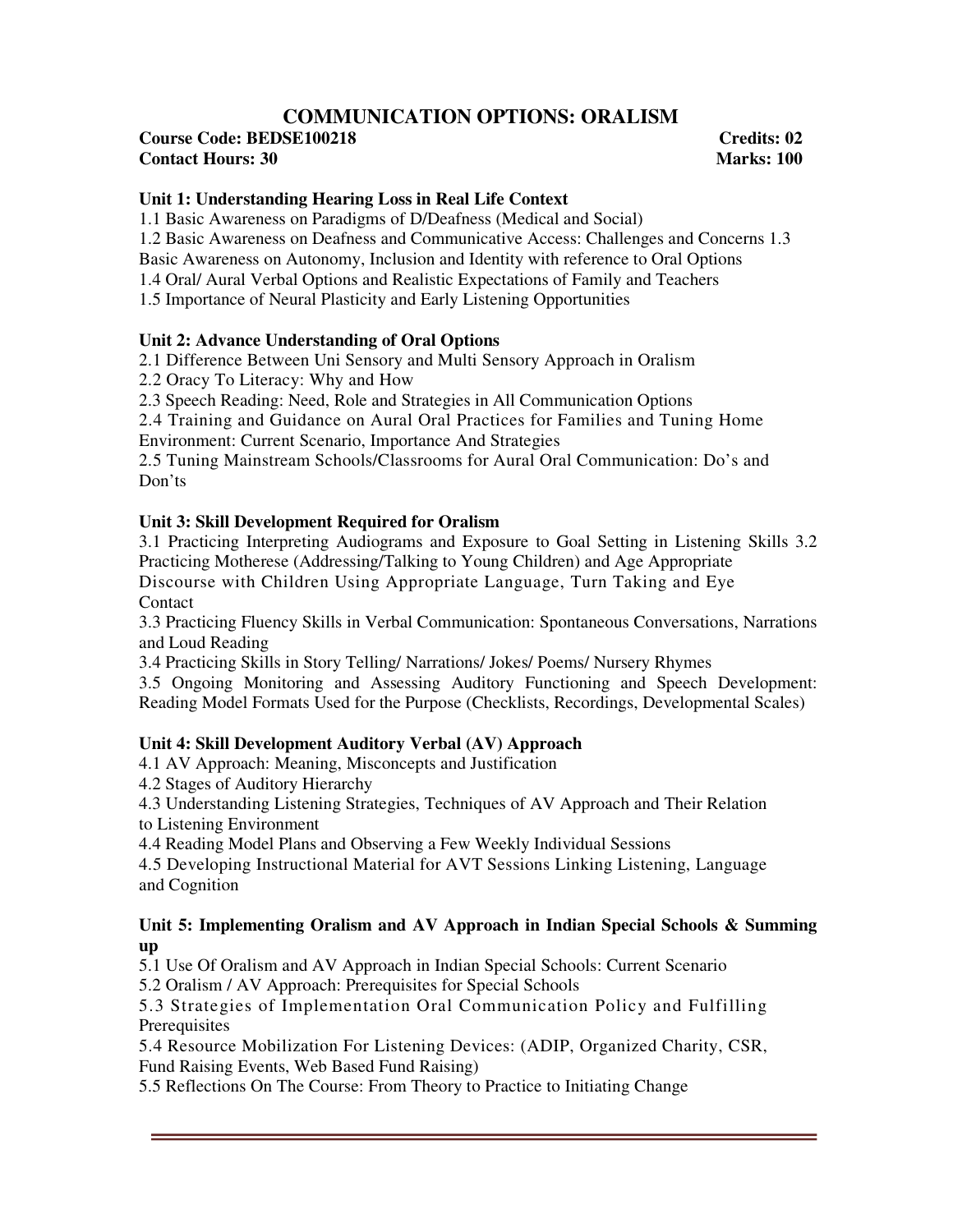# COMMUNICATION OPTIONS: ORALISM

**Course Code: BEDSE100218** **Credits: 02**

**Contact Hours: 30** **Marks: 100**

### Unit 1: Understanding Hearing Loss in Real Life Context

1.1 Basic Awareness on Paradigms of D/Deafness (Medical and Social)

1.2 Basic Awareness on Deafness and Communicative Access: Challenges and Concerns

1.3 Basic Awareness on Autonomy, Inclusion and Identity with reference to Oral Options

1.4 Oral/ Aural Verbal Options and Realistic Expectations of Family and Teachers

1.5 Importance of Neural Plasticity and Early Listening Opportunities

### Unit 2: Advance Understanding of Oral Options

2.1 Difference Between Uni Sensory and Multi Sensory Approach in Oralism

2.2 Oracy To Literacy: Why and How

2.3 Speech Reading: Need, Role and Strategies in All Communication Options

2.4 Training and Guidance on Aural Oral Practices for Families and Tuning Home Environment: Current Scenario, Importance And Strategies

2.5 Tuning Mainstream Schools/Classrooms for Aural Oral Communication: Do's and Don'ts

### Unit 3: Skill Development Required for Oralism

3.1 Practicing Interpreting Audiograms and Exposure to Goal Setting in Listening Skills

3.2 Practicing Motherese (Addressing/Talking to Young Children) and Age Appropriate Discourse with Children Using Appropriate Language, Turn Taking and Eye Contact

3.3 Practicing Fluency Skills in Verbal Communication: Spontaneous Conversations, Narrations and Loud Reading

3.4 Practicing Skills in Story Telling/ Narrations/ Jokes/ Poems/ Nursery Rhymes

3.5 Ongoing Monitoring and Assessing Auditory Functioning and Speech Development: Reading Model Formats Used for the Purpose (Checklists, Recordings, Developmental Scales)

### Unit 4: Skill Development Auditory Verbal (AV) Approach

4.1 AV Approach: Meaning, Misconcepts and Justification

4.2 Stages of Auditory Hierarchy

4.3 Understanding Listening Strategies, Techniques of AV Approach and Their Relation to Listening Environment

4.4 Reading Model Plans and Observing a Few Weekly Individual Sessions

4.5 Developing Instructional Material for AVT Sessions Linking Listening, Language and Cognition

### Unit 5: Implementing Oralism and AV Approach in Indian Special Schools & Summing up

5.1 Use Of Oralism and AV Approach in Indian Special Schools: Current Scenario

5.2 Oralism / AV Approach: Prerequisites for Special Schools

5.3 Strategies of Implementation Oral Communication Policy and Fulfilling Prerequisites

5.4 Resource Mobilization For Listening Devices: (ADIP, Organized Charity, CSR, Fund Raising Events, Web Based Fund Raising)

5.5 Reflections On The Course: From Theory to Practice to Initiating Change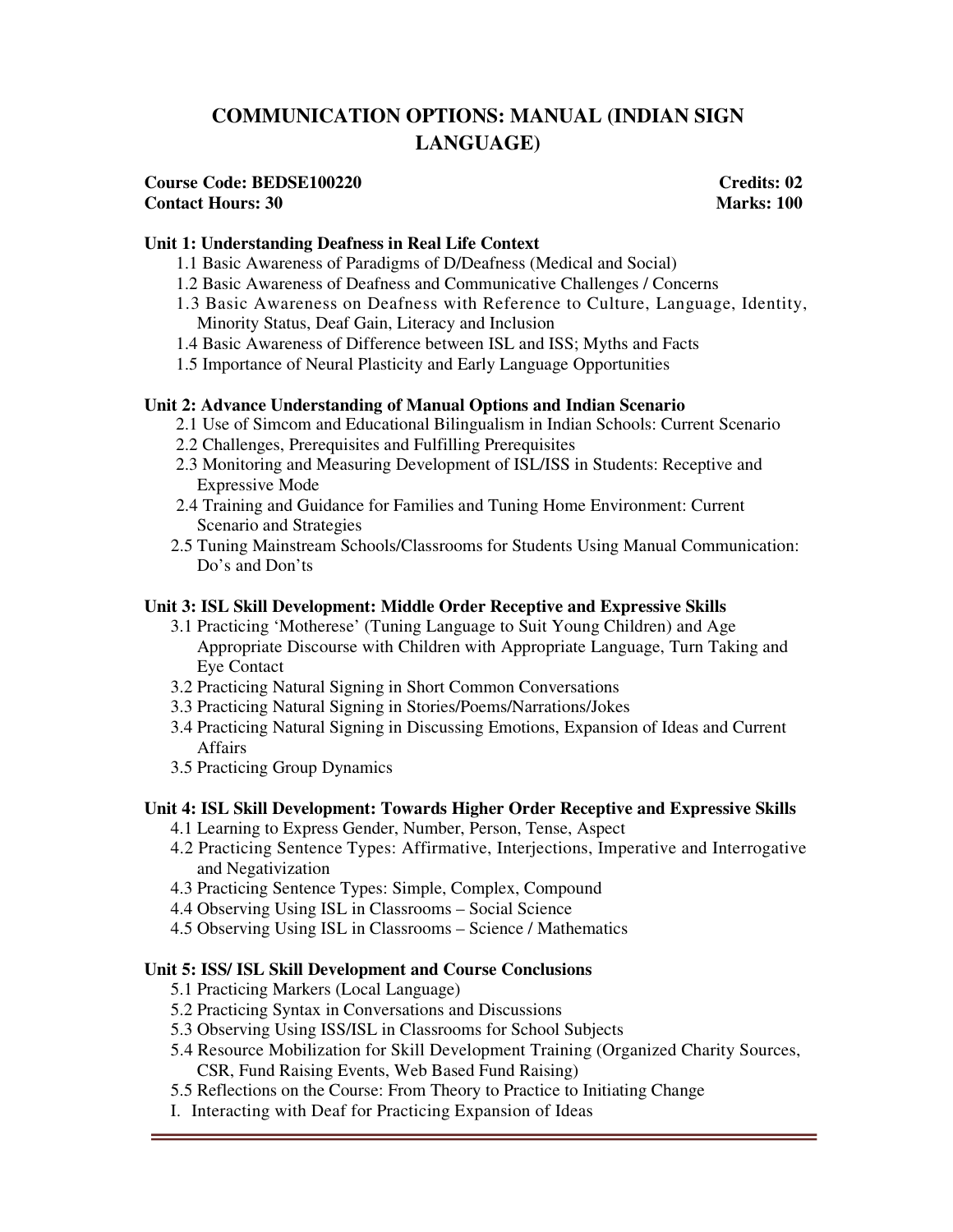# COMMUNICATION OPTIONS: MANUAL (INDIAN SIGN LANGUAGE)

**Course Code: BEDSE100220** **Credits: 02**
**Contact Hours: 30** **Marks: 100**

**Unit 1: Understanding Deafness in Real Life Context**

1.1 Basic Awareness of Paradigms of D/Deafness (Medical and Social)
1.2 Basic Awareness of Deafness and Communicative Challenges / Concerns
1.3 Basic Awareness on Deafness with Reference to Culture, Language, Identity, Minority Status, Deaf Gain, Literacy and Inclusion
1.4 Basic Awareness of Difference between ISL and ISS; Myths and Facts
1.5 Importance of Neural Plasticity and Early Language Opportunities

**Unit 2: Advance Understanding of Manual Options and Indian Scenario**

2.1 Use of Simcom and Educational Bilingualism in Indian Schools: Current Scenario
2.2 Challenges, Prerequisites and Fulfilling Prerequisites
2.3 Monitoring and Measuring Development of ISL/ISS in Students: Receptive and Expressive Mode
2.4 Training and Guidance for Families and Tuning Home Environment: Current Scenario and Strategies
2.5 Tuning Mainstream Schools/Classrooms for Students Using Manual Communication: Do's and Don'ts

**Unit 3: ISL Skill Development: Middle Order Receptive and Expressive Skills**

3.1 Practicing 'Motherese' (Tuning Language to Suit Young Children) and Age Appropriate Discourse with Children with Appropriate Language, Turn Taking and Eye Contact
3.2 Practicing Natural Signing in Short Common Conversations
3.3 Practicing Natural Signing in Stories/Poems/Narrations/Jokes
3.4 Practicing Natural Signing in Discussing Emotions, Expansion of Ideas and Current Affairs
3.5 Practicing Group Dynamics

**Unit 4: ISL Skill Development: Towards Higher Order Receptive and Expressive Skills**

4.1 Learning to Express Gender, Number, Person, Tense, Aspect
4.2 Practicing Sentence Types: Affirmative, Interjections, Imperative and Interrogative and Negativization
4.3 Practicing Sentence Types: Simple, Complex, Compound
4.4 Observing Using ISL in Classrooms – Social Science
4.5 Observing Using ISL in Classrooms – Science / Mathematics

**Unit 5: ISS/ ISL Skill Development and Course Conclusions**

5.1 Practicing Markers (Local Language)
5.2 Practicing Syntax in Conversations and Discussions
5.3 Observing Using ISS/ISL in Classrooms for School Subjects
5.4 Resource Mobilization for Skill Development Training (Organized Charity Sources, CSR, Fund Raising Events, Web Based Fund Raising)
5.5 Reflections on the Course: From Theory to Practice to Initiating Change

I. Interacting with Deaf for Practicing Expansion of Ideas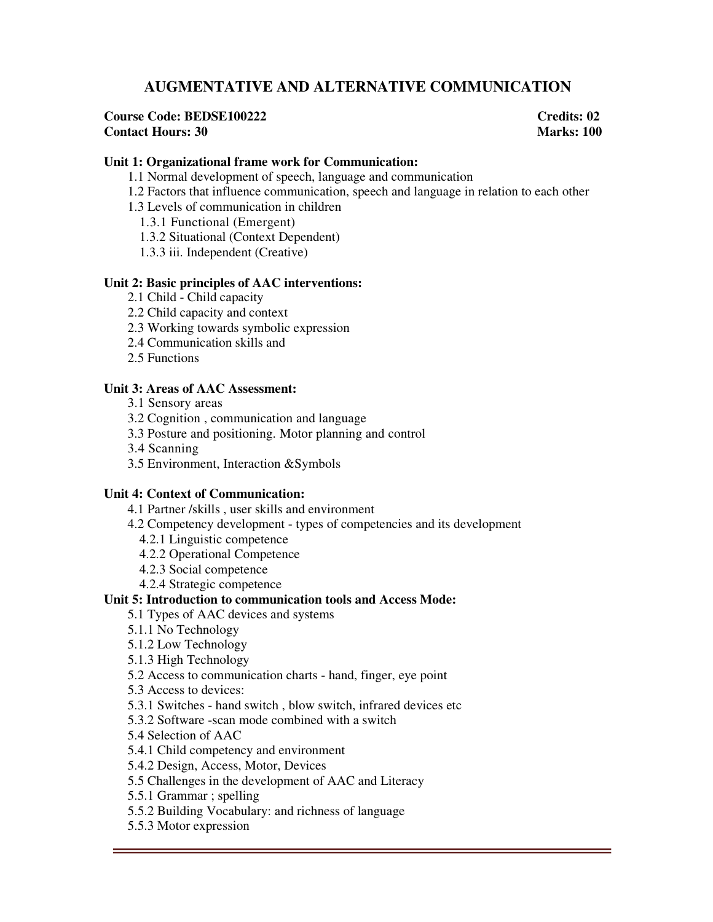# AUGMENTATIVE AND ALTERNATIVE COMMUNICATION

**Course Code: BEDSE100222** **Credits: 02**
**Contact Hours: 30** **Marks: 100**

**Unit 1: Organizational frame work for Communication:**

1.1 Normal development of speech, language and communication
1.2 Factors that influence communication, speech and language in relation to each other
1.3 Levels of communication in children
1.3.1 Functional (Emergent)
1.3.2 Situational (Context Dependent)
1.3.3 iii. Independent (Creative)

**Unit 2: Basic principles of AAC interventions:**

2.1 Child - Child capacity
2.2 Child capacity and context
2.3 Working towards symbolic expression
2.4 Communication skills and
2.5 Functions

**Unit 3: Areas of AAC Assessment:**

3.1 Sensory areas
3.2 Cognition , communication and language
3.3 Posture and positioning. Motor planning and control
3.4 Scanning
3.5 Environment, Interaction &Symbols

**Unit 4: Context of Communication:**

4.1 Partner /skills , user skills and environment
4.2 Competency development - types of competencies and its development
4.2.1 Linguistic competence
4.2.2 Operational Competence
4.2.3 Social competence
4.2.4 Strategic competence

**Unit 5: Introduction to communication tools and Access Mode:**

5.1 Types of AAC devices and systems
5.1.1 No Technology
5.1.2 Low Technology
5.1.3 High Technology
5.2 Access to communication charts - hand, finger, eye point
5.3 Access to devices:
5.3.1 Switches - hand switch , blow switch, infrared devices etc
5.3.2 Software -scan mode combined with a switch
5.4 Selection of AAC
5.4.1 Child competency and environment
5.4.2 Design, Access, Motor, Devices
5.5 Challenges in the development of AAC and Literacy
5.5.1 Grammar ; spelling
5.5.2 Building Vocabulary: and richness of language
5.5.3 Motor expression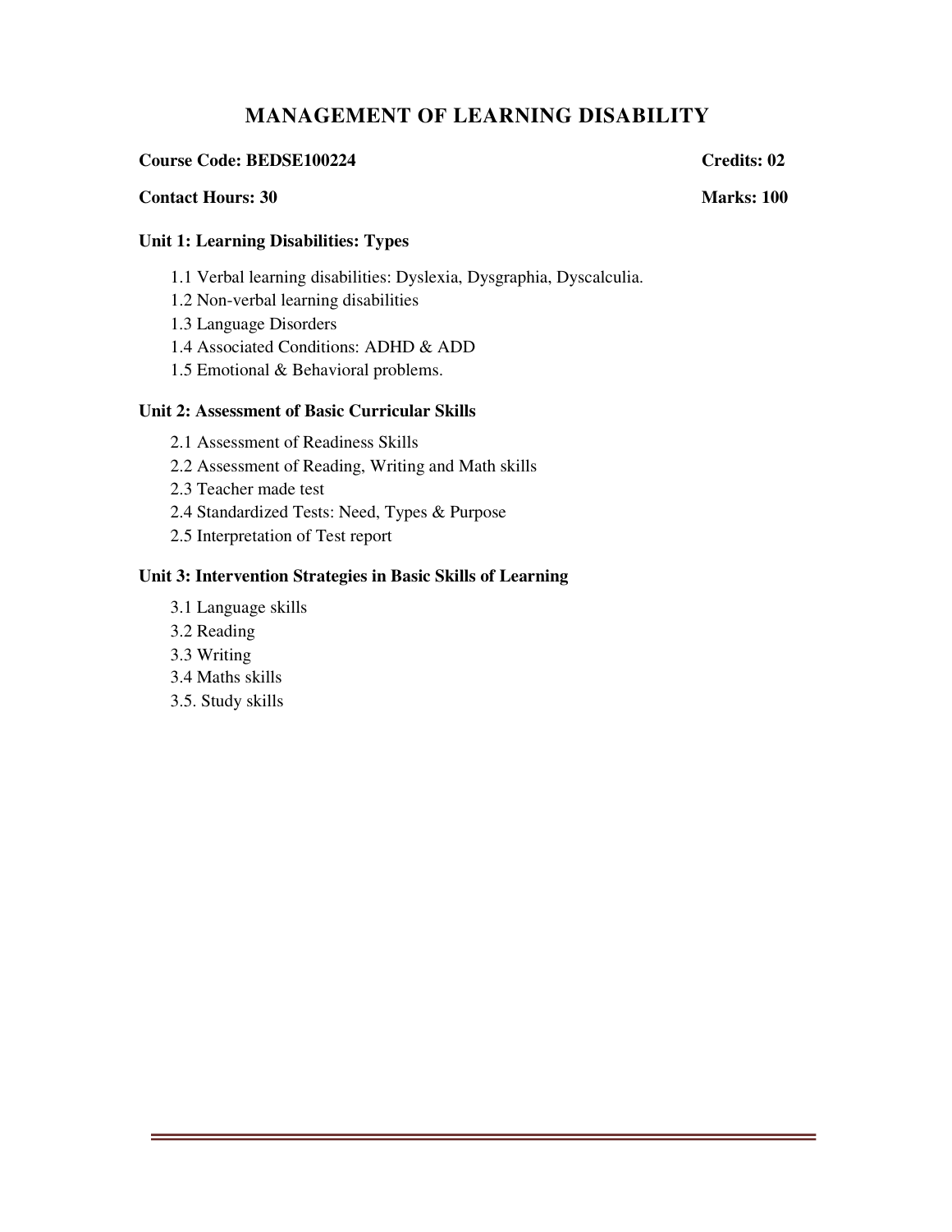# MANAGEMENT OF LEARNING DISABILITY

**Course Code: BEDSE100224** **Credits: 02**

**Contact Hours: 30** **Marks: 100**

**Unit 1: Learning Disabilities: Types**

1.1 Verbal learning disabilities: Dyslexia, Dysgraphia, Dyscalculia.
1.2 Non-verbal learning disabilities
1.3 Language Disorders
1.4 Associated Conditions: ADHD & ADD
1.5 Emotional & Behavioral problems.

**Unit 2: Assessment of Basic Curricular Skills**

2.1 Assessment of Readiness Skills
2.2 Assessment of Reading, Writing and Math skills
2.3 Teacher made test
2.4 Standardized Tests: Need, Types & Purpose
2.5 Interpretation of Test report

**Unit 3: Intervention Strategies in Basic Skills of Learning**

3.1 Language skills
3.2 Reading
3.3 Writing
3.4 Maths skills
3.5. Study skills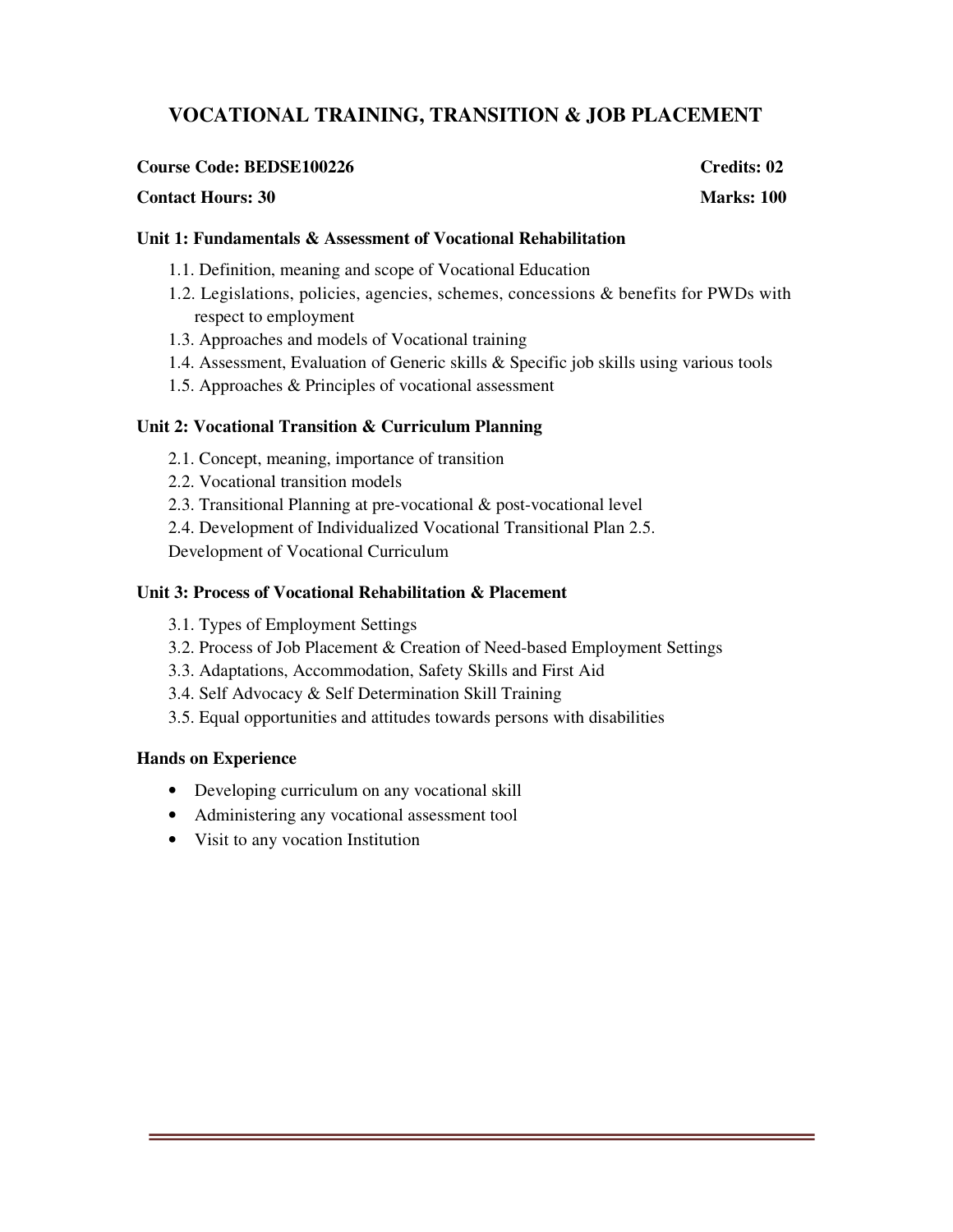# VOCATIONAL TRAINING, TRANSITION & JOB PLACEMENT

**Course Code: BEDSE100226** **Credits: 02**

**Contact Hours: 30** **Marks: 100**

### Unit 1: Fundamentals & Assessment of Vocational Rehabilitation

1.1. Definition, meaning and scope of Vocational Education
1.2. Legislations, policies, agencies, schemes, concessions & benefits for PWDs with respect to employment
1.3. Approaches and models of Vocational training
1.4. Assessment, Evaluation of Generic skills & Specific job skills using various tools
1.5. Approaches & Principles of vocational assessment

### Unit 2: Vocational Transition & Curriculum Planning

2.1. Concept, meaning, importance of transition
2.2. Vocational transition models
2.3. Transitional Planning at pre-vocational & post-vocational level
2.4. Development of Individualized Vocational Transitional Plan 2.5. Development of Vocational Curriculum

### Unit 3: Process of Vocational Rehabilitation & Placement

3.1. Types of Employment Settings
3.2. Process of Job Placement & Creation of Need-based Employment Settings
3.3. Adaptations, Accommodation, Safety Skills and First Aid
3.4. Self Advocacy & Self Determination Skill Training
3.5. Equal opportunities and attitudes towards persons with disabilities

### Hands on Experience

- Developing curriculum on any vocational skill
- Administering any vocational assessment tool
- Visit to any vocation Institution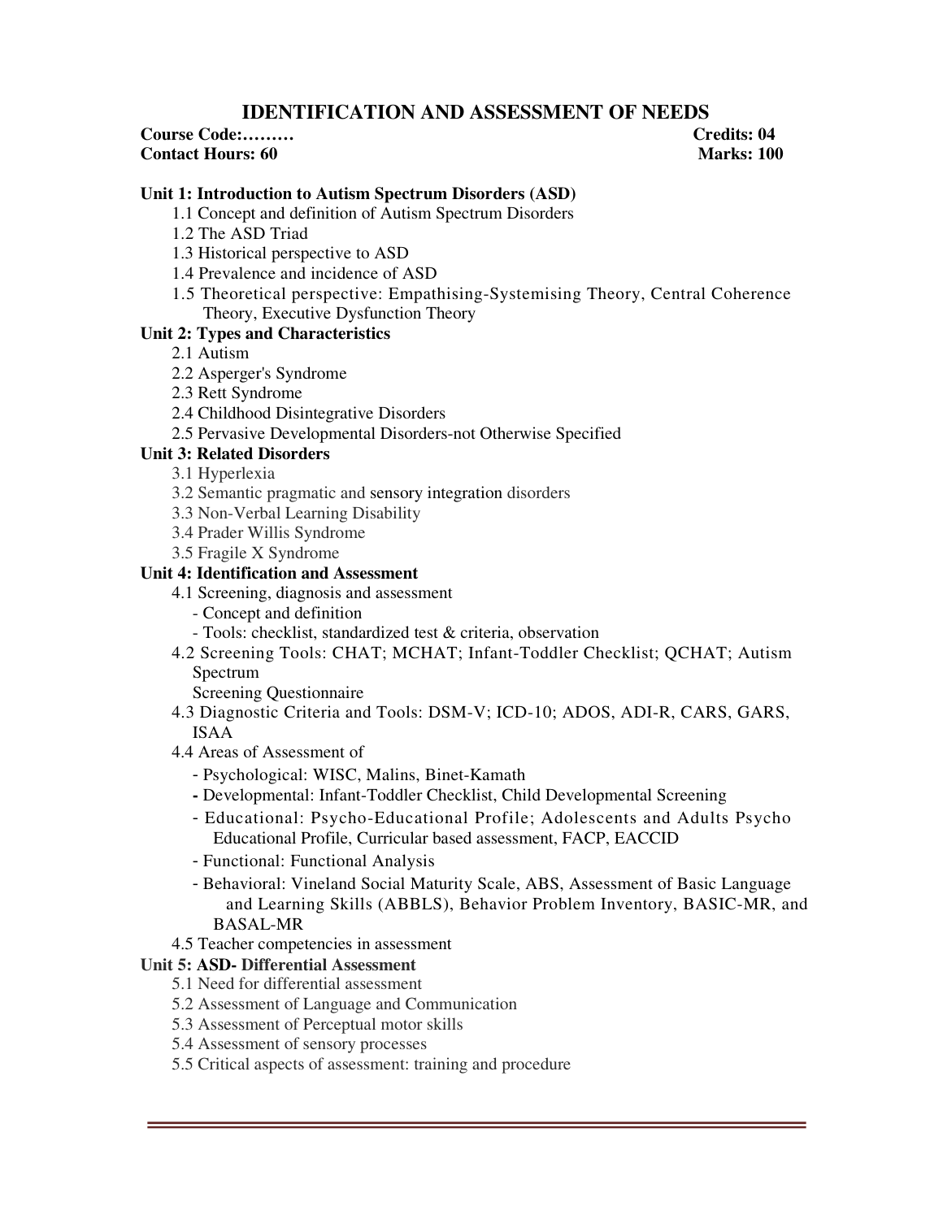# IDENTIFICATION AND ASSESSMENT OF NEEDS

**Course Code:………** **Credits: 04**
**Contact Hours: 60** **Marks: 100**

**Unit 1: Introduction to Autism Spectrum Disorders (ASD)**

- 1.1 Concept and definition of Autism Spectrum Disorders
- 1.2 The ASD Triad
- 1.3 Historical perspective to ASD
- 1.4 Prevalence and incidence of ASD
- 1.5 Theoretical perspective: Empathising-Systemising Theory, Central Coherence Theory, Executive Dysfunction Theory

**Unit 2: Types and Characteristics**

- 2.1 Autism
- 2.2 Asperger's Syndrome
- 2.3 Rett Syndrome
- 2.4 Childhood Disintegrative Disorders
- 2.5 Pervasive Developmental Disorders-not Otherwise Specified

**Unit 3: Related Disorders**

- 3.1 Hyperlexia
- 3.2 Semantic pragmatic and sensory integration disorders
- 3.3 Non-Verbal Learning Disability
- 3.4 Prader Willis Syndrome
- 3.5 Fragile X Syndrome

**Unit 4: Identification and Assessment**

- 4.1 Screening, diagnosis and assessment
  - Concept and definition
  - Tools: checklist, standardized test & criteria, observation
- 4.2 Screening Tools: CHAT; MCHAT; Infant-Toddler Checklist; QCHAT; Autism Spectrum Screening Questionnaire
- 4.3 Diagnostic Criteria and Tools: DSM-V; ICD-10; ADOS, ADI-R, CARS, GARS, ISAA
- 4.4 Areas of Assessment of
  - Psychological: WISC, Malins, Binet-Kamath
  - Developmental: Infant-Toddler Checklist, Child Developmental Screening
  - Educational: Psycho-Educational Profile; Adolescents and Adults Psycho Educational Profile, Curricular based assessment, FACP, EACCID
  - Functional: Functional Analysis
  - Behavioral: Vineland Social Maturity Scale, ABS, Assessment of Basic Language and Learning Skills (ABBLS), Behavior Problem Inventory, BASIC-MR, and BASAL-MR
- 4.5 Teacher competencies in assessment

**Unit 5: ASD- Differential Assessment**

- 5.1 Need for differential assessment
- 5.2 Assessment of Language and Communication
- 5.3 Assessment of Perceptual motor skills
- 5.4 Assessment of sensory processes
- 5.5 Critical aspects of assessment: training and procedure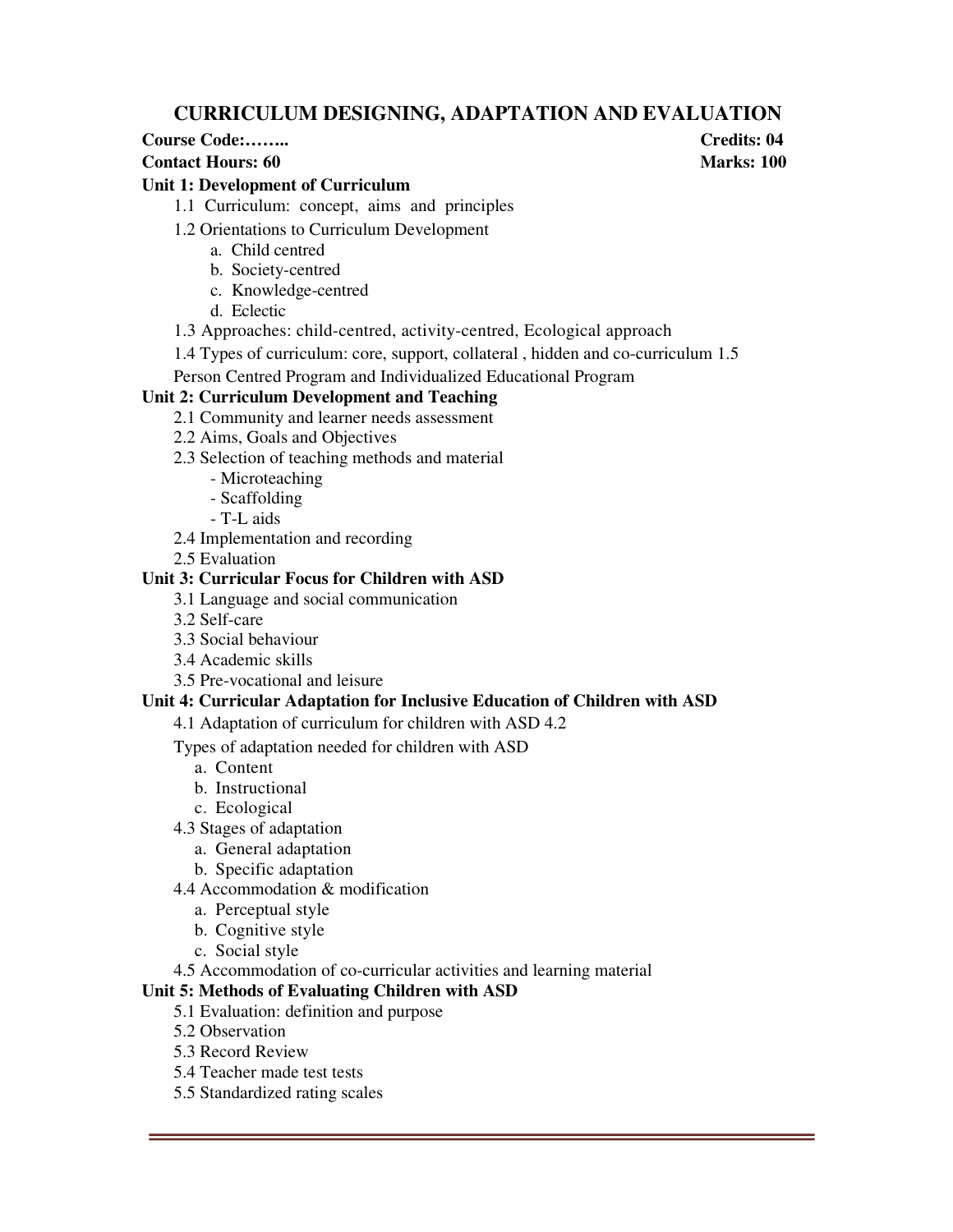# CURRICULUM DESIGNING, ADAPTATION AND EVALUATION

**Course Code:……..** **Credits: 04**

**Contact Hours: 60** **Marks: 100**

**Unit 1: Development of Curriculum**

1.1 Curriculum: concept, aims and principles

1.2 Orientations to Curriculum Development

a. Child centred
b. Society-centred
c. Knowledge-centred
d. Eclectic

1.3 Approaches: child-centred, activity-centred, Ecological approach

1.4 Types of curriculum: core, support, collateral , hidden and co-curriculum 1.5 Person Centred Program and Individualized Educational Program

**Unit 2: Curriculum Development and Teaching**

2.1 Community and learner needs assessment

2.2 Aims, Goals and Objectives

2.3 Selection of teaching methods and material

- Microteaching
- Scaffolding
- T-L aids

2.4 Implementation and recording

2.5 Evaluation

**Unit 3: Curricular Focus for Children with ASD**

3.1 Language and social communication

3.2 Self-care

3.3 Social behaviour

3.4 Academic skills

3.5 Pre-vocational and leisure

**Unit 4: Curricular Adaptation for Inclusive Education of Children with ASD**

4.1 Adaptation of curriculum for children with ASD 4.2 Types of adaptation needed for children with ASD

a. Content
b. Instructional
c. Ecological

4.3 Stages of adaptation

a. General adaptation
b. Specific adaptation

4.4 Accommodation & modification

a. Perceptual style
b. Cognitive style
c. Social style

4.5 Accommodation of co-curricular activities and learning material

**Unit 5: Methods of Evaluating Children with ASD**

5.1 Evaluation: definition and purpose

5.2 Observation

5.3 Record Review

5.4 Teacher made test tests

5.5 Standardized rating scales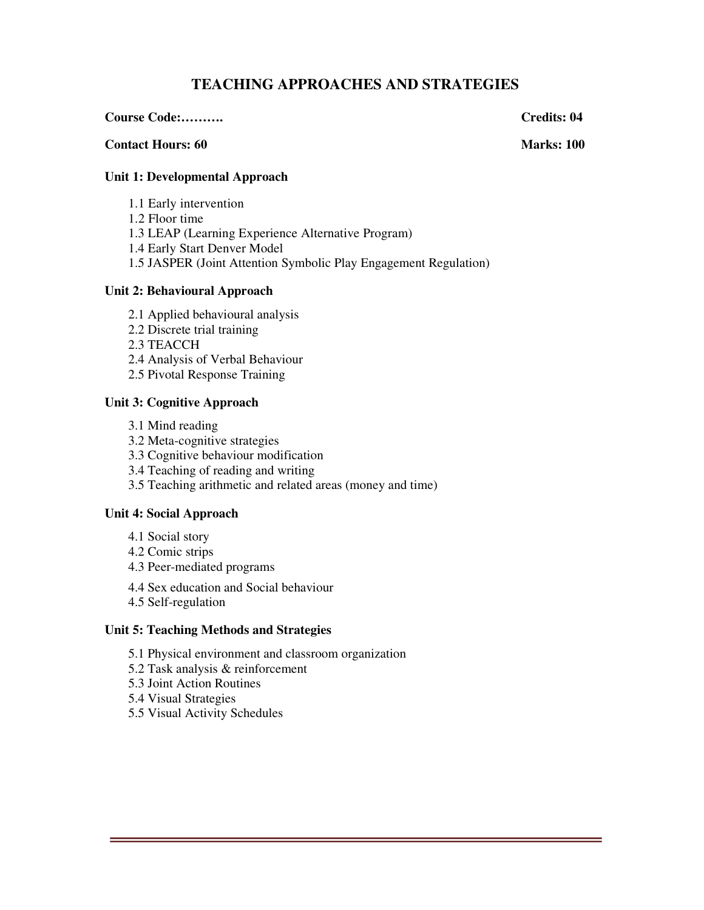# TEACHING APPROACHES AND STRATEGIES

**Course Code:……….** **Credits: 04**

**Contact Hours: 60** **Marks: 100**

**Unit 1: Developmental Approach**

1.1 Early intervention
1.2 Floor time
1.3 LEAP (Learning Experience Alternative Program)
1.4 Early Start Denver Model
1.5 JASPER (Joint Attention Symbolic Play Engagement Regulation)

**Unit 2: Behavioural Approach**

2.1 Applied behavioural analysis
2.2 Discrete trial training
2.3 TEACCH
2.4 Analysis of Verbal Behaviour
2.5 Pivotal Response Training

**Unit 3: Cognitive Approach**

3.1 Mind reading
3.2 Meta-cognitive strategies
3.3 Cognitive behaviour modification
3.4 Teaching of reading and writing
3.5 Teaching arithmetic and related areas (money and time)

**Unit 4: Social Approach**

4.1 Social story
4.2 Comic strips
4.3 Peer-mediated programs
4.4 Sex education and Social behaviour
4.5 Self-regulation

**Unit 5: Teaching Methods and Strategies**

5.1 Physical environment and classroom organization
5.2 Task analysis & reinforcement
5.3 Joint Action Routines
5.4 Visual Strategies
5.5 Visual Activity Schedules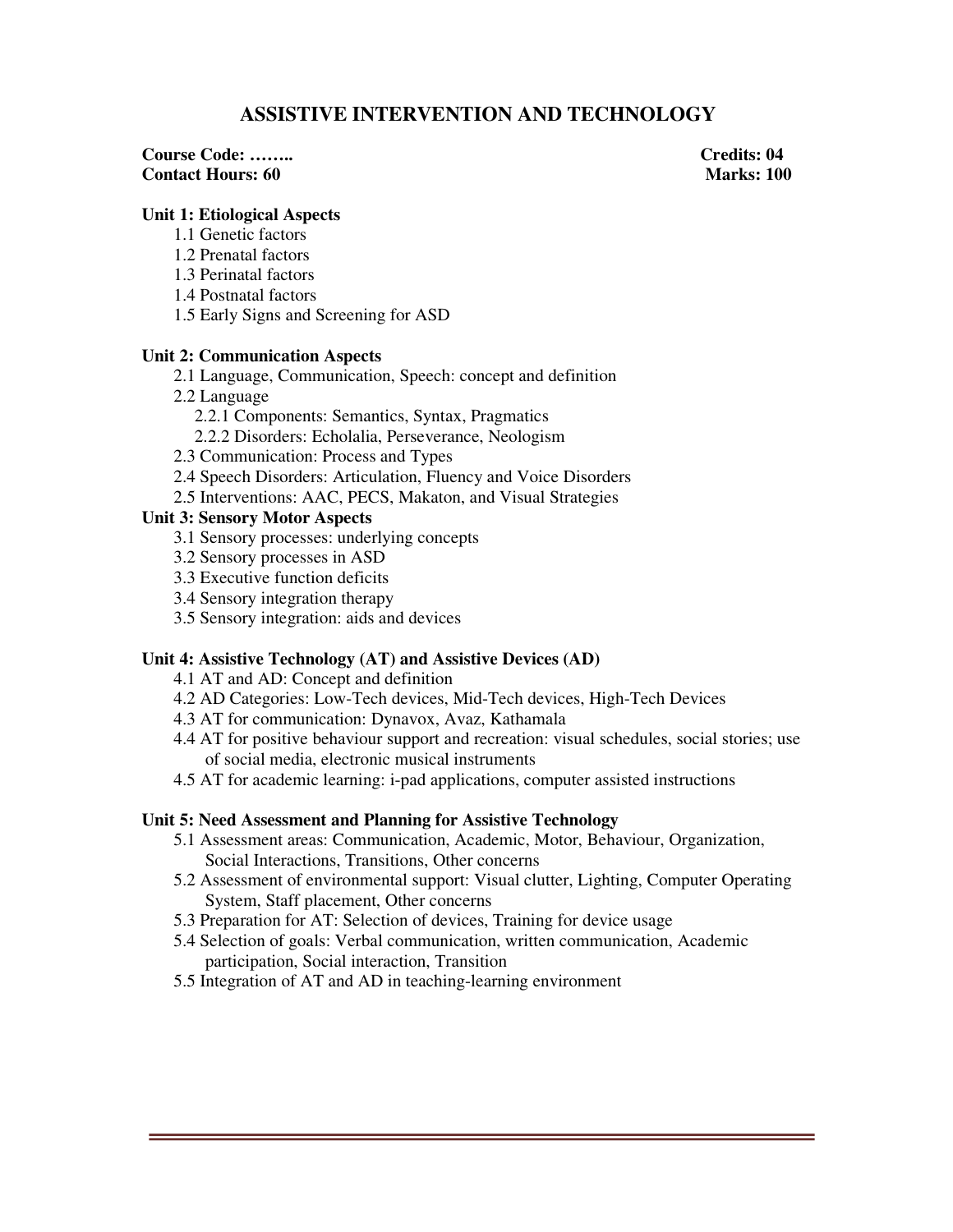# ASSISTIVE INTERVENTION AND TECHNOLOGY

**Course Code: ……..** **Credits: 04**
**Contact Hours: 60** **Marks: 100**

**Unit 1: Etiological Aspects**

1.1 Genetic factors
1.2 Prenatal factors
1.3 Perinatal factors
1.4 Postnatal factors
1.5 Early Signs and Screening for ASD

**Unit 2: Communication Aspects**

2.1 Language, Communication, Speech: concept and definition
2.2 Language
  2.2.1 Components: Semantics, Syntax, Pragmatics
  2.2.2 Disorders: Echolalia, Perseverance, Neologism
2.3 Communication: Process and Types
2.4 Speech Disorders: Articulation, Fluency and Voice Disorders
2.5 Interventions: AAC, PECS, Makaton, and Visual Strategies

**Unit 3: Sensory Motor Aspects**

3.1 Sensory processes: underlying concepts
3.2 Sensory processes in ASD
3.3 Executive function deficits
3.4 Sensory integration therapy
3.5 Sensory integration: aids and devices

**Unit 4: Assistive Technology (AT) and Assistive Devices (AD)**

4.1 AT and AD: Concept and definition
4.2 AD Categories: Low-Tech devices, Mid-Tech devices, High-Tech Devices
4.3 AT for communication: Dynavox, Avaz, Kathamala
4.4 AT for positive behaviour support and recreation: visual schedules, social stories; use of social media, electronic musical instruments
4.5 AT for academic learning: i-pad applications, computer assisted instructions

**Unit 5: Need Assessment and Planning for Assistive Technology**

5.1 Assessment areas: Communication, Academic, Motor, Behaviour, Organization, Social Interactions, Transitions, Other concerns
5.2 Assessment of environmental support: Visual clutter, Lighting, Computer Operating System, Staff placement, Other concerns
5.3 Preparation for AT: Selection of devices, Training for device usage
5.4 Selection of goals: Verbal communication, written communication, Academic participation, Social interaction, Transition
5.5 Integration of AT and AD in teaching-learning environment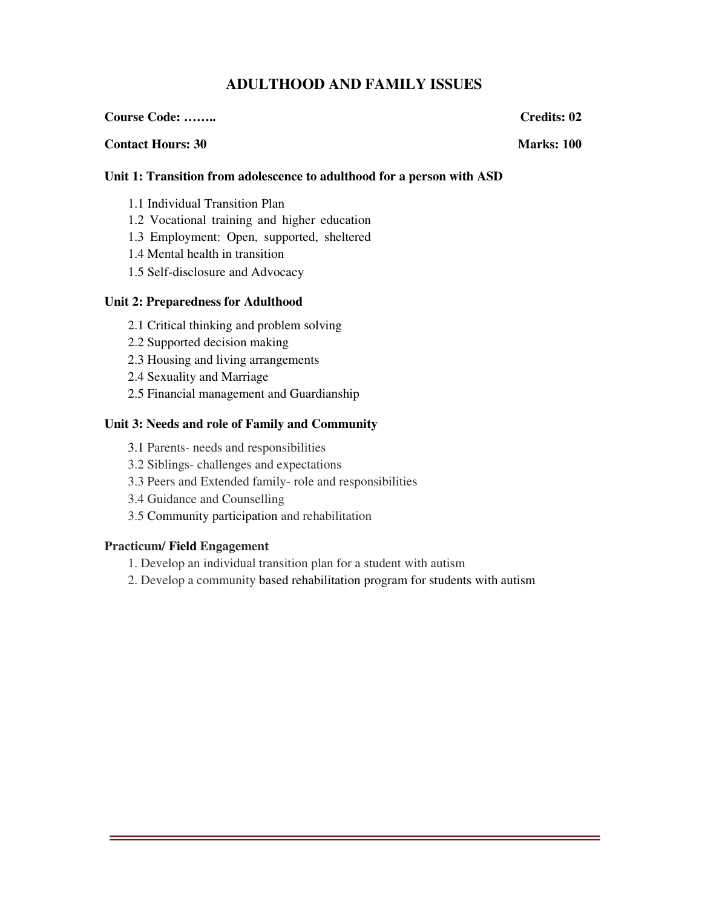# ADULTHOOD AND FAMILY ISSUES

**Course Code: ……..** **Credits: 02**

**Contact Hours: 30** **Marks: 100**

### Unit 1: Transition from adolescence to adulthood for a person with ASD

1.1 Individual Transition Plan
1.2 Vocational training and higher education
1.3 Employment: Open, supported, sheltered
1.4 Mental health in transition
1.5 Self-disclosure and Advocacy

### Unit 2: Preparedness for Adulthood

2.1 Critical thinking and problem solving
2.2 Supported decision making
2.3 Housing and living arrangements
2.4 Sexuality and Marriage
2.5 Financial management and Guardianship

### Unit 3: Needs and role of Family and Community

3.1 Parents- needs and responsibilities
3.2 Siblings- challenges and expectations
3.3 Peers and Extended family- role and responsibilities
3.4 Guidance and Counselling
3.5 Community participation and rehabilitation

### Practicum/ Field Engagement

1. Develop an individual transition plan for a student with autism
2. Develop a community based rehabilitation program for students with autism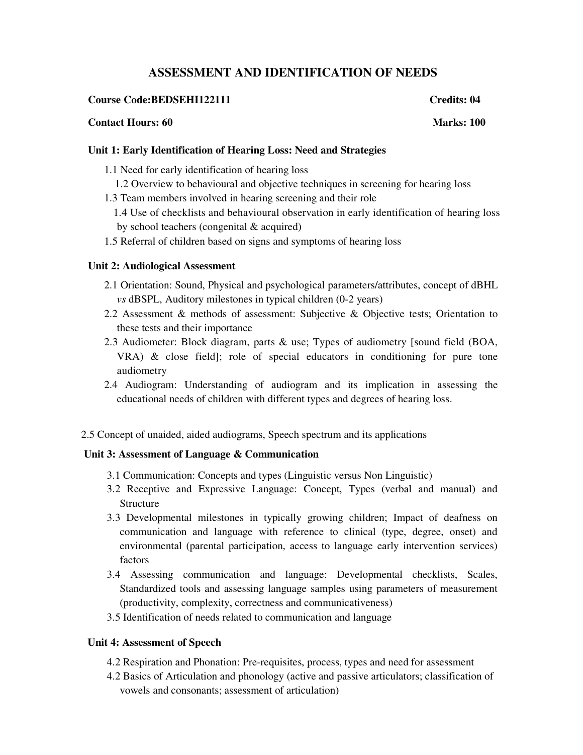# ASSESSMENT AND IDENTIFICATION OF NEEDS

**Course Code:BEDSEHI122111** **Credits: 04**

**Contact Hours: 60** **Marks: 100**

### Unit 1: Early Identification of Hearing Loss: Need and Strategies

1.1 Need for early identification of hearing loss

1.2 Overview to behavioural and objective techniques in screening for hearing loss

1.3 Team members involved in hearing screening and their role

1.4 Use of checklists and behavioural observation in early identification of hearing loss by school teachers (congenital & acquired)

1.5 Referral of children based on signs and symptoms of hearing loss

### Unit 2: Audiological Assessment

2.1 Orientation: Sound, Physical and psychological parameters/attributes, concept of dBHL *vs* dBSPL, Auditory milestones in typical children (0-2 years)

2.2 Assessment & methods of assessment: Subjective & Objective tests; Orientation to these tests and their importance

2.3 Audiometer: Block diagram, parts & use; Types of audiometry [sound field (BOA, VRA) & close field]; role of special educators in conditioning for pure tone audiometry

2.4 Audiogram: Understanding of audiogram and its implication in assessing the educational needs of children with different types and degrees of hearing loss.

2.5 Concept of unaided, aided audiograms, Speech spectrum and its applications

### Unit 3: Assessment of Language & Communication

3.1 Communication: Concepts and types (Linguistic versus Non Linguistic)

3.2 Receptive and Expressive Language: Concept, Types (verbal and manual) and Structure

3.3 Developmental milestones in typically growing children; Impact of deafness on communication and language with reference to clinical (type, degree, onset) and environmental (parental participation, access to language early intervention services) factors

3.4 Assessing communication and language: Developmental checklists, Scales, Standardized tools and assessing language samples using parameters of measurement (productivity, complexity, correctness and communicativeness)

3.5 Identification of needs related to communication and language

### Unit 4: Assessment of Speech

4.2 Respiration and Phonation: Pre-requisites, process, types and need for assessment

4.2 Basics of Articulation and phonology (active and passive articulators; classification of vowels and consonants; assessment of articulation)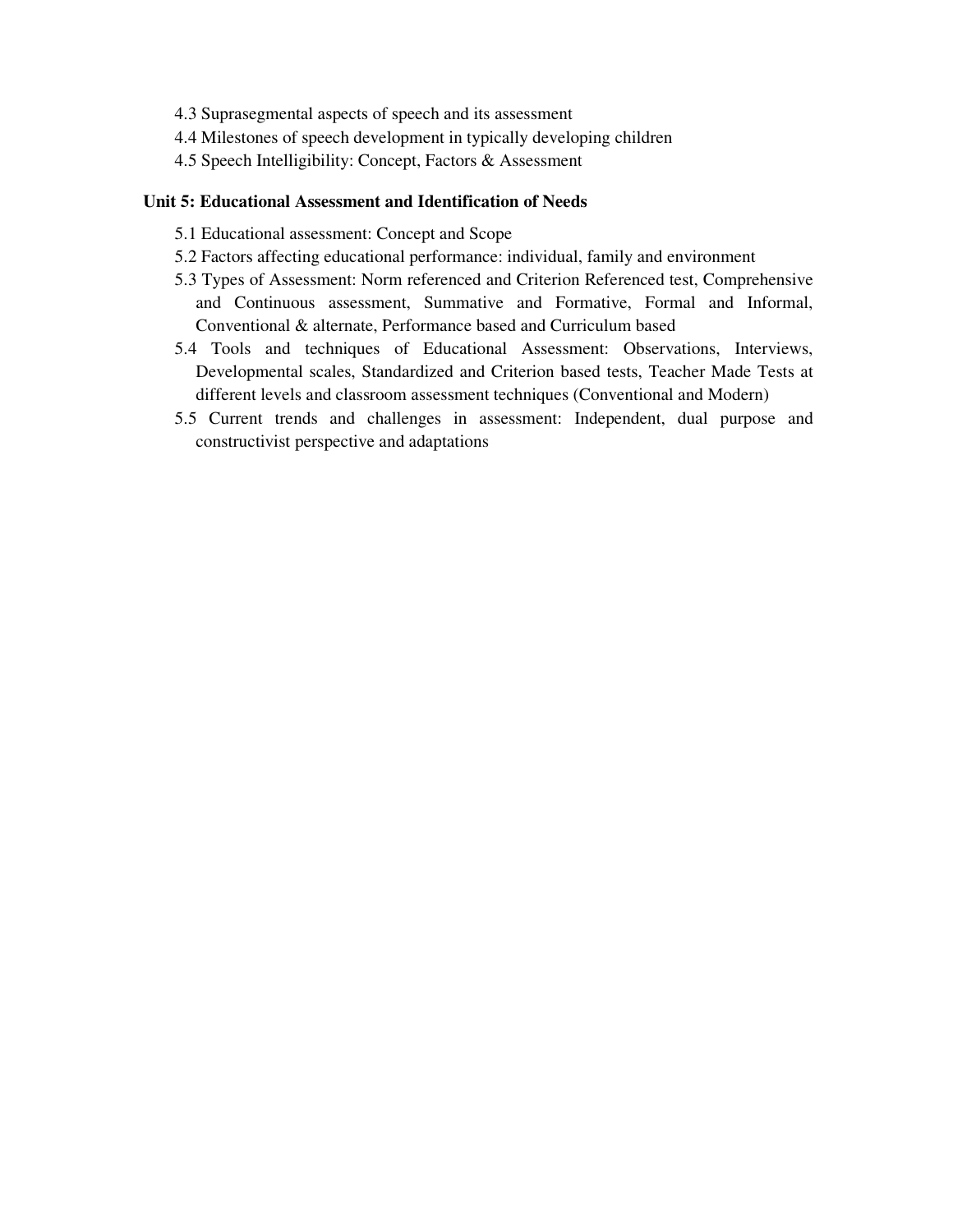4.3 Suprasegmental aspects of speech and its assessment
4.4 Milestones of speech development in typically developing children
4.5 Speech Intelligibility: Concept, Factors & Assessment

**Unit 5: Educational Assessment and Identification of Needs**

5.1 Educational assessment: Concept and Scope
5.2 Factors affecting educational performance: individual, family and environment
5.3 Types of Assessment: Norm referenced and Criterion Referenced test, Comprehensive and Continuous assessment, Summative and Formative, Formal and Informal, Conventional & alternate, Performance based and Curriculum based
5.4 Tools and techniques of Educational Assessment: Observations, Interviews, Developmental scales, Standardized and Criterion based tests, Teacher Made Tests at different levels and classroom assessment techniques (Conventional and Modern)
5.5 Current trends and challenges in assessment: Independent, dual purpose and constructivist perspective and adaptations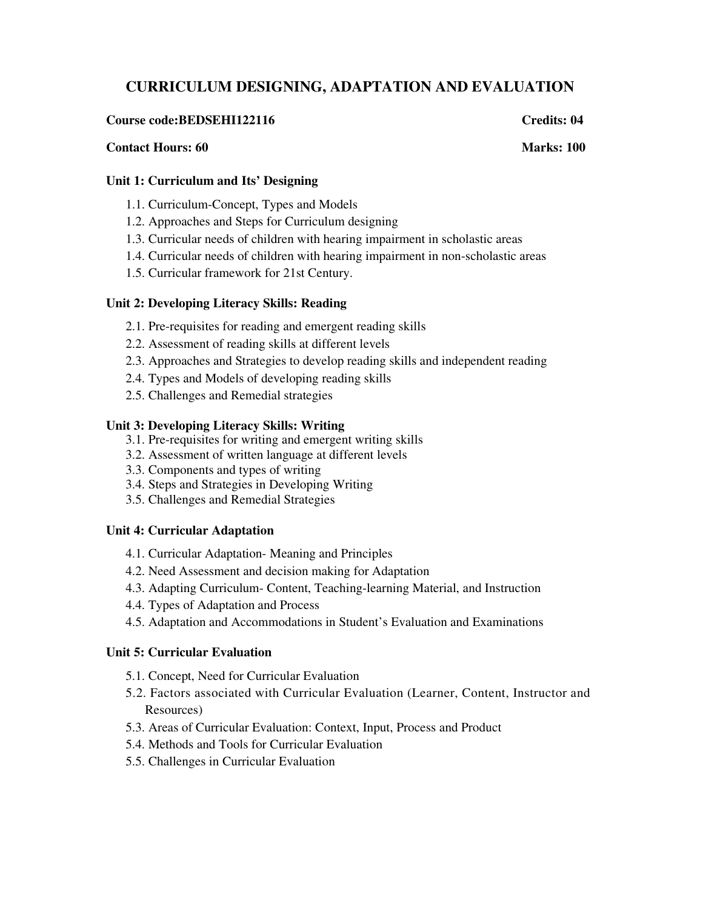# CURRICULUM DESIGNING, ADAPTATION AND EVALUATION

**Course code:BEDSEHI122116** **Credits: 04**

**Contact Hours: 60** **Marks: 100**

### Unit 1: Curriculum and Its' Designing

1.1. Curriculum-Concept, Types and Models
1.2. Approaches and Steps for Curriculum designing
1.3. Curricular needs of children with hearing impairment in scholastic areas
1.4. Curricular needs of children with hearing impairment in non-scholastic areas
1.5. Curricular framework for 21st Century.

### Unit 2: Developing Literacy Skills: Reading

2.1. Pre-requisites for reading and emergent reading skills
2.2. Assessment of reading skills at different levels
2.3. Approaches and Strategies to develop reading skills and independent reading
2.4. Types and Models of developing reading skills
2.5. Challenges and Remedial strategies

### Unit 3: Developing Literacy Skills: Writing

3.1. Pre-requisites for writing and emergent writing skills
3.2. Assessment of written language at different levels
3.3. Components and types of writing
3.4. Steps and Strategies in Developing Writing
3.5. Challenges and Remedial Strategies

### Unit 4: Curricular Adaptation

4.1. Curricular Adaptation- Meaning and Principles
4.2. Need Assessment and decision making for Adaptation
4.3. Adapting Curriculum- Content, Teaching-learning Material, and Instruction
4.4. Types of Adaptation and Process
4.5. Adaptation and Accommodations in Student's Evaluation and Examinations

### Unit 5: Curricular Evaluation

5.1. Concept, Need for Curricular Evaluation
5.2. Factors associated with Curricular Evaluation (Learner, Content, Instructor and Resources)
5.3. Areas of Curricular Evaluation: Context, Input, Process and Product
5.4. Methods and Tools for Curricular Evaluation
5.5. Challenges in Curricular Evaluation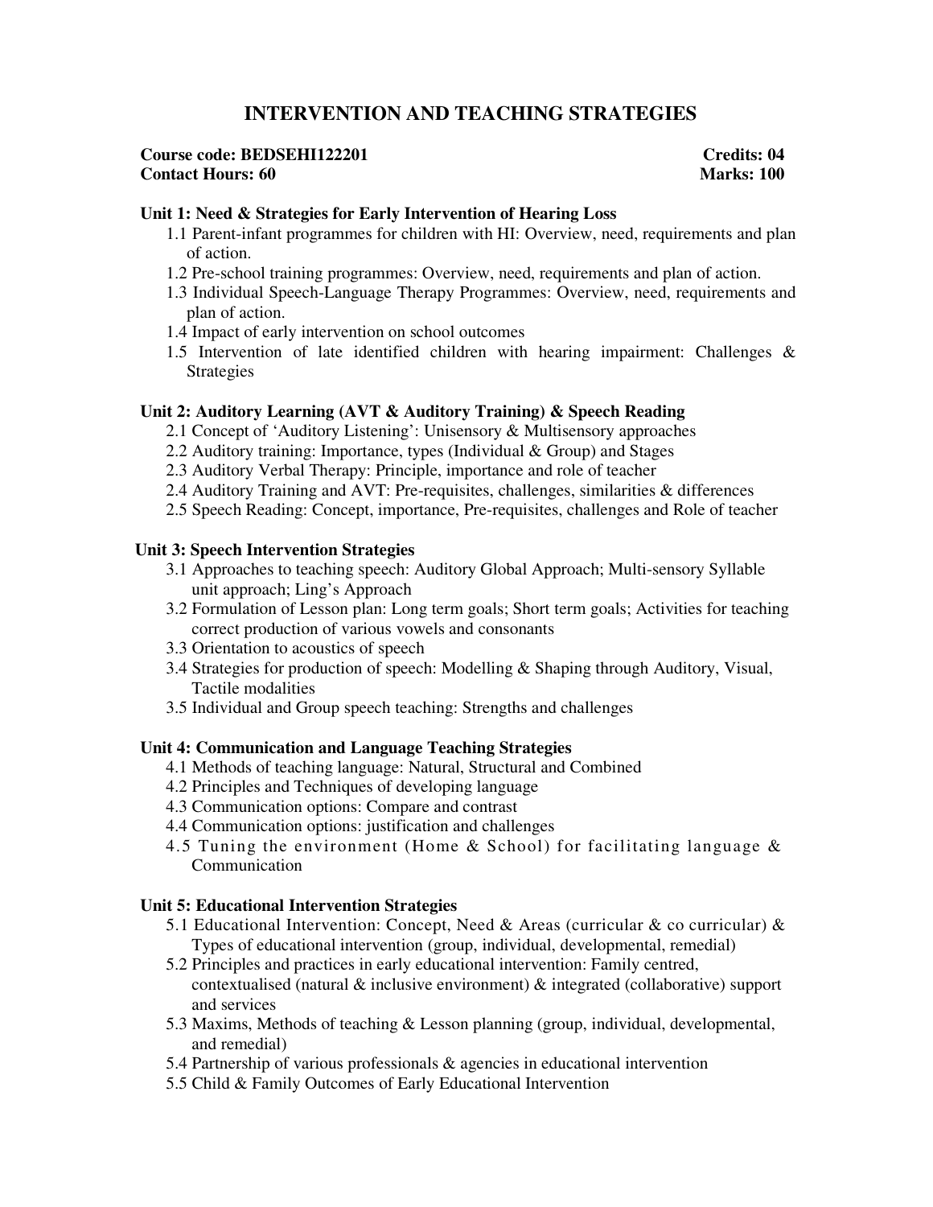# INTERVENTION AND TEACHING STRATEGIES

**Course code: BEDSEHI122201** **Credits: 04**
**Contact Hours: 60** **Marks: 100**

### Unit 1: Need & Strategies for Early Intervention of Hearing Loss

1.1 Parent-infant programmes for children with HI: Overview, need, requirements and plan of action.
1.2 Pre-school training programmes: Overview, need, requirements and plan of action.
1.3 Individual Speech-Language Therapy Programmes: Overview, need, requirements and plan of action.
1.4 Impact of early intervention on school outcomes
1.5 Intervention of late identified children with hearing impairment: Challenges & Strategies

### Unit 2: Auditory Learning (AVT & Auditory Training) & Speech Reading

2.1 Concept of 'Auditory Listening': Unisensory & Multisensory approaches
2.2 Auditory training: Importance, types (Individual & Group) and Stages
2.3 Auditory Verbal Therapy: Principle, importance and role of teacher
2.4 Auditory Training and AVT: Pre-requisites, challenges, similarities & differences
2.5 Speech Reading: Concept, importance, Pre-requisites, challenges and Role of teacher

### Unit 3: Speech Intervention Strategies

3.1 Approaches to teaching speech: Auditory Global Approach; Multi-sensory Syllable unit approach; Ling's Approach
3.2 Formulation of Lesson plan: Long term goals; Short term goals; Activities for teaching correct production of various vowels and consonants
3.3 Orientation to acoustics of speech
3.4 Strategies for production of speech: Modelling & Shaping through Auditory, Visual, Tactile modalities
3.5 Individual and Group speech teaching: Strengths and challenges

### Unit 4: Communication and Language Teaching Strategies

4.1 Methods of teaching language: Natural, Structural and Combined
4.2 Principles and Techniques of developing language
4.3 Communication options: Compare and contrast
4.4 Communication options: justification and challenges
4.5 Tuning the environment (Home & School) for facilitating language & Communication

### Unit 5: Educational Intervention Strategies

5.1 Educational Intervention: Concept, Need & Areas (curricular & co curricular) & Types of educational intervention (group, individual, developmental, remedial)
5.2 Principles and practices in early educational intervention: Family centred, contextualised (natural & inclusive environment) & integrated (collaborative) support and services
5.3 Maxims, Methods of teaching & Lesson planning (group, individual, developmental, and remedial)
5.4 Partnership of various professionals & agencies in educational intervention
5.5 Child & Family Outcomes of Early Educational Intervention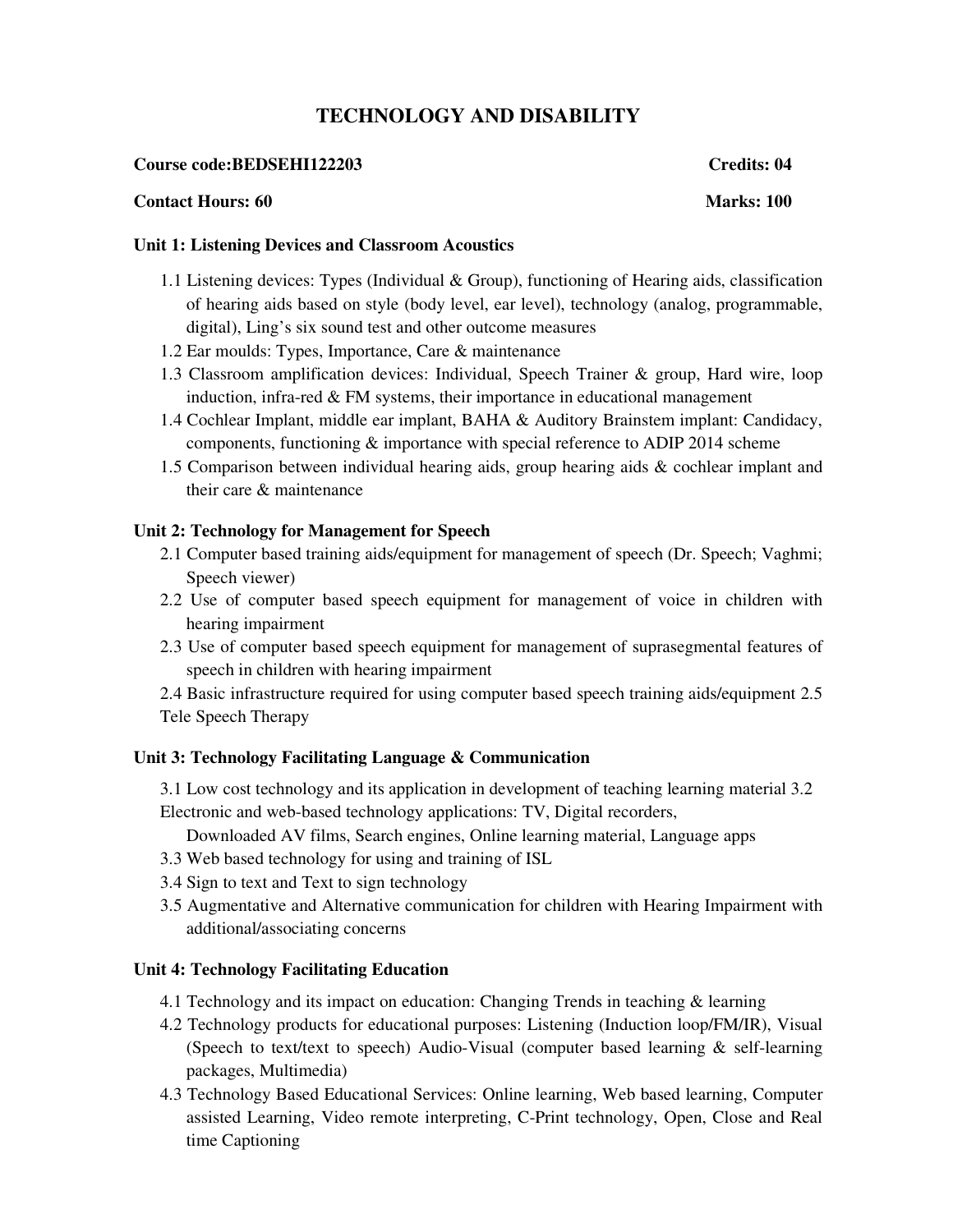# TECHNOLOGY AND DISABILITY

**Course code:BEDSEHI122203** **Credits: 04**

**Contact Hours: 60** **Marks: 100**

**Unit 1: Listening Devices and Classroom Acoustics**

1.1 Listening devices: Types (Individual & Group), functioning of Hearing aids, classification of hearing aids based on style (body level, ear level), technology (analog, programmable, digital), Ling's six sound test and other outcome measures
1.2 Ear moulds: Types, Importance, Care & maintenance
1.3 Classroom amplification devices: Individual, Speech Trainer & group, Hard wire, loop induction, infra-red & FM systems, their importance in educational management
1.4 Cochlear Implant, middle ear implant, BAHA & Auditory Brainstem implant: Candidacy, components, functioning & importance with special reference to ADIP 2014 scheme
1.5 Comparison between individual hearing aids, group hearing aids & cochlear implant and their care & maintenance

**Unit 2: Technology for Management for Speech**

2.1 Computer based training aids/equipment for management of speech (Dr. Speech; Vaghmi; Speech viewer)
2.2 Use of computer based speech equipment for management of voice in children with hearing impairment
2.3 Use of computer based speech equipment for management of suprasegmental features of speech in children with hearing impairment
2.4 Basic infrastructure required for using computer based speech training aids/equipment 2.5 Tele Speech Therapy

**Unit 3: Technology Facilitating Language & Communication**

3.1 Low cost technology and its application in development of teaching learning material 3.2 Electronic and web-based technology applications: TV, Digital recorders, Downloaded AV films, Search engines, Online learning material, Language apps
3.3 Web based technology for using and training of ISL
3.4 Sign to text and Text to sign technology
3.5 Augmentative and Alternative communication for children with Hearing Impairment with additional/associating concerns

**Unit 4: Technology Facilitating Education**

4.1 Technology and its impact on education: Changing Trends in teaching & learning
4.2 Technology products for educational purposes: Listening (Induction loop/FM/IR), Visual (Speech to text/text to speech) Audio-Visual (computer based learning & self-learning packages, Multimedia)
4.3 Technology Based Educational Services: Online learning, Web based learning, Computer assisted Learning, Video remote interpreting, C-Print technology, Open, Close and Real time Captioning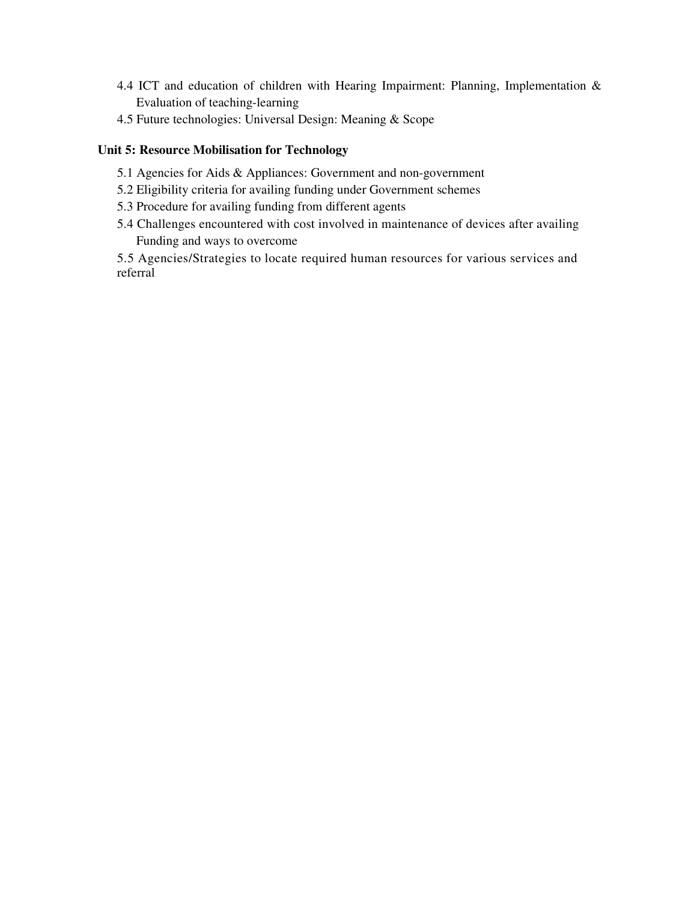4.4 ICT and education of children with Hearing Impairment: Planning, Implementation & Evaluation of teaching-learning

4.5 Future technologies: Universal Design: Meaning & Scope

**Unit 5: Resource Mobilisation for Technology**

5.1 Agencies for Aids & Appliances: Government and non-government

5.2 Eligibility criteria for availing funding under Government schemes

5.3 Procedure for availing funding from different agents

5.4 Challenges encountered with cost involved in maintenance of devices after availing Funding and ways to overcome

5.5 Agencies/Strategies to locate required human resources for various services and referral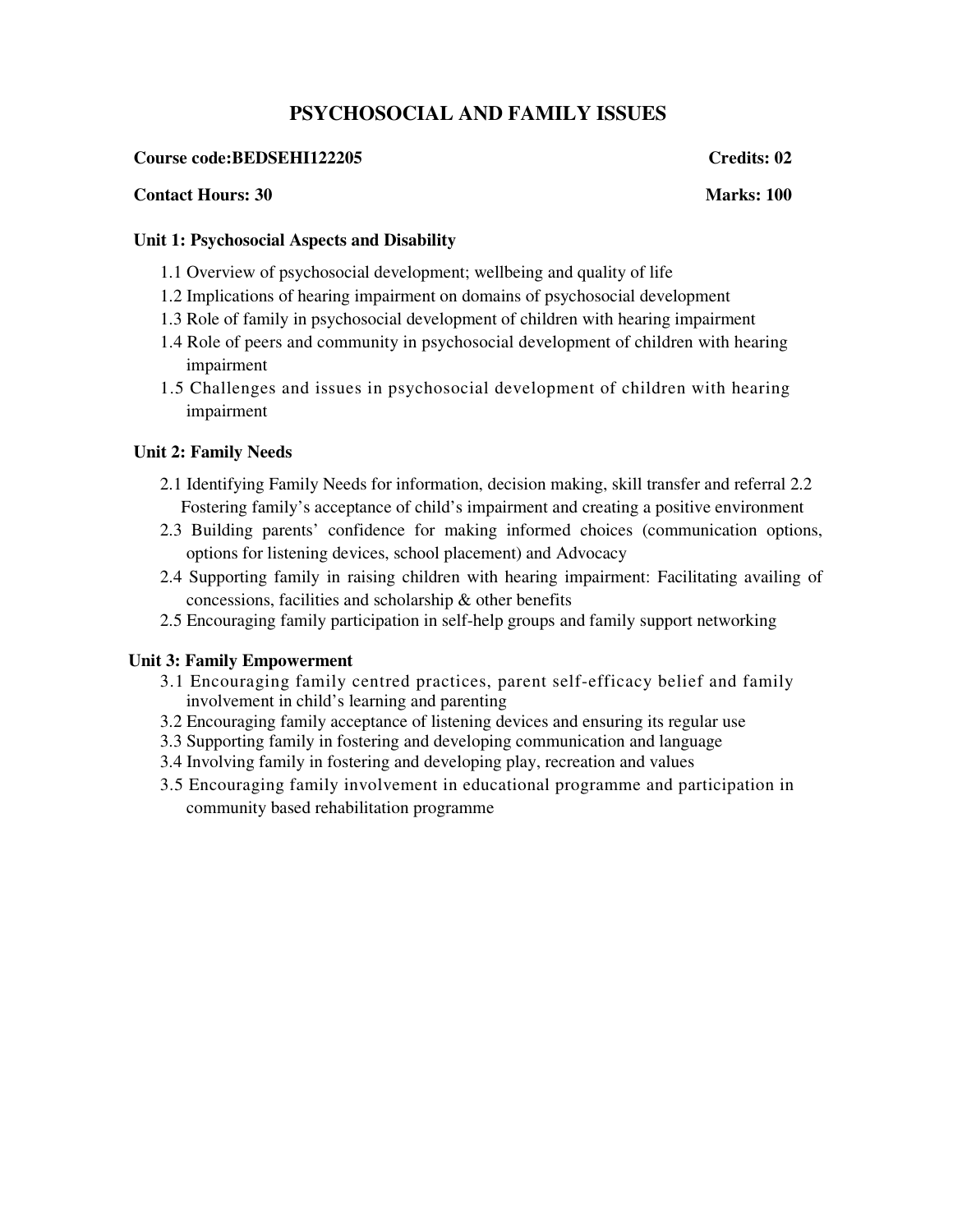# PSYCHOSOCIAL AND FAMILY ISSUES

**Course code:BEDSEHI122205** **Credits: 02**

**Contact Hours: 30** **Marks: 100**

### Unit 1: Psychosocial Aspects and Disability

1.1 Overview of psychosocial development; wellbeing and quality of life

1.2 Implications of hearing impairment on domains of psychosocial development

1.3 Role of family in psychosocial development of children with hearing impairment

1.4 Role of peers and community in psychosocial development of children with hearing impairment

1.5 Challenges and issues in psychosocial development of children with hearing impairment

### Unit 2: Family Needs

2.1 Identifying Family Needs for information, decision making, skill transfer and referral 2.2 Fostering family's acceptance of child's impairment and creating a positive environment

2.3 Building parents' confidence for making informed choices (communication options, options for listening devices, school placement) and Advocacy

2.4 Supporting family in raising children with hearing impairment: Facilitating availing of concessions, facilities and scholarship & other benefits

2.5 Encouraging family participation in self-help groups and family support networking

### Unit 3: Family Empowerment

3.1 Encouraging family centred practices, parent self-efficacy belief and family involvement in child's learning and parenting

3.2 Encouraging family acceptance of listening devices and ensuring its regular use

3.3 Supporting family in fostering and developing communication and language

3.4 Involving family in fostering and developing play, recreation and values

3.5 Encouraging family involvement in educational programme and participation in community based rehabilitation programme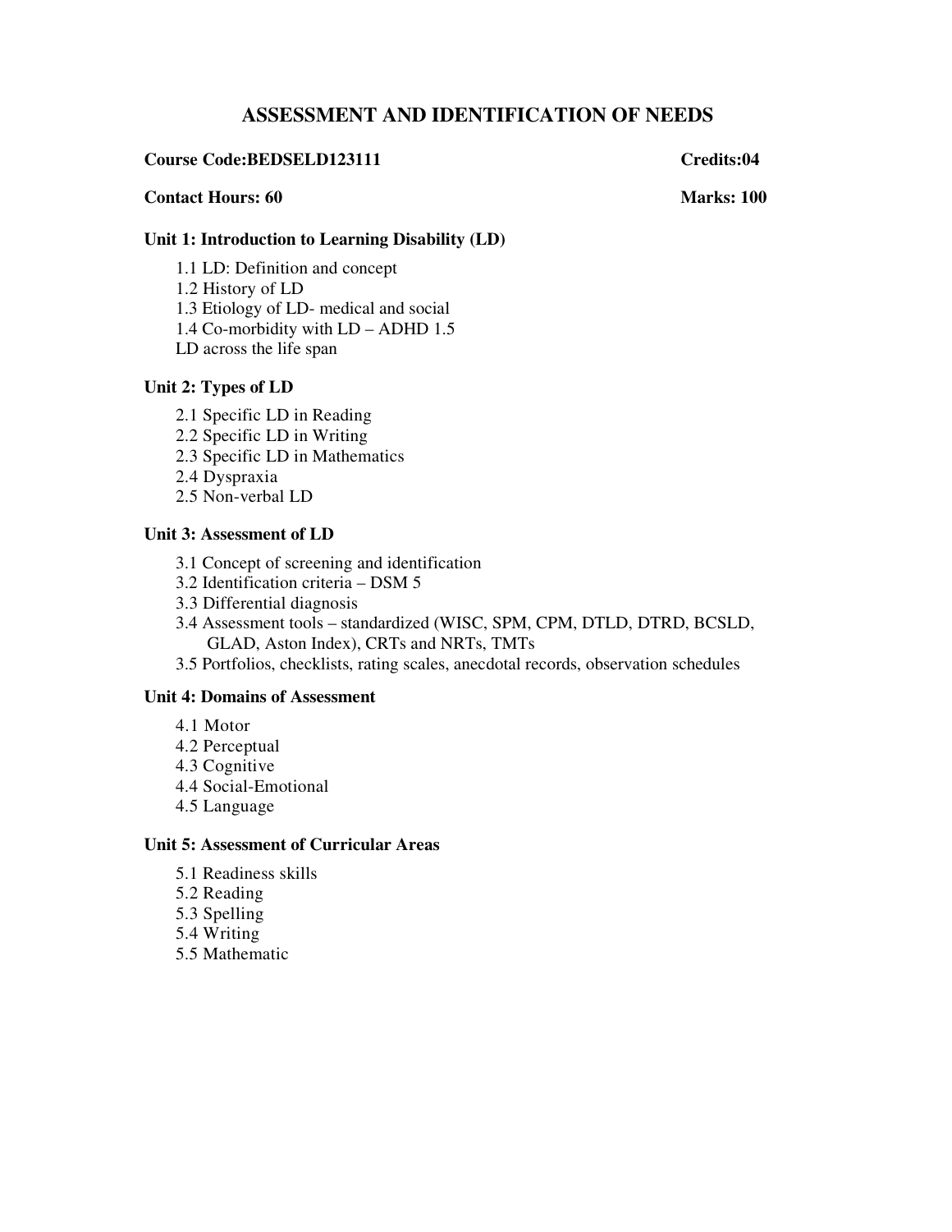# ASSESSMENT AND IDENTIFICATION OF NEEDS

**Course Code:BEDSELD123111** **Credits:04**

**Contact Hours: 60** **Marks: 100**

### Unit 1: Introduction to Learning Disability (LD)

1.1 LD: Definition and concept
1.2 History of LD
1.3 Etiology of LD- medical and social
1.4 Co-morbidity with LD – ADHD 1.5
LD across the life span

### Unit 2: Types of LD

2.1 Specific LD in Reading
2.2 Specific LD in Writing
2.3 Specific LD in Mathematics
2.4 Dyspraxia
2.5 Non-verbal LD

### Unit 3: Assessment of LD

3.1 Concept of screening and identification
3.2 Identification criteria – DSM 5
3.3 Differential diagnosis
3.4 Assessment tools – standardized (WISC, SPM, CPM, DTLD, DTRD, BCSLD, GLAD, Aston Index), CRTs and NRTs, TMTs
3.5 Portfolios, checklists, rating scales, anecdotal records, observation schedules

### Unit 4: Domains of Assessment

4.1 Motor
4.2 Perceptual
4.3 Cognitive
4.4 Social-Emotional
4.5 Language

### Unit 5: Assessment of Curricular Areas

5.1 Readiness skills
5.2 Reading
5.3 Spelling
5.4 Writing
5.5 Mathematic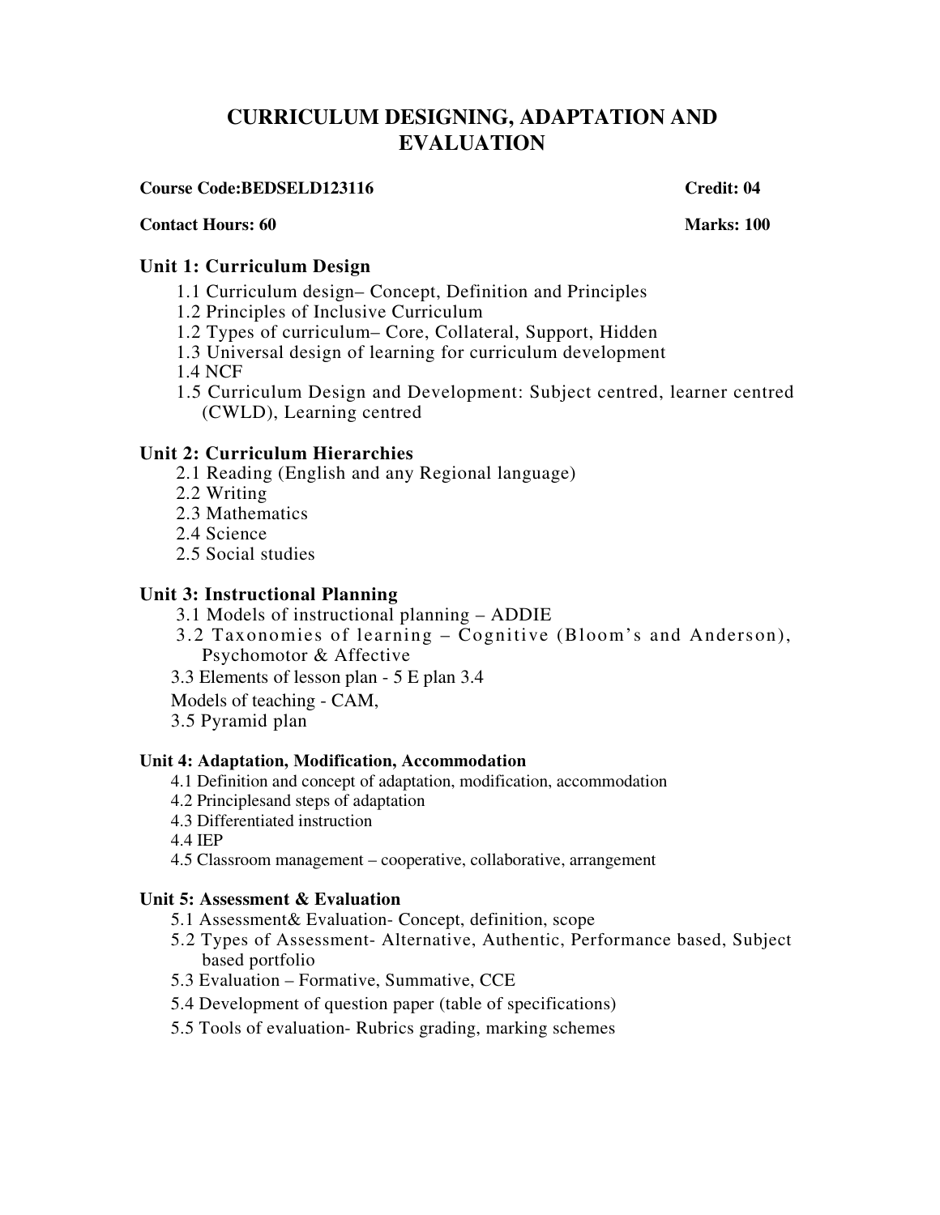# CURRICULUM DESIGNING, ADAPTATION AND EVALUATION

**Course Code:BEDSELD123116** **Credit: 04**

**Contact Hours: 60** **Marks: 100**

## Unit 1: Curriculum Design

1.1 Curriculum design– Concept, Definition and Principles
1.2 Principles of Inclusive Curriculum
1.2 Types of curriculum– Core, Collateral, Support, Hidden
1.3 Universal design of learning for curriculum development
1.4 NCF
1.5 Curriculum Design and Development: Subject centred, learner centred (CWLD), Learning centred

## Unit 2: Curriculum Hierarchies

2.1 Reading (English and any Regional language)
2.2 Writing
2.3 Mathematics
2.4 Science
2.5 Social studies

## Unit 3: Instructional Planning

3.1 Models of instructional planning – ADDIE
3.2 Taxonomies of learning – Cognitive (Bloom's and Anderson), Psychomotor & Affective
3.3 Elements of lesson plan - 5 E plan 3.4
Models of teaching - CAM,
3.5 Pyramid plan

## Unit 4: Adaptation, Modification, Accommodation

4.1 Definition and concept of adaptation, modification, accommodation
4.2 Principlesand steps of adaptation
4.3 Differentiated instruction
4.4 IEP
4.5 Classroom management – cooperative, collaborative, arrangement

## Unit 5: Assessment & Evaluation

5.1 Assessment& Evaluation- Concept, definition, scope
5.2 Types of Assessment- Alternative, Authentic, Performance based, Subject based portfolio
5.3 Evaluation – Formative, Summative, CCE
5.4 Development of question paper (table of specifications)
5.5 Tools of evaluation- Rubrics grading, marking schemes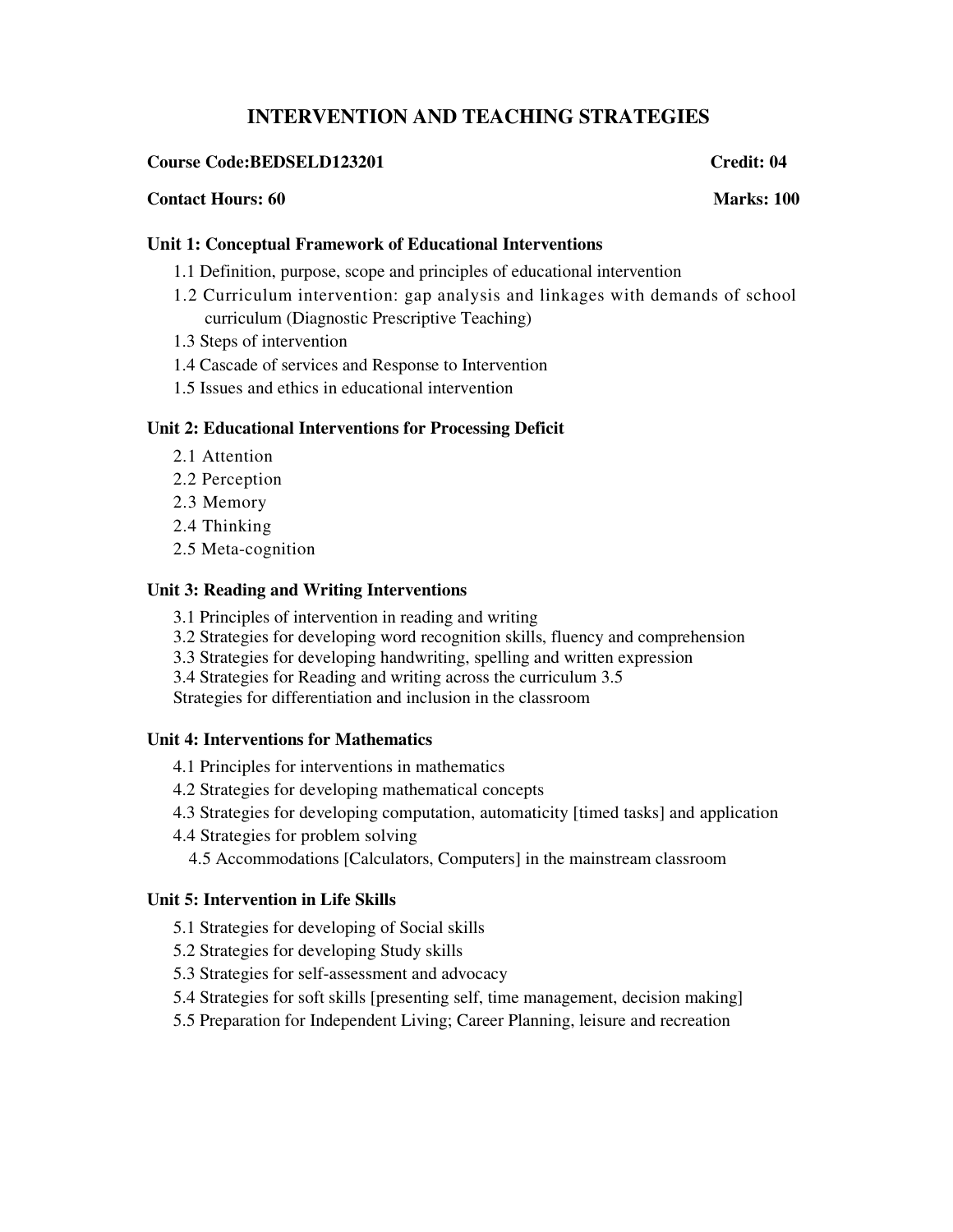# INTERVENTION AND TEACHING STRATEGIES

**Course Code:BEDSELD123201** **Credit: 04**

**Contact Hours: 60** **Marks: 100**

### Unit 1: Conceptual Framework of Educational Interventions

1.1 Definition, purpose, scope and principles of educational intervention

1.2 Curriculum intervention: gap analysis and linkages with demands of school curriculum (Diagnostic Prescriptive Teaching)

1.3 Steps of intervention

1.4 Cascade of services and Response to Intervention

1.5 Issues and ethics in educational intervention

### Unit 2: Educational Interventions for Processing Deficit

2.1 Attention

2.2 Perception

2.3 Memory

2.4 Thinking

2.5 Meta-cognition

### Unit 3: Reading and Writing Interventions

3.1 Principles of intervention in reading and writing

3.2 Strategies for developing word recognition skills, fluency and comprehension

3.3 Strategies for developing handwriting, spelling and written expression

3.4 Strategies for Reading and writing across the curriculum 3.5

Strategies for differentiation and inclusion in the classroom

### Unit 4: Interventions for Mathematics

4.1 Principles for interventions in mathematics

4.2 Strategies for developing mathematical concepts

4.3 Strategies for developing computation, automaticity [timed tasks] and application

4.4 Strategies for problem solving

4.5 Accommodations [Calculators, Computers] in the mainstream classroom

### Unit 5: Intervention in Life Skills

5.1 Strategies for developing of Social skills

5.2 Strategies for developing Study skills

5.3 Strategies for self-assessment and advocacy

5.4 Strategies for soft skills [presenting self, time management, decision making]

5.5 Preparation for Independent Living; Career Planning, leisure and recreation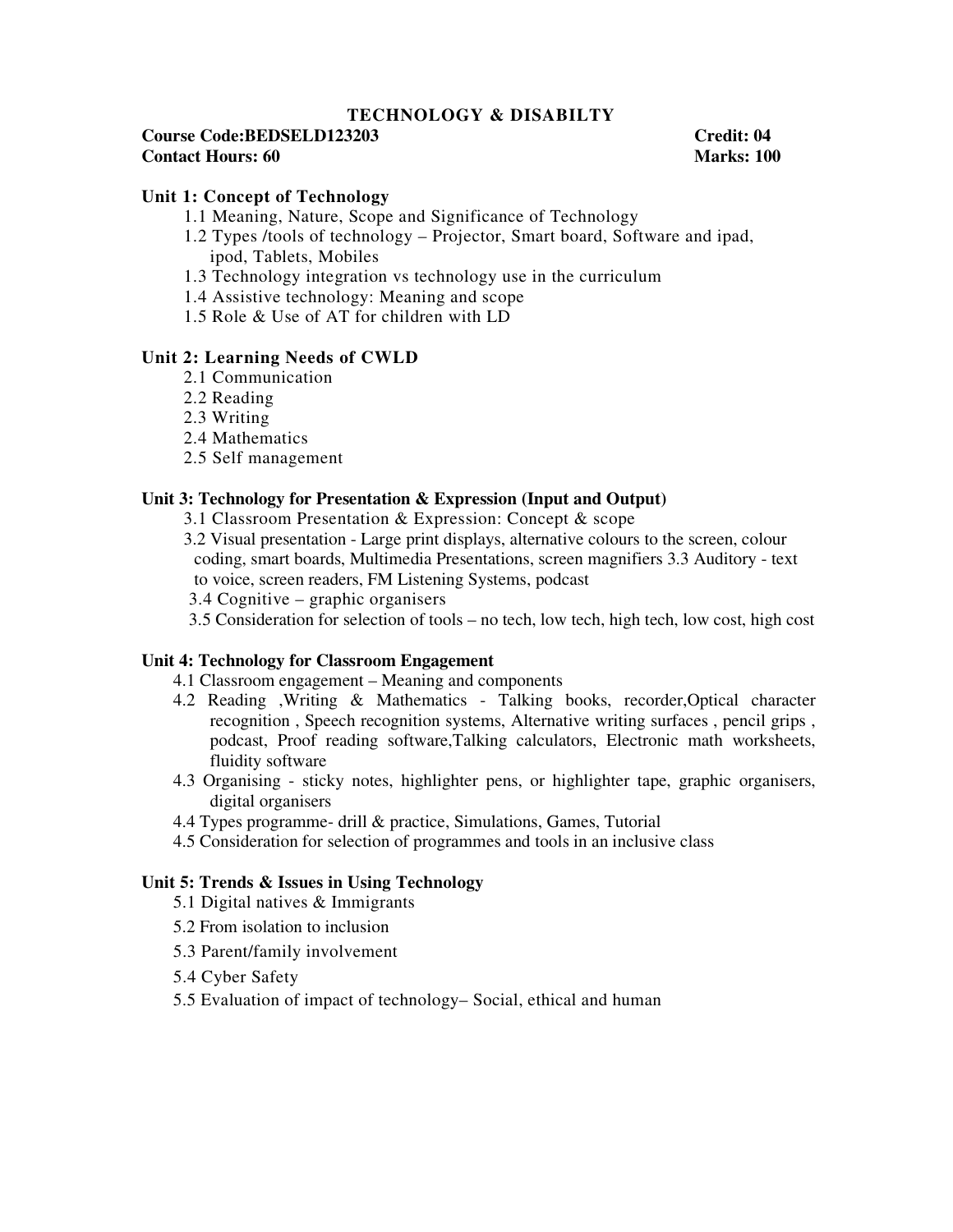## TECHNOLOGY & DISABILTY

**Course Code:BEDSELD123203** **Credit: 04**
**Contact Hours: 60** **Marks: 100**

### Unit 1: Concept of Technology

1.1 Meaning, Nature, Scope and Significance of Technology
1.2 Types /tools of technology – Projector, Smart board, Software and ipad, ipod, Tablets, Mobiles
1.3 Technology integration vs technology use in the curriculum
1.4 Assistive technology: Meaning and scope
1.5 Role & Use of AT for children with LD

### Unit 2: Learning Needs of CWLD

2.1 Communication
2.2 Reading
2.3 Writing
2.4 Mathematics
2.5 Self management

### Unit 3: Technology for Presentation & Expression (Input and Output)

3.1 Classroom Presentation & Expression: Concept & scope
3.2 Visual presentation - Large print displays, alternative colours to the screen, colour coding, smart boards, Multimedia Presentations, screen magnifiers 3.3 Auditory - text to voice, screen readers, FM Listening Systems, podcast
3.4 Cognitive – graphic organisers
3.5 Consideration for selection of tools – no tech, low tech, high tech, low cost, high cost

### Unit 4: Technology for Classroom Engagement

4.1 Classroom engagement – Meaning and components
4.2 Reading ,Writing & Mathematics - Talking books, recorder,Optical character recognition , Speech recognition systems, Alternative writing surfaces , pencil grips , podcast, Proof reading software,Talking calculators, Electronic math worksheets, fluidity software
4.3 Organising - sticky notes, highlighter pens, or highlighter tape, graphic organisers, digital organisers
4.4 Types programme- drill & practice, Simulations, Games, Tutorial
4.5 Consideration for selection of programmes and tools in an inclusive class

### Unit 5: Trends & Issues in Using Technology

5.1 Digital natives & Immigrants
5.2 From isolation to inclusion
5.3 Parent/family involvement
5.4 Cyber Safety
5.5 Evaluation of impact of technology– Social, ethical and human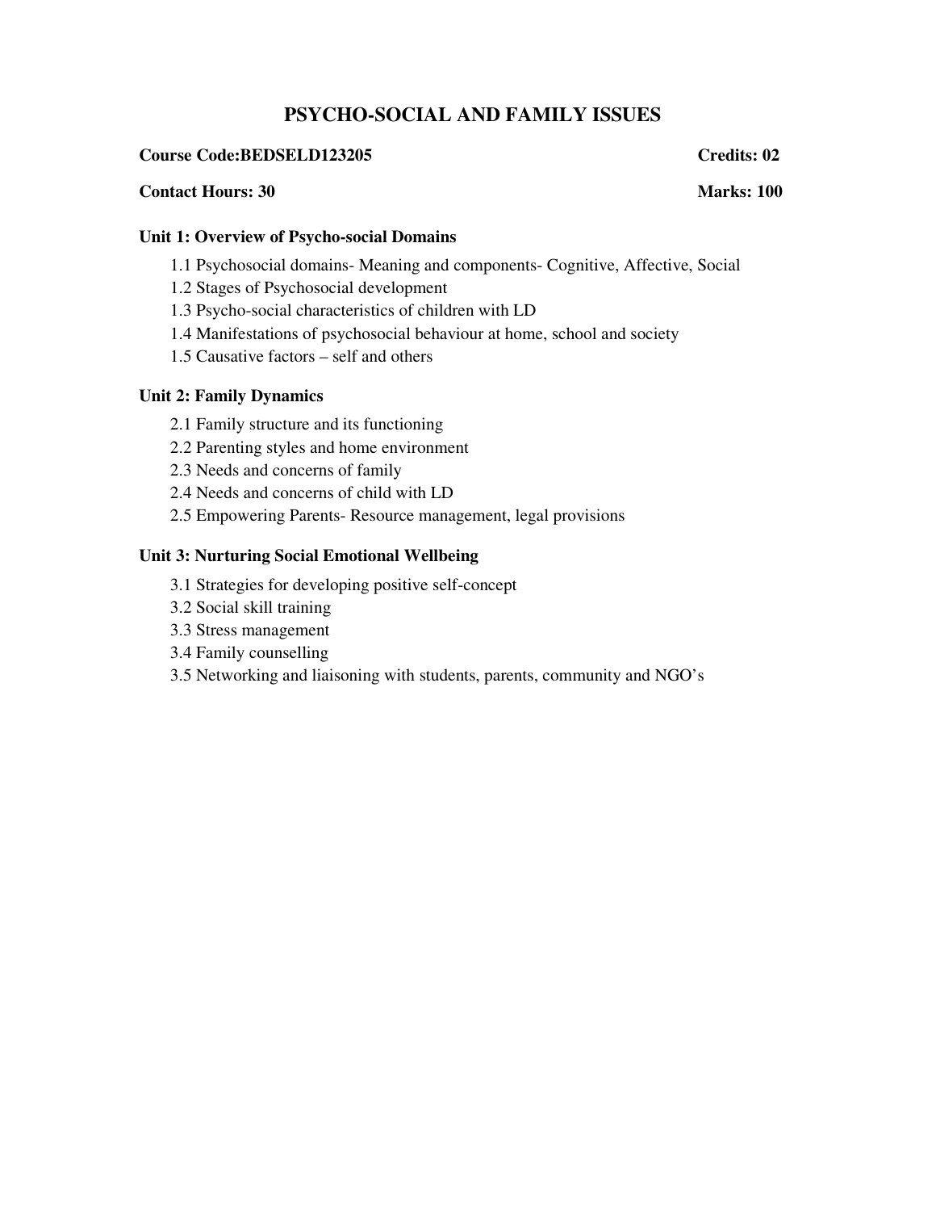# PSYCHO-SOCIAL AND FAMILY ISSUES

**Course Code:BEDSELD123205** **Credits: 02**

**Contact Hours: 30** **Marks: 100**

### Unit 1: Overview of Psycho-social Domains

1.1 Psychosocial domains- Meaning and components- Cognitive, Affective, Social
1.2 Stages of Psychosocial development
1.3 Psycho-social characteristics of children with LD
1.4 Manifestations of psychosocial behaviour at home, school and society
1.5 Causative factors – self and others

### Unit 2: Family Dynamics

2.1 Family structure and its functioning
2.2 Parenting styles and home environment
2.3 Needs and concerns of family
2.4 Needs and concerns of child with LD
2.5 Empowering Parents- Resource management, legal provisions

### Unit 3: Nurturing Social Emotional Wellbeing

3.1 Strategies for developing positive self-concept
3.2 Social skill training
3.3 Stress management
3.4 Family counselling
3.5 Networking and liaisoning with students, parents, community and NGO's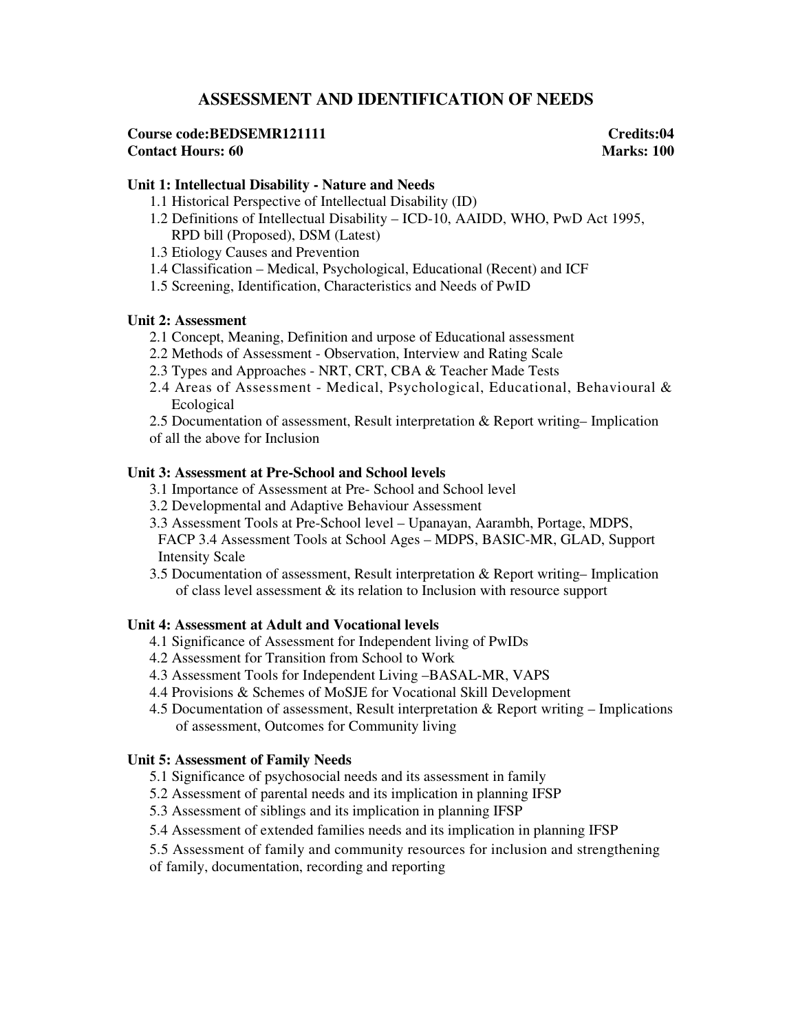# ASSESSMENT AND IDENTIFICATION OF NEEDS

**Course code:BEDSEMR121111** **Credits:04**
**Contact Hours: 60** **Marks: 100**

**Unit 1: Intellectual Disability - Nature and Needs**

1.1 Historical Perspective of Intellectual Disability (ID)
1.2 Definitions of Intellectual Disability – ICD-10, AAIDD, WHO, PwD Act 1995, RPD bill (Proposed), DSM (Latest)
1.3 Etiology Causes and Prevention
1.4 Classification – Medical, Psychological, Educational (Recent) and ICF
1.5 Screening, Identification, Characteristics and Needs of PwID

**Unit 2: Assessment**

2.1 Concept, Meaning, Definition and urpose of Educational assessment
2.2 Methods of Assessment - Observation, Interview and Rating Scale
2.3 Types and Approaches - NRT, CRT, CBA & Teacher Made Tests
2.4 Areas of Assessment - Medical, Psychological, Educational, Behavioural & Ecological
2.5 Documentation of assessment, Result interpretation & Report writing– Implication of all the above for Inclusion

**Unit 3: Assessment at Pre-School and School levels**

3.1 Importance of Assessment at Pre- School and School level
3.2 Developmental and Adaptive Behaviour Assessment
3.3 Assessment Tools at Pre-School level – Upanayan, Aarambh, Portage, MDPS, FACP 3.4 Assessment Tools at School Ages – MDPS, BASIC-MR, GLAD, Support Intensity Scale
3.5 Documentation of assessment, Result interpretation & Report writing– Implication of class level assessment & its relation to Inclusion with resource support

**Unit 4: Assessment at Adult and Vocational levels**

4.1 Significance of Assessment for Independent living of PwIDs
4.2 Assessment for Transition from School to Work
4.3 Assessment Tools for Independent Living –BASAL-MR, VAPS
4.4 Provisions & Schemes of MoSJE for Vocational Skill Development
4.5 Documentation of assessment, Result interpretation & Report writing – Implications of assessment, Outcomes for Community living

**Unit 5: Assessment of Family Needs**

5.1 Significance of psychosocial needs and its assessment in family
5.2 Assessment of parental needs and its implication in planning IFSP
5.3 Assessment of siblings and its implication in planning IFSP
5.4 Assessment of extended families needs and its implication in planning IFSP
5.5 Assessment of family and community resources for inclusion and strengthening of family, documentation, recording and reporting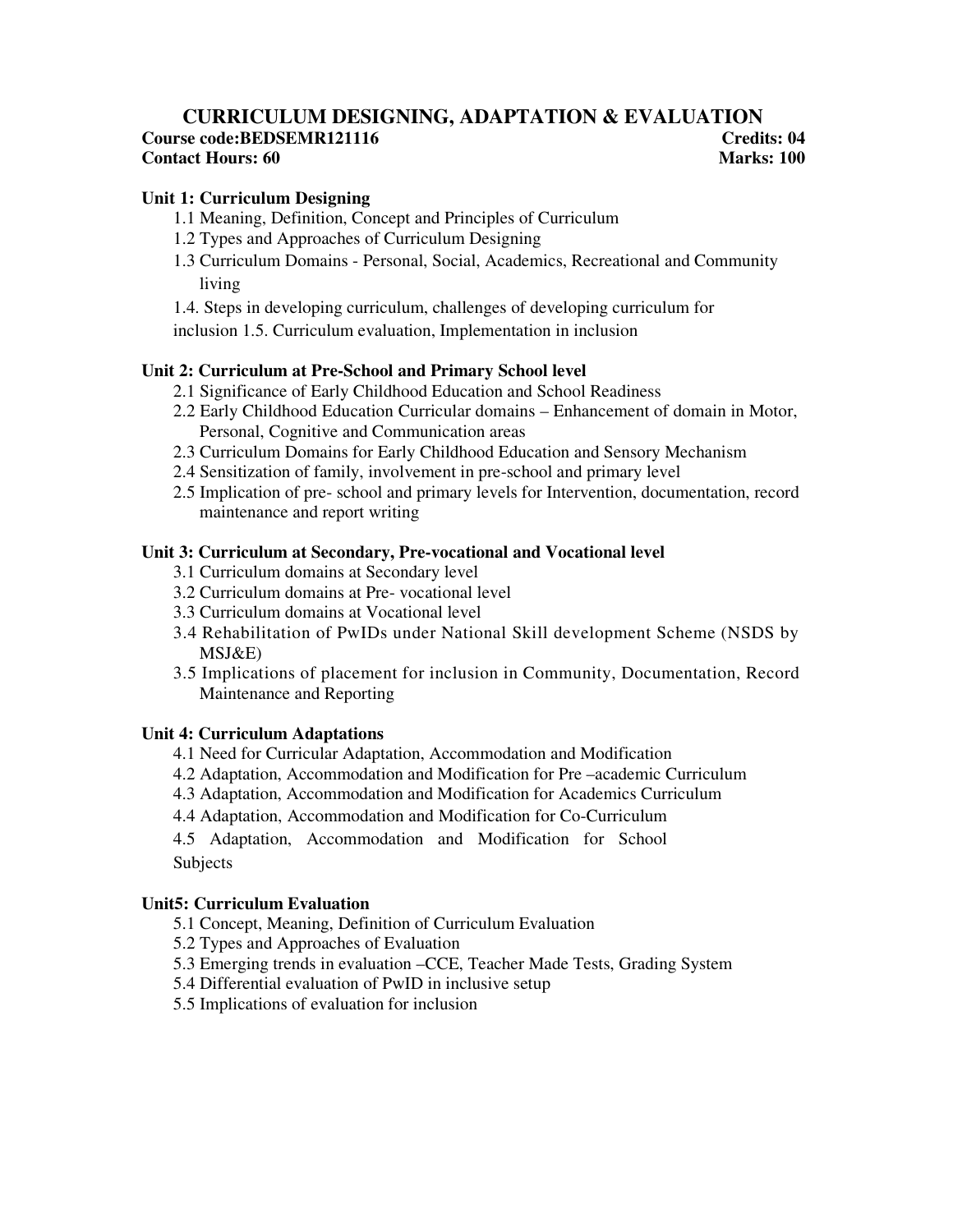# CURRICULUM DESIGNING, ADAPTATION & EVALUATION

**Course code:BEDSEMR121116** **Credits: 04**

**Contact Hours: 60** **Marks: 100**

### Unit 1: Curriculum Designing

1.1 Meaning, Definition, Concept and Principles of Curriculum

1.2 Types and Approaches of Curriculum Designing

1.3 Curriculum Domains - Personal, Social, Academics, Recreational and Community living

1.4. Steps in developing curriculum, challenges of developing curriculum for inclusion 1.5. Curriculum evaluation, Implementation in inclusion

### Unit 2: Curriculum at Pre-School and Primary School level

2.1 Significance of Early Childhood Education and School Readiness

2.2 Early Childhood Education Curricular domains – Enhancement of domain in Motor, Personal, Cognitive and Communication areas

2.3 Curriculum Domains for Early Childhood Education and Sensory Mechanism

2.4 Sensitization of family, involvement in pre-school and primary level

2.5 Implication of pre- school and primary levels for Intervention, documentation, record maintenance and report writing

### Unit 3: Curriculum at Secondary, Pre-vocational and Vocational level

3.1 Curriculum domains at Secondary level

3.2 Curriculum domains at Pre- vocational level

3.3 Curriculum domains at Vocational level

3.4 Rehabilitation of PwIDs under National Skill development Scheme (NSDS by MSJ&E)

3.5 Implications of placement for inclusion in Community, Documentation, Record Maintenance and Reporting

### Unit 4: Curriculum Adaptations

4.1 Need for Curricular Adaptation, Accommodation and Modification

4.2 Adaptation, Accommodation and Modification for Pre –academic Curriculum

4.3 Adaptation, Accommodation and Modification for Academics Curriculum

4.4 Adaptation, Accommodation and Modification for Co-Curriculum

4.5 Adaptation, Accommodation and Modification for School Subjects

### Unit5: Curriculum Evaluation

5.1 Concept, Meaning, Definition of Curriculum Evaluation

5.2 Types and Approaches of Evaluation

5.3 Emerging trends in evaluation –CCE, Teacher Made Tests, Grading System

5.4 Differential evaluation of PwID in inclusive setup

5.5 Implications of evaluation for inclusion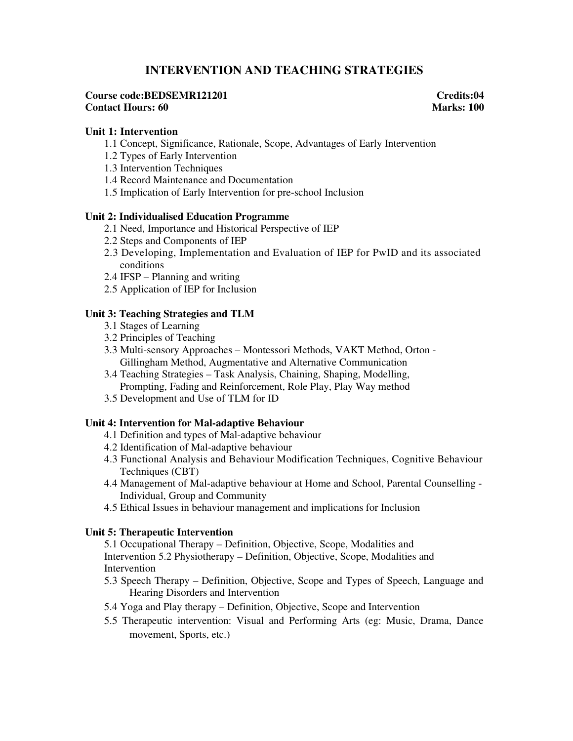# INTERVENTION AND TEACHING STRATEGIES

**Course code:BEDSEMR121201** **Credits:04**
**Contact Hours: 60** **Marks: 100**

**Unit 1: Intervention**

1.1 Concept, Significance, Rationale, Scope, Advantages of Early Intervention
1.2 Types of Early Intervention
1.3 Intervention Techniques
1.4 Record Maintenance and Documentation
1.5 Implication of Early Intervention for pre-school Inclusion

**Unit 2: Individualised Education Programme**

2.1 Need, Importance and Historical Perspective of IEP
2.2 Steps and Components of IEP
2.3 Developing, Implementation and Evaluation of IEP for PwID and its associated conditions
2.4 IFSP – Planning and writing
2.5 Application of IEP for Inclusion

**Unit 3: Teaching Strategies and TLM**

3.1 Stages of Learning
3.2 Principles of Teaching
3.3 Multi-sensory Approaches – Montessori Methods, VAKT Method, Orton - Gillingham Method, Augmentative and Alternative Communication
3.4 Teaching Strategies – Task Analysis, Chaining, Shaping, Modelling, Prompting, Fading and Reinforcement, Role Play, Play Way method
3.5 Development and Use of TLM for ID

**Unit 4: Intervention for Mal-adaptive Behaviour**

4.1 Definition and types of Mal-adaptive behaviour
4.2 Identification of Mal-adaptive behaviour
4.3 Functional Analysis and Behaviour Modification Techniques, Cognitive Behaviour Techniques (CBT)
4.4 Management of Mal-adaptive behaviour at Home and School, Parental Counselling - Individual, Group and Community
4.5 Ethical Issues in behaviour management and implications for Inclusion

**Unit 5: Therapeutic Intervention**

5.1 Occupational Therapy – Definition, Objective, Scope, Modalities and Intervention 5.2 Physiotherapy – Definition, Objective, Scope, Modalities and Intervention
5.3 Speech Therapy – Definition, Objective, Scope and Types of Speech, Language and Hearing Disorders and Intervention
5.4 Yoga and Play therapy – Definition, Objective, Scope and Intervention
5.5 Therapeutic intervention: Visual and Performing Arts (eg: Music, Drama, Dance movement, Sports, etc.)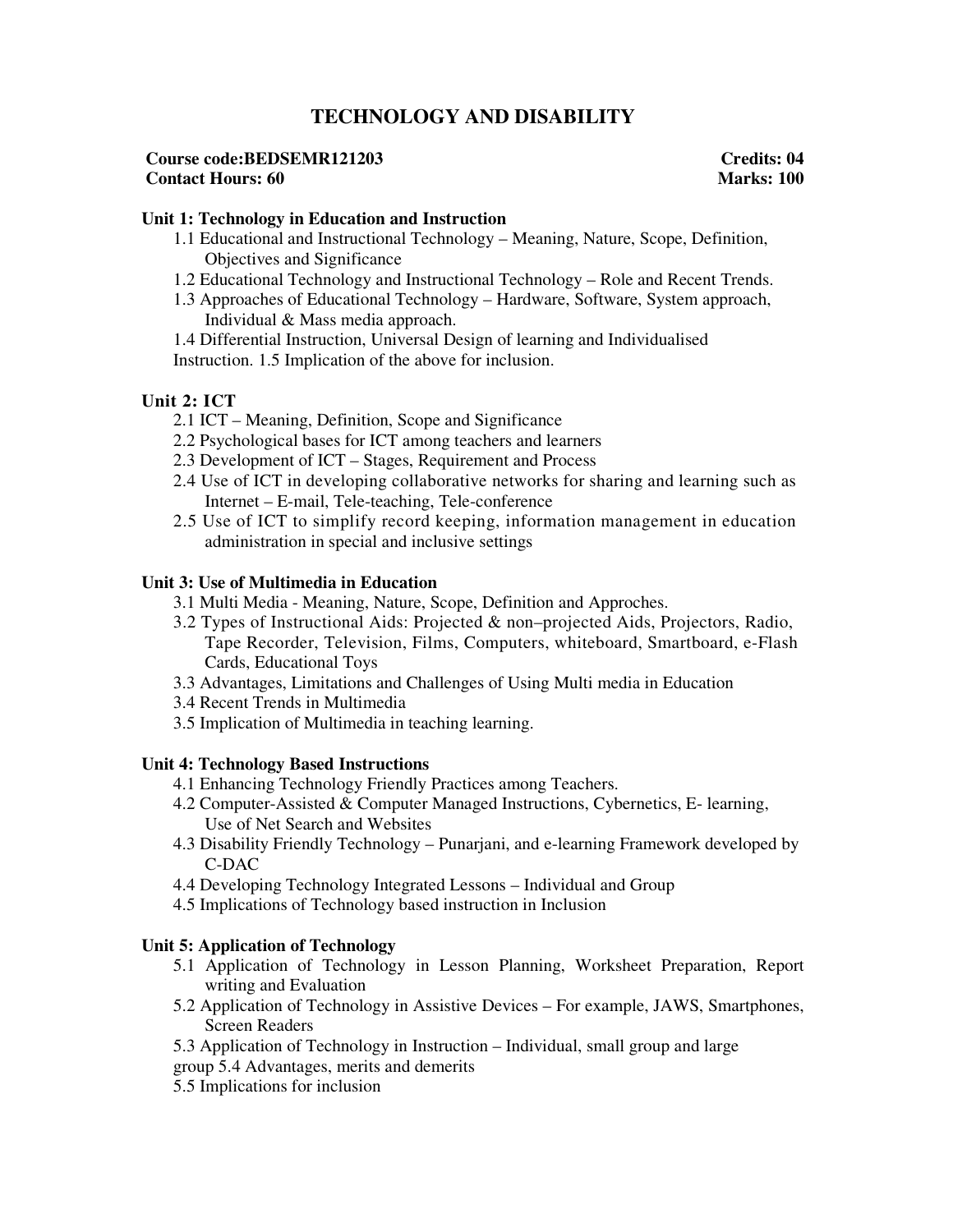# TECHNOLOGY AND DISABILITY

**Course code:BEDSEMR121203** **Credits: 04**
**Contact Hours: 60** **Marks: 100**

### Unit 1: Technology in Education and Instruction

1.1 Educational and Instructional Technology – Meaning, Nature, Scope, Definition, Objectives and Significance
1.2 Educational Technology and Instructional Technology – Role and Recent Trends.
1.3 Approaches of Educational Technology – Hardware, Software, System approach, Individual & Mass media approach.
1.4 Differential Instruction, Universal Design of learning and Individualised Instruction. 1.5 Implication of the above for inclusion.

### Unit 2: ICT

2.1 ICT – Meaning, Definition, Scope and Significance
2.2 Psychological bases for ICT among teachers and learners
2.3 Development of ICT – Stages, Requirement and Process
2.4 Use of ICT in developing collaborative networks for sharing and learning such as Internet – E-mail, Tele-teaching, Tele-conference
2.5 Use of ICT to simplify record keeping, information management in education administration in special and inclusive settings

### Unit 3: Use of Multimedia in Education

3.1 Multi Media - Meaning, Nature, Scope, Definition and Approches.
3.2 Types of Instructional Aids: Projected & non–projected Aids, Projectors, Radio, Tape Recorder, Television, Films, Computers, whiteboard, Smartboard, e-Flash Cards, Educational Toys
3.3 Advantages, Limitations and Challenges of Using Multi media in Education
3.4 Recent Trends in Multimedia
3.5 Implication of Multimedia in teaching learning.

### Unit 4: Technology Based Instructions

4.1 Enhancing Technology Friendly Practices among Teachers.
4.2 Computer-Assisted & Computer Managed Instructions, Cybernetics, E- learning, Use of Net Search and Websites
4.3 Disability Friendly Technology – Punarjani, and e-learning Framework developed by C-DAC
4.4 Developing Technology Integrated Lessons – Individual and Group
4.5 Implications of Technology based instruction in Inclusion

### Unit 5: Application of Technology

5.1 Application of Technology in Lesson Planning, Worksheet Preparation, Report writing and Evaluation
5.2 Application of Technology in Assistive Devices – For example, JAWS, Smartphones, Screen Readers
5.3 Application of Technology in Instruction – Individual, small group and large group 5.4 Advantages, merits and demerits
5.5 Implications for inclusion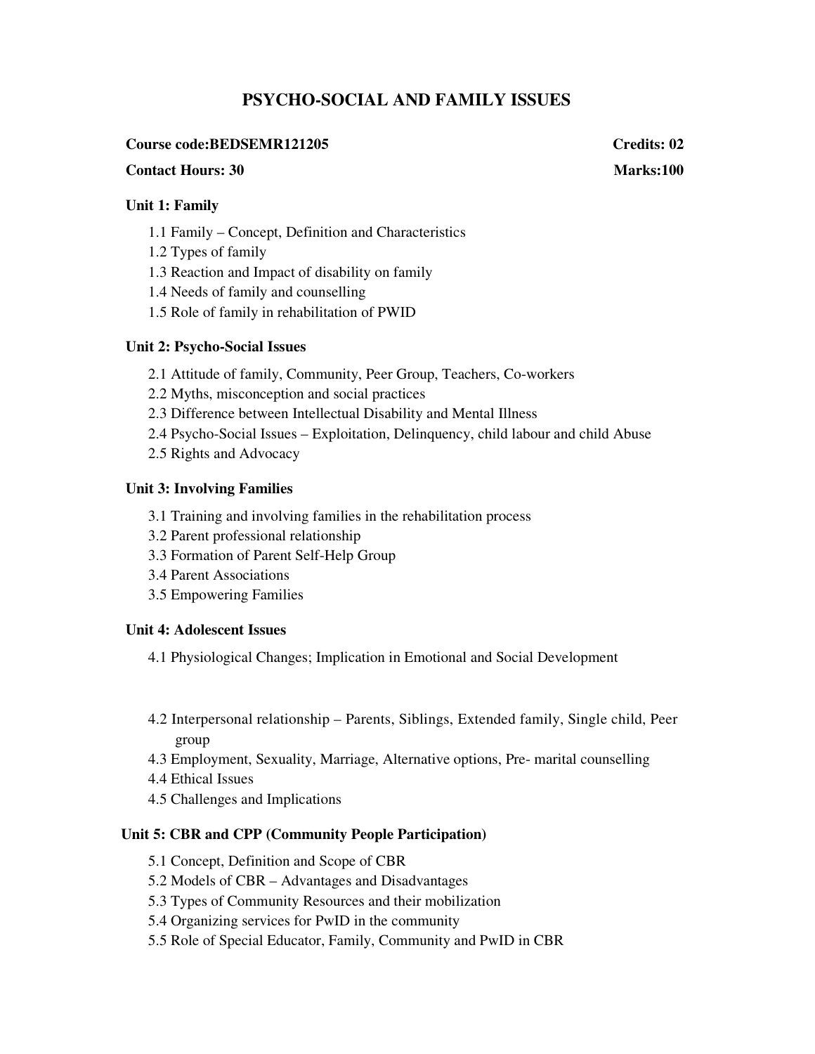# PSYCHO-SOCIAL AND FAMILY ISSUES

**Course code:BEDSEMR121205** **Credits: 02**

**Contact Hours: 30** **Marks:100**

### Unit 1: Family

1.1 Family – Concept, Definition and Characteristics
1.2 Types of family
1.3 Reaction and Impact of disability on family
1.4 Needs of family and counselling
1.5 Role of family in rehabilitation of PWID

### Unit 2: Psycho-Social Issues

2.1 Attitude of family, Community, Peer Group, Teachers, Co-workers
2.2 Myths, misconception and social practices
2.3 Difference between Intellectual Disability and Mental Illness
2.4 Psycho-Social Issues – Exploitation, Delinquency, child labour and child Abuse
2.5 Rights and Advocacy

### Unit 3: Involving Families

3.1 Training and involving families in the rehabilitation process
3.2 Parent professional relationship
3.3 Formation of Parent Self-Help Group
3.4 Parent Associations
3.5 Empowering Families

### Unit 4: Adolescent Issues

4.1 Physiological Changes; Implication in Emotional and Social Development

4.2 Interpersonal relationship – Parents, Siblings, Extended family, Single child, Peer group
4.3 Employment, Sexuality, Marriage, Alternative options, Pre- marital counselling
4.4 Ethical Issues
4.5 Challenges and Implications

### Unit 5: CBR and CPP (Community People Participation)

5.1 Concept, Definition and Scope of CBR
5.2 Models of CBR – Advantages and Disadvantages
5.3 Types of Community Resources and their mobilization
5.4 Organizing services for PwID in the community
5.5 Role of Special Educator, Family, Community and PwID in CBR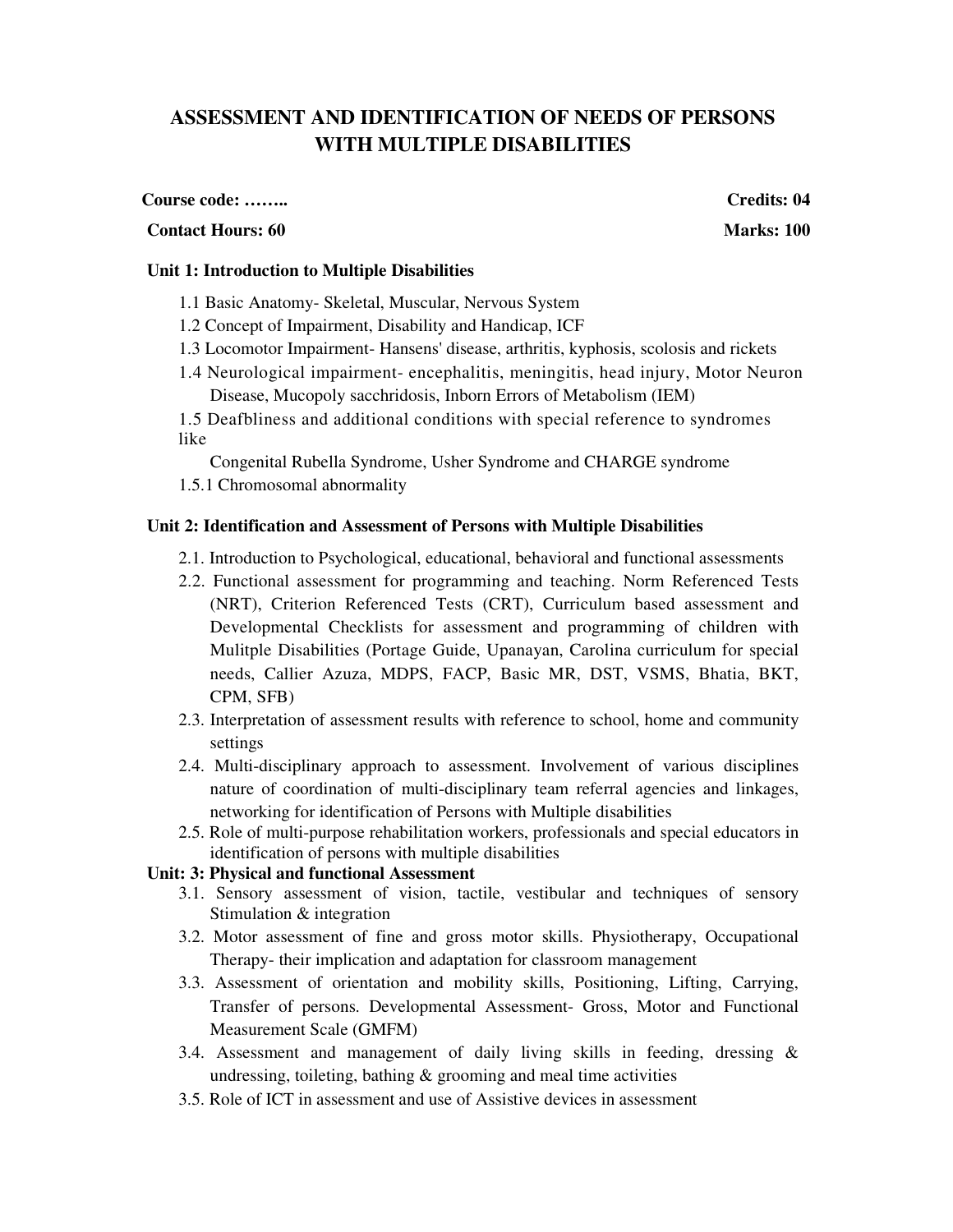# ASSESSMENT AND IDENTIFICATION OF NEEDS OF PERSONS WITH MULTIPLE DISABILITIES

**Course code: ……..** **Credits: 04**

**Contact Hours: 60** **Marks: 100**

### Unit 1: Introduction to Multiple Disabilities

1.1 Basic Anatomy- Skeletal, Muscular, Nervous System

1.2 Concept of Impairment, Disability and Handicap, ICF

1.3 Locomotor Impairment- Hansens' disease, arthritis, kyphosis, scolosis and rickets

1.4 Neurological impairment- encephalitis, meningitis, head injury, Motor Neuron Disease, Mucopoly sacchridosis, Inborn Errors of Metabolism (IEM)

1.5 Deafbliness and additional conditions with special reference to syndromes like Congenital Rubella Syndrome, Usher Syndrome and CHARGE syndrome

1.5.1 Chromosomal abnormality

### Unit 2: Identification and Assessment of Persons with Multiple Disabilities

2.1. Introduction to Psychological, educational, behavioral and functional assessments

2.2. Functional assessment for programming and teaching. Norm Referenced Tests (NRT), Criterion Referenced Tests (CRT), Curriculum based assessment and Developmental Checklists for assessment and programming of children with Mulitple Disabilities (Portage Guide, Upanayan, Carolina curriculum for special needs, Callier Azuza, MDPS, FACP, Basic MR, DST, VSMS, Bhatia, BKT, CPM, SFB)

2.3. Interpretation of assessment results with reference to school, home and community settings

2.4. Multi-disciplinary approach to assessment. Involvement of various disciplines nature of coordination of multi-disciplinary team referral agencies and linkages, networking for identification of Persons with Multiple disabilities

2.5. Role of multi-purpose rehabilitation workers, professionals and special educators in identification of persons with multiple disabilities

### Unit: 3: Physical and functional Assessment

3.1. Sensory assessment of vision, tactile, vestibular and techniques of sensory Stimulation & integration

3.2. Motor assessment of fine and gross motor skills. Physiotherapy, Occupational Therapy- their implication and adaptation for classroom management

3.3. Assessment of orientation and mobility skills, Positioning, Lifting, Carrying, Transfer of persons. Developmental Assessment- Gross, Motor and Functional Measurement Scale (GMFM)

3.4. Assessment and management of daily living skills in feeding, dressing & undressing, toileting, bathing & grooming and meal time activities

3.5. Role of ICT in assessment and use of Assistive devices in assessment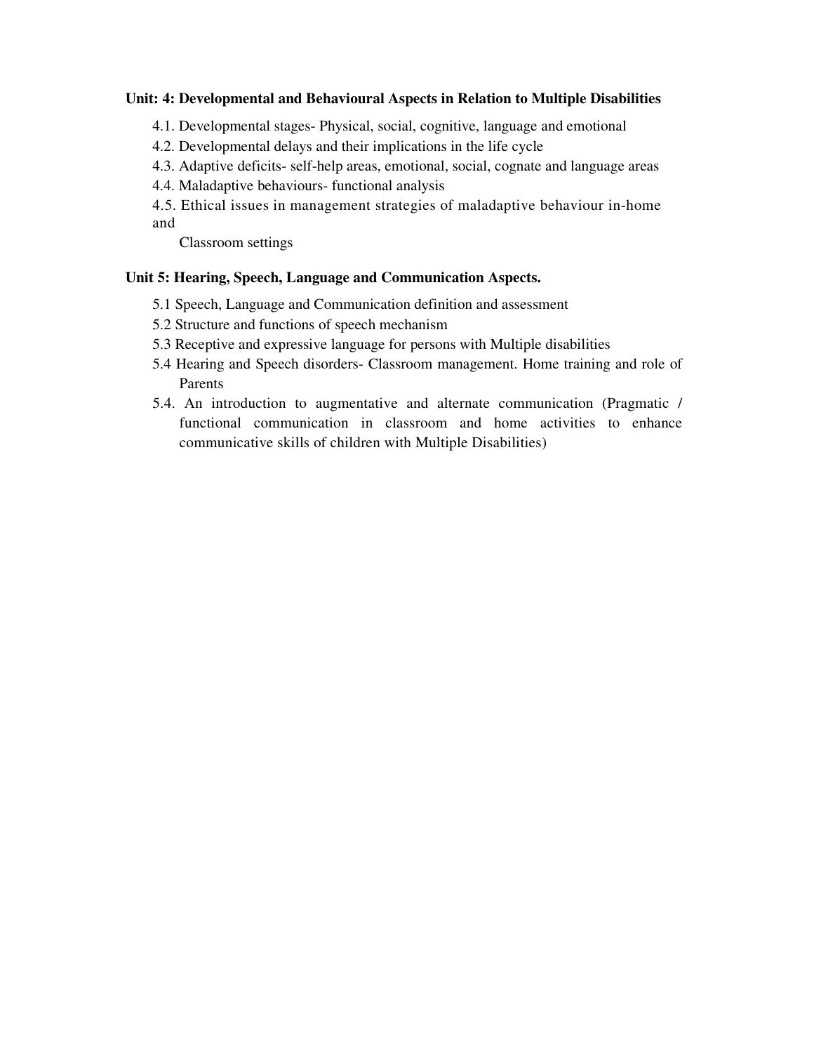**Unit: 4: Developmental and Behavioural Aspects in Relation to Multiple Disabilities**

4.1. Developmental stages- Physical, social, cognitive, language and emotional

4.2. Developmental delays and their implications in the life cycle

4.3. Adaptive deficits- self-help areas, emotional, social, cognate and language areas

4.4. Maladaptive behaviours- functional analysis

4.5. Ethical issues in management strategies of maladaptive behaviour in-home and Classroom settings

**Unit 5: Hearing, Speech, Language and Communication Aspects.**

5.1 Speech, Language and Communication definition and assessment

5.2 Structure and functions of speech mechanism

5.3 Receptive and expressive language for persons with Multiple disabilities

5.4 Hearing and Speech disorders- Classroom management. Home training and role of Parents

5.4. An introduction to augmentative and alternate communication (Pragmatic / functional communication in classroom and home activities to enhance communicative skills of children with Multiple Disabilities)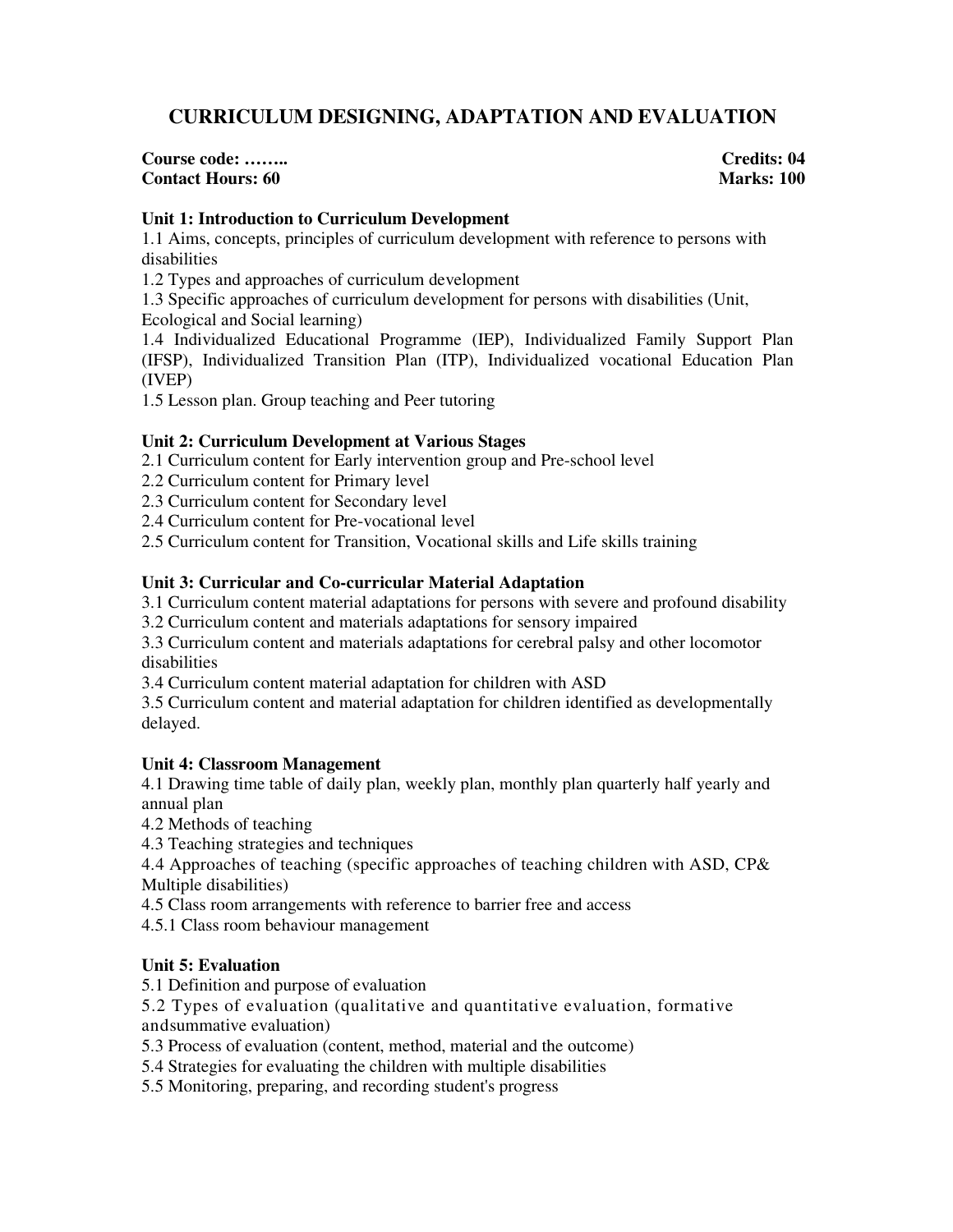# CURRICULUM DESIGNING, ADAPTATION AND EVALUATION

**Course code: ……..** **Credits: 04**
**Contact Hours: 60** **Marks: 100**

**Unit 1: Introduction to Curriculum Development**

1.1 Aims, concepts, principles of curriculum development with reference to persons with disabilities
1.2 Types and approaches of curriculum development
1.3 Specific approaches of curriculum development for persons with disabilities (Unit, Ecological and Social learning)
1.4 Individualized Educational Programme (IEP), Individualized Family Support Plan (IFSP), Individualized Transition Plan (ITP), Individualized vocational Education Plan (IVEP)
1.5 Lesson plan. Group teaching and Peer tutoring

**Unit 2: Curriculum Development at Various Stages**

2.1 Curriculum content for Early intervention group and Pre-school level
2.2 Curriculum content for Primary level
2.3 Curriculum content for Secondary level
2.4 Curriculum content for Pre-vocational level
2.5 Curriculum content for Transition, Vocational skills and Life skills training

**Unit 3: Curricular and Co-curricular Material Adaptation**

3.1 Curriculum content material adaptations for persons with severe and profound disability
3.2 Curriculum content and materials adaptations for sensory impaired
3.3 Curriculum content and materials adaptations for cerebral palsy and other locomotor disabilities
3.4 Curriculum content material adaptation for children with ASD
3.5 Curriculum content and material adaptation for children identified as developmentally delayed.

**Unit 4: Classroom Management**

4.1 Drawing time table of daily plan, weekly plan, monthly plan quarterly half yearly and annual plan
4.2 Methods of teaching
4.3 Teaching strategies and techniques
4.4 Approaches of teaching (specific approaches of teaching children with ASD, CP& Multiple disabilities)
4.5 Class room arrangements with reference to barrier free and access
4.5.1 Class room behaviour management

**Unit 5: Evaluation**

5.1 Definition and purpose of evaluation
5.2 Types of evaluation (qualitative and quantitative evaluation, formative andsummative evaluation)
5.3 Process of evaluation (content, method, material and the outcome)
5.4 Strategies for evaluating the children with multiple disabilities
5.5 Monitoring, preparing, and recording student's progress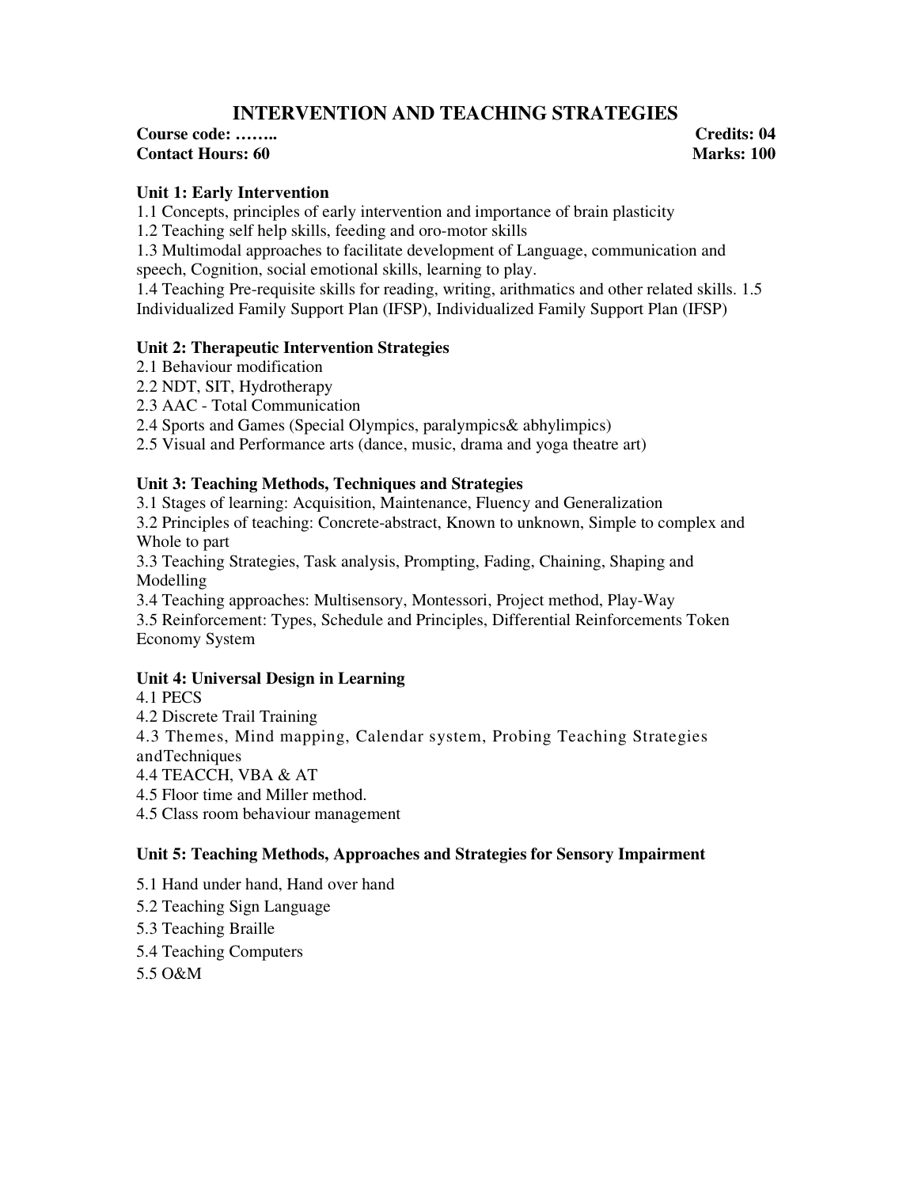# INTERVENTION AND TEACHING STRATEGIES

**Course code: ……..** **Credits: 04**
**Contact Hours: 60** **Marks: 100**

**Unit 1: Early Intervention**

1.1 Concepts, principles of early intervention and importance of brain plasticity
1.2 Teaching self help skills, feeding and oro-motor skills
1.3 Multimodal approaches to facilitate development of Language, communication and speech, Cognition, social emotional skills, learning to play.
1.4 Teaching Pre-requisite skills for reading, writing, arithmatics and other related skills. 1.5 Individualized Family Support Plan (IFSP), Individualized Family Support Plan (IFSP)

**Unit 2: Therapeutic Intervention Strategies**

2.1 Behaviour modification
2.2 NDT, SIT, Hydrotherapy
2.3 AAC - Total Communication
2.4 Sports and Games (Special Olympics, paralympics& abhylimpics)
2.5 Visual and Performance arts (dance, music, drama and yoga theatre art)

**Unit 3: Teaching Methods, Techniques and Strategies**

3.1 Stages of learning: Acquisition, Maintenance, Fluency and Generalization
3.2 Principles of teaching: Concrete-abstract, Known to unknown, Simple to complex and Whole to part
3.3 Teaching Strategies, Task analysis, Prompting, Fading, Chaining, Shaping and Modelling
3.4 Teaching approaches: Multisensory, Montessori, Project method, Play-Way
3.5 Reinforcement: Types, Schedule and Principles, Differential Reinforcements Token Economy System

**Unit 4: Universal Design in Learning**

4.1 PECS
4.2 Discrete Trail Training
4.3 Themes, Mind mapping, Calendar system, Probing Teaching Strategies andTechniques
4.4 TEACCH, VBA & AT
4.5 Floor time and Miller method.
4.5 Class room behaviour management

**Unit 5: Teaching Methods, Approaches and Strategies for Sensory Impairment**

5.1 Hand under hand, Hand over hand
5.2 Teaching Sign Language
5.3 Teaching Braille
5.4 Teaching Computers
5.5 O&M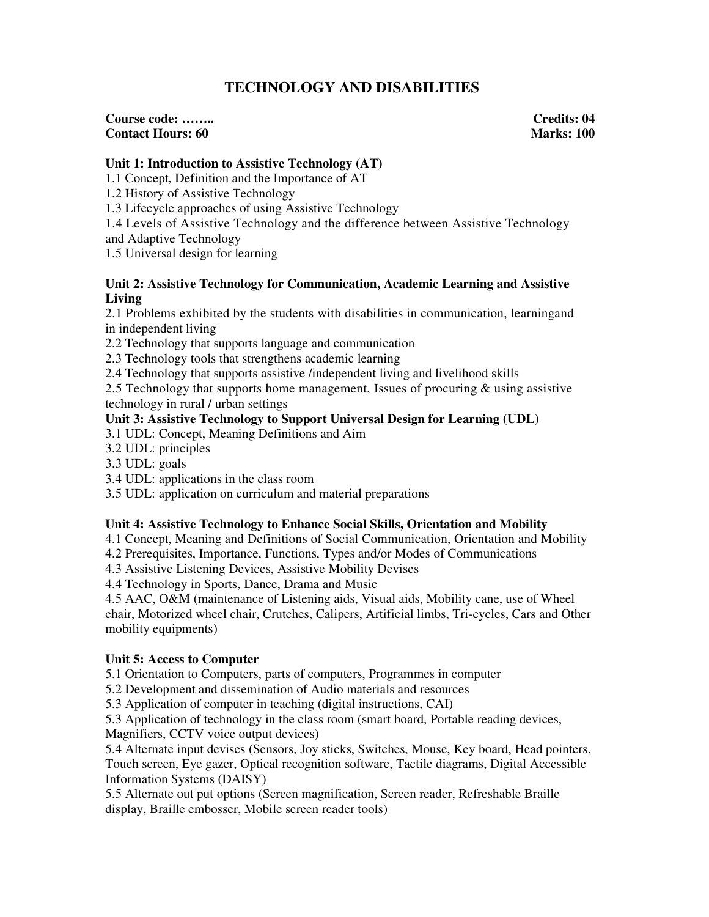# TECHNOLOGY AND DISABILITIES

**Course code: ……..** **Credits: 04**
**Contact Hours: 60** **Marks: 100**

**Unit 1: Introduction to Assistive Technology (AT)**

1.1 Concept, Definition and the Importance of AT
1.2 History of Assistive Technology
1.3 Lifecycle approaches of using Assistive Technology
1.4 Levels of Assistive Technology and the difference between Assistive Technology and Adaptive Technology
1.5 Universal design for learning

**Unit 2: Assistive Technology for Communication, Academic Learning and Assistive Living**

2.1 Problems exhibited by the students with disabilities in communication, learningand in independent living
2.2 Technology that supports language and communication
2.3 Technology tools that strengthens academic learning
2.4 Technology that supports assistive /independent living and livelihood skills
2.5 Technology that supports home management, Issues of procuring & using assistive technology in rural / urban settings

**Unit 3: Assistive Technology to Support Universal Design for Learning (UDL)**

3.1 UDL: Concept, Meaning Definitions and Aim
3.2 UDL: principles
3.3 UDL: goals
3.4 UDL: applications in the class room
3.5 UDL: application on curriculum and material preparations

**Unit 4: Assistive Technology to Enhance Social Skills, Orientation and Mobility**

4.1 Concept, Meaning and Definitions of Social Communication, Orientation and Mobility
4.2 Prerequisites, Importance, Functions, Types and/or Modes of Communications
4.3 Assistive Listening Devices, Assistive Mobility Devises
4.4 Technology in Sports, Dance, Drama and Music
4.5 AAC, O&M (maintenance of Listening aids, Visual aids, Mobility cane, use of Wheel chair, Motorized wheel chair, Crutches, Calipers, Artificial limbs, Tri-cycles, Cars and Other mobility equipments)

**Unit 5: Access to Computer**

5.1 Orientation to Computers, parts of computers, Programmes in computer
5.2 Development and dissemination of Audio materials and resources
5.3 Application of computer in teaching (digital instructions, CAI)
5.3 Application of technology in the class room (smart board, Portable reading devices, Magnifiers, CCTV voice output devices)
5.4 Alternate input devises (Sensors, Joy sticks, Switches, Mouse, Key board, Head pointers, Touch screen, Eye gazer, Optical recognition software, Tactile diagrams, Digital Accessible Information Systems (DAISY)
5.5 Alternate out put options (Screen magnification, Screen reader, Refreshable Braille display, Braille embosser, Mobile screen reader tools)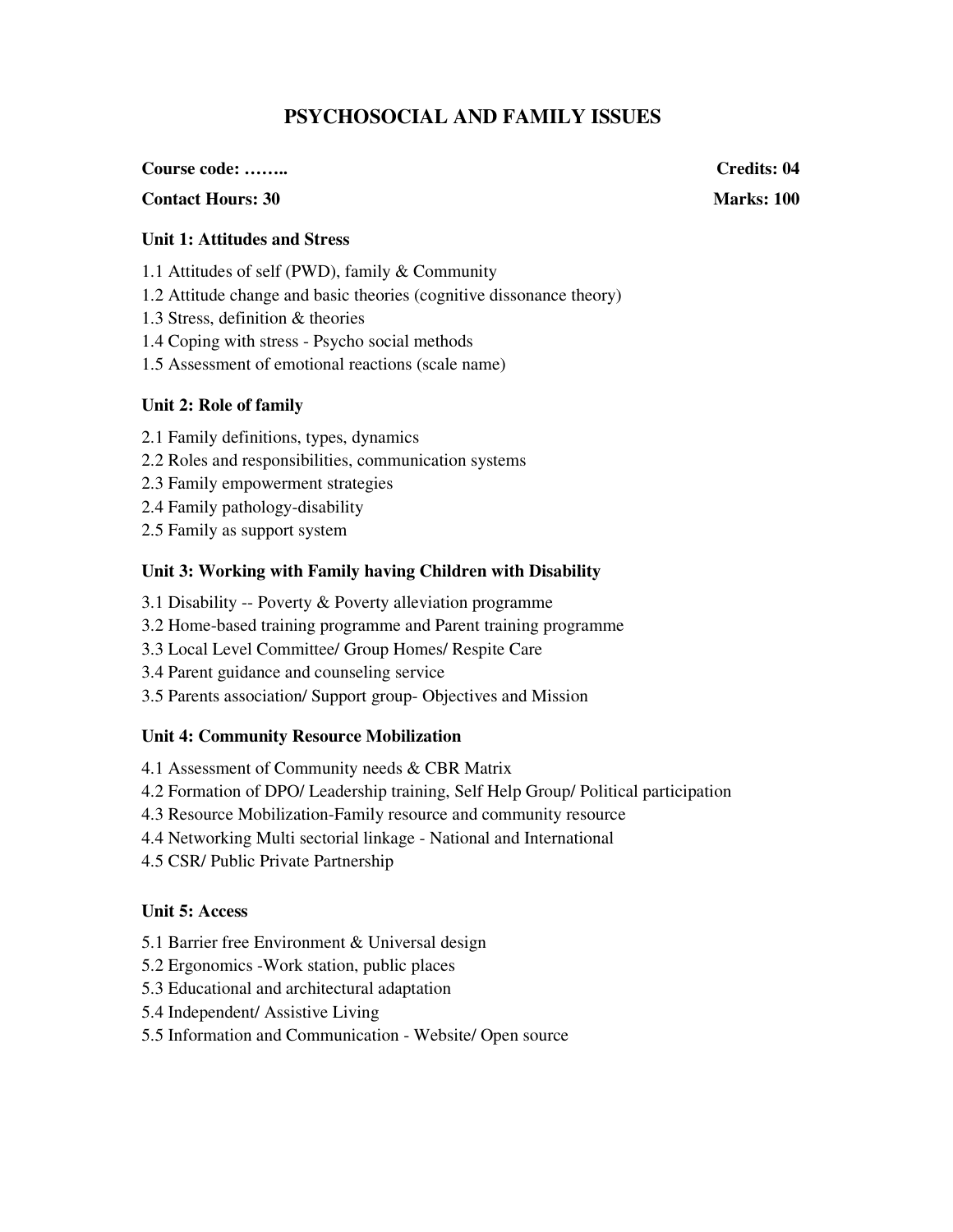# PSYCHOSOCIAL AND FAMILY ISSUES

**Course code: ……..** **Credits: 04**

**Contact Hours: 30** **Marks: 100**

### Unit 1: Attitudes and Stress

1.1 Attitudes of self (PWD), family & Community
1.2 Attitude change and basic theories (cognitive dissonance theory)
1.3 Stress, definition & theories
1.4 Coping with stress - Psycho social methods
1.5 Assessment of emotional reactions (scale name)

### Unit 2: Role of family

2.1 Family definitions, types, dynamics
2.2 Roles and responsibilities, communication systems
2.3 Family empowerment strategies
2.4 Family pathology-disability
2.5 Family as support system

### Unit 3: Working with Family having Children with Disability

3.1 Disability -- Poverty & Poverty alleviation programme
3.2 Home-based training programme and Parent training programme
3.3 Local Level Committee/ Group Homes/ Respite Care
3.4 Parent guidance and counseling service
3.5 Parents association/ Support group- Objectives and Mission

### Unit 4: Community Resource Mobilization

4.1 Assessment of Community needs & CBR Matrix
4.2 Formation of DPO/ Leadership training, Self Help Group/ Political participation
4.3 Resource Mobilization-Family resource and community resource
4.4 Networking Multi sectorial linkage - National and International
4.5 CSR/ Public Private Partnership

### Unit 5: Access

5.1 Barrier free Environment & Universal design
5.2 Ergonomics -Work station, public places
5.3 Educational and architectural adaptation
5.4 Independent/ Assistive Living
5.5 Information and Communication - Website/ Open source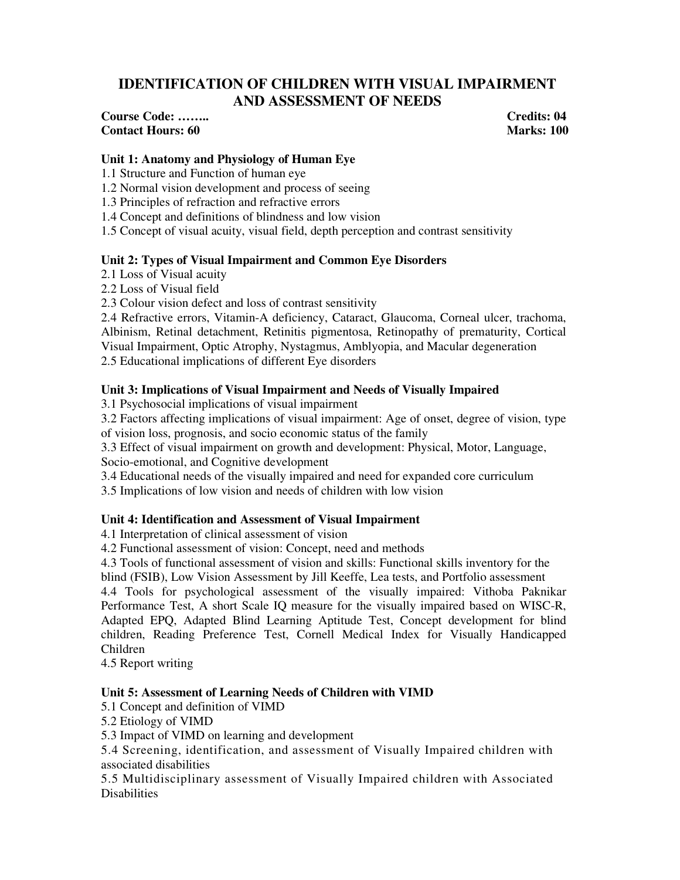# IDENTIFICATION OF CHILDREN WITH VISUAL IMPAIRMENT AND ASSESSMENT OF NEEDS

**Course Code: ……..** **Credits: 04**
**Contact Hours: 60** **Marks: 100**

### Unit 1: Anatomy and Physiology of Human Eye

1.1 Structure and Function of human eye
1.2 Normal vision development and process of seeing
1.3 Principles of refraction and refractive errors
1.4 Concept and definitions of blindness and low vision
1.5 Concept of visual acuity, visual field, depth perception and contrast sensitivity

### Unit 2: Types of Visual Impairment and Common Eye Disorders

2.1 Loss of Visual acuity
2.2 Loss of Visual field
2.3 Colour vision defect and loss of contrast sensitivity
2.4 Refractive errors, Vitamin-A deficiency, Cataract, Glaucoma, Corneal ulcer, trachoma, Albinism, Retinal detachment, Retinitis pigmentosa, Retinopathy of prematurity, Cortical Visual Impairment, Optic Atrophy, Nystagmus, Amblyopia, and Macular degeneration
2.5 Educational implications of different Eye disorders

### Unit 3: Implications of Visual Impairment and Needs of Visually Impaired

3.1 Psychosocial implications of visual impairment
3.2 Factors affecting implications of visual impairment: Age of onset, degree of vision, type of vision loss, prognosis, and socio economic status of the family
3.3 Effect of visual impairment on growth and development: Physical, Motor, Language, Socio-emotional, and Cognitive development
3.4 Educational needs of the visually impaired and need for expanded core curriculum
3.5 Implications of low vision and needs of children with low vision

### Unit 4: Identification and Assessment of Visual Impairment

4.1 Interpretation of clinical assessment of vision
4.2 Functional assessment of vision: Concept, need and methods
4.3 Tools of functional assessment of vision and skills: Functional skills inventory for the blind (FSIB), Low Vision Assessment by Jill Keeffe, Lea tests, and Portfolio assessment
4.4 Tools for psychological assessment of the visually impaired: Vithoba Paknikar Performance Test, A short Scale IQ measure for the visually impaired based on WISC-R, Adapted EPQ, Adapted Blind Learning Aptitude Test, Concept development for blind children, Reading Preference Test, Cornell Medical Index for Visually Handicapped Children
4.5 Report writing

### Unit 5: Assessment of Learning Needs of Children with VIMD

5.1 Concept and definition of VIMD
5.2 Etiology of VIMD
5.3 Impact of VIMD on learning and development
5.4 Screening, identification, and assessment of Visually Impaired children with associated disabilities
5.5 Multidisciplinary assessment of Visually Impaired children with Associated Disabilities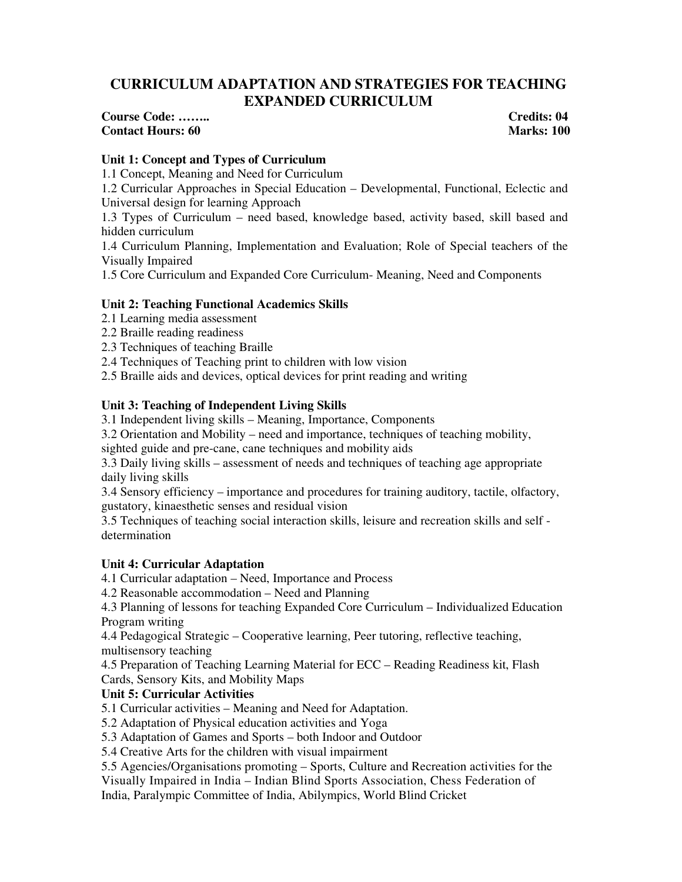# CURRICULUM ADAPTATION AND STRATEGIES FOR TEACHING EXPANDED CURRICULUM

**Course Code: ……..** **Credits: 04**
**Contact Hours: 60** **Marks: 100**

### Unit 1: Concept and Types of Curriculum

1.1 Concept, Meaning and Need for Curriculum
1.2 Curricular Approaches in Special Education – Developmental, Functional, Eclectic and Universal design for learning Approach
1.3 Types of Curriculum – need based, knowledge based, activity based, skill based and hidden curriculum
1.4 Curriculum Planning, Implementation and Evaluation; Role of Special teachers of the Visually Impaired
1.5 Core Curriculum and Expanded Core Curriculum- Meaning, Need and Components

### Unit 2: Teaching Functional Academics Skills

2.1 Learning media assessment
2.2 Braille reading readiness
2.3 Techniques of teaching Braille
2.4 Techniques of Teaching print to children with low vision
2.5 Braille aids and devices, optical devices for print reading and writing

### Unit 3: Teaching of Independent Living Skills

3.1 Independent living skills – Meaning, Importance, Components
3.2 Orientation and Mobility – need and importance, techniques of teaching mobility, sighted guide and pre-cane, cane techniques and mobility aids
3.3 Daily living skills – assessment of needs and techniques of teaching age appropriate daily living skills
3.4 Sensory efficiency – importance and procedures for training auditory, tactile, olfactory, gustatory, kinaesthetic senses and residual vision
3.5 Techniques of teaching social interaction skills, leisure and recreation skills and self - determination

### Unit 4: Curricular Adaptation

4.1 Curricular adaptation – Need, Importance and Process
4.2 Reasonable accommodation – Need and Planning
4.3 Planning of lessons for teaching Expanded Core Curriculum – Individualized Education Program writing
4.4 Pedagogical Strategic – Cooperative learning, Peer tutoring, reflective teaching, multisensory teaching
4.5 Preparation of Teaching Learning Material for ECC – Reading Readiness kit, Flash Cards, Sensory Kits, and Mobility Maps

### Unit 5: Curricular Activities

5.1 Curricular activities – Meaning and Need for Adaptation.
5.2 Adaptation of Physical education activities and Yoga
5.3 Adaptation of Games and Sports – both Indoor and Outdoor
5.4 Creative Arts for the children with visual impairment
5.5 Agencies/Organisations promoting – Sports, Culture and Recreation activities for the Visually Impaired in India – Indian Blind Sports Association, Chess Federation of India, Paralympic Committee of India, Abilympics, World Blind Cricket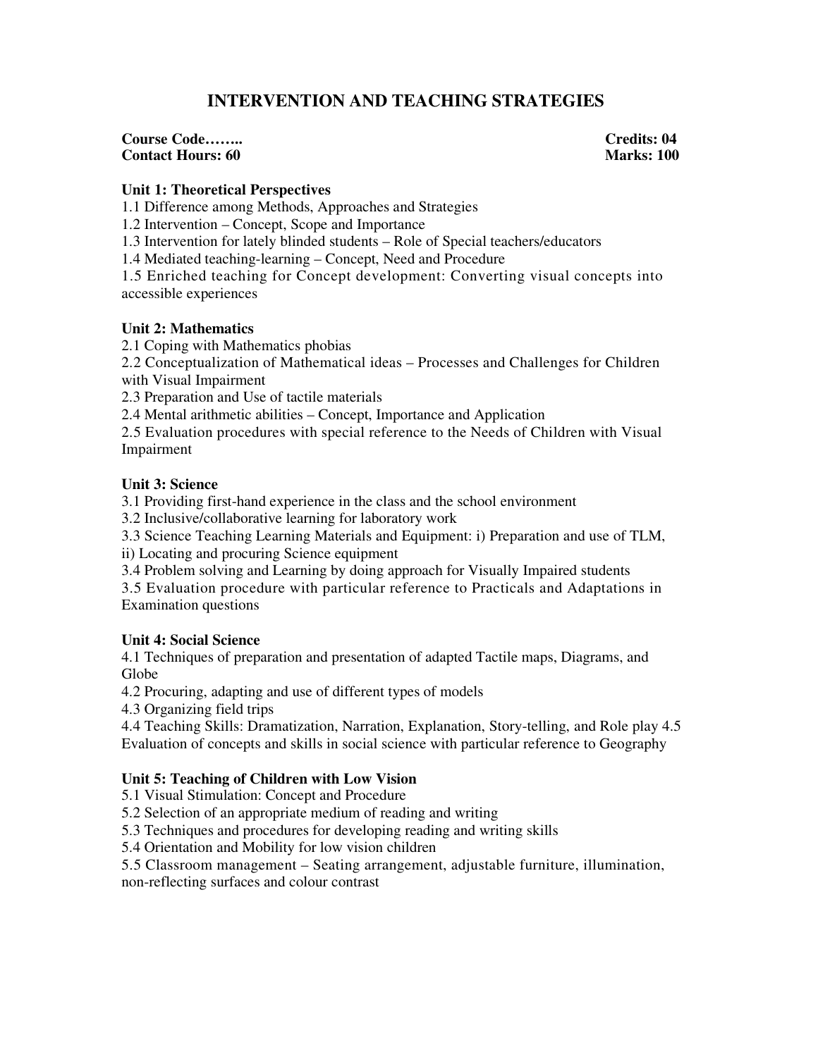# INTERVENTION AND TEACHING STRATEGIES

**Course Code……..** **Credits: 04**
**Contact Hours: 60** **Marks: 100**

**Unit 1: Theoretical Perspectives**

1.1 Difference among Methods, Approaches and Strategies
1.2 Intervention – Concept, Scope and Importance
1.3 Intervention for lately blinded students – Role of Special teachers/educators
1.4 Mediated teaching-learning – Concept, Need and Procedure
1.5 Enriched teaching for Concept development: Converting visual concepts into accessible experiences

**Unit 2: Mathematics**

2.1 Coping with Mathematics phobias
2.2 Conceptualization of Mathematical ideas – Processes and Challenges for Children with Visual Impairment
2.3 Preparation and Use of tactile materials
2.4 Mental arithmetic abilities – Concept, Importance and Application
2.5 Evaluation procedures with special reference to the Needs of Children with Visual Impairment

**Unit 3: Science**

3.1 Providing first-hand experience in the class and the school environment
3.2 Inclusive/collaborative learning for laboratory work
3.3 Science Teaching Learning Materials and Equipment: i) Preparation and use of TLM, ii) Locating and procuring Science equipment
3.4 Problem solving and Learning by doing approach for Visually Impaired students
3.5 Evaluation procedure with particular reference to Practicals and Adaptations in Examination questions

**Unit 4: Social Science**

4.1 Techniques of preparation and presentation of adapted Tactile maps, Diagrams, and Globe
4.2 Procuring, adapting and use of different types of models
4.3 Organizing field trips
4.4 Teaching Skills: Dramatization, Narration, Explanation, Story-telling, and Role play
4.5 Evaluation of concepts and skills in social science with particular reference to Geography

**Unit 5: Teaching of Children with Low Vision**

5.1 Visual Stimulation: Concept and Procedure
5.2 Selection of an appropriate medium of reading and writing
5.3 Techniques and procedures for developing reading and writing skills
5.4 Orientation and Mobility for low vision children
5.5 Classroom management – Seating arrangement, adjustable furniture, illumination, non-reflecting surfaces and colour contrast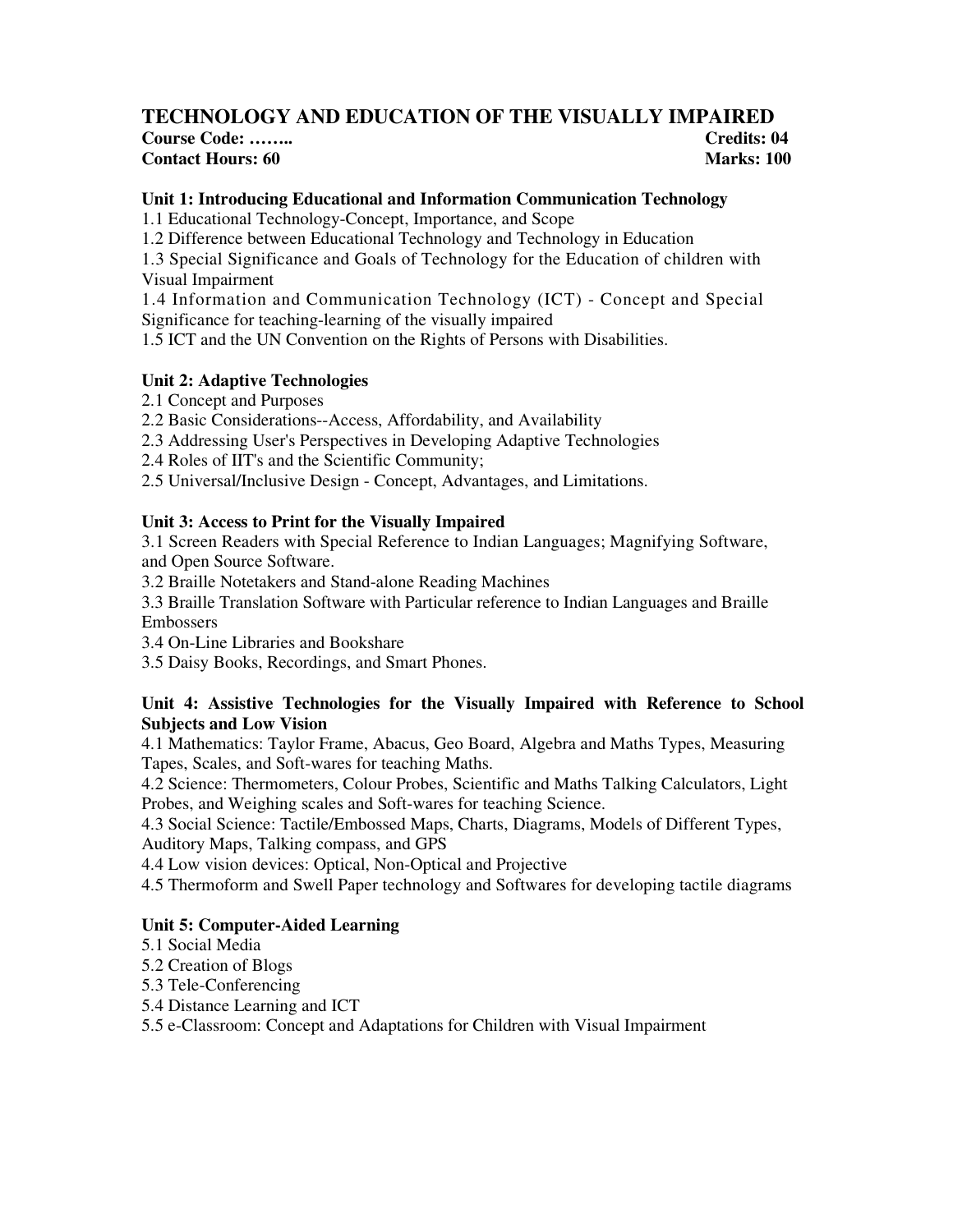# TECHNOLOGY AND EDUCATION OF THE VISUALLY IMPAIRED

**Course Code: ……..** **Credits: 04**
**Contact Hours: 60** **Marks: 100**

### Unit 1: Introducing Educational and Information Communication Technology

1.1 Educational Technology-Concept, Importance, and Scope
1.2 Difference between Educational Technology and Technology in Education
1.3 Special Significance and Goals of Technology for the Education of children with Visual Impairment
1.4 Information and Communication Technology (ICT) - Concept and Special Significance for teaching-learning of the visually impaired
1.5 ICT and the UN Convention on the Rights of Persons with Disabilities.

### Unit 2: Adaptive Technologies

2.1 Concept and Purposes
2.2 Basic Considerations--Access, Affordability, and Availability
2.3 Addressing User's Perspectives in Developing Adaptive Technologies
2.4 Roles of IIT's and the Scientific Community;
2.5 Universal/Inclusive Design - Concept, Advantages, and Limitations.

### Unit 3: Access to Print for the Visually Impaired

3.1 Screen Readers with Special Reference to Indian Languages; Magnifying Software, and Open Source Software.
3.2 Braille Notetakers and Stand-alone Reading Machines
3.3 Braille Translation Software with Particular reference to Indian Languages and Braille Embossers
3.4 On-Line Libraries and Bookshare
3.5 Daisy Books, Recordings, and Smart Phones.

### Unit 4: Assistive Technologies for the Visually Impaired with Reference to School Subjects and Low Vision

4.1 Mathematics: Taylor Frame, Abacus, Geo Board, Algebra and Maths Types, Measuring Tapes, Scales, and Soft-wares for teaching Maths.
4.2 Science: Thermometers, Colour Probes, Scientific and Maths Talking Calculators, Light Probes, and Weighing scales and Soft-wares for teaching Science.
4.3 Social Science: Tactile/Embossed Maps, Charts, Diagrams, Models of Different Types, Auditory Maps, Talking compass, and GPS
4.4 Low vision devices: Optical, Non-Optical and Projective
4.5 Thermoform and Swell Paper technology and Softwares for developing tactile diagrams

### Unit 5: Computer-Aided Learning

5.1 Social Media
5.2 Creation of Blogs
5.3 Tele-Conferencing
5.4 Distance Learning and ICT
5.5 e-Classroom: Concept and Adaptations for Children with Visual Impairment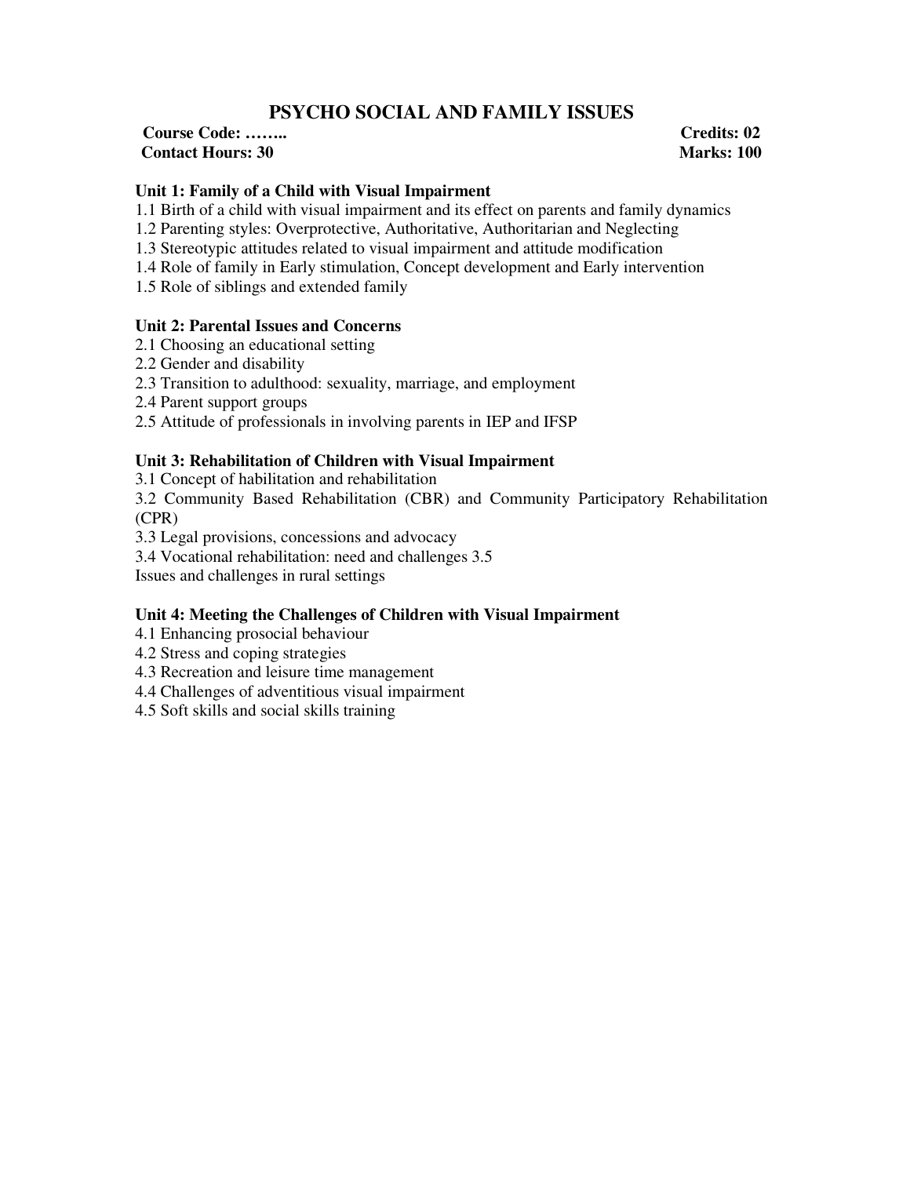# PSYCHO SOCIAL AND FAMILY ISSUES

**Course Code: ……..** **Credits: 02**
**Contact Hours: 30** **Marks: 100**

**Unit 1: Family of a Child with Visual Impairment**

1.1 Birth of a child with visual impairment and its effect on parents and family dynamics
1.2 Parenting styles: Overprotective, Authoritative, Authoritarian and Neglecting
1.3 Stereotypic attitudes related to visual impairment and attitude modification
1.4 Role of family in Early stimulation, Concept development and Early intervention
1.5 Role of siblings and extended family

**Unit 2: Parental Issues and Concerns**

2.1 Choosing an educational setting
2.2 Gender and disability
2.3 Transition to adulthood: sexuality, marriage, and employment
2.4 Parent support groups
2.5 Attitude of professionals in involving parents in IEP and IFSP

**Unit 3: Rehabilitation of Children with Visual Impairment**

3.1 Concept of habilitation and rehabilitation
3.2 Community Based Rehabilitation (CBR) and Community Participatory Rehabilitation (CPR)
3.3 Legal provisions, concessions and advocacy
3.4 Vocational rehabilitation: need and challenges 3.5
Issues and challenges in rural settings

**Unit 4: Meeting the Challenges of Children with Visual Impairment**

4.1 Enhancing prosocial behaviour
4.2 Stress and coping strategies
4.3 Recreation and leisure time management
4.4 Challenges of adventitious visual impairment
4.5 Soft skills and social skills training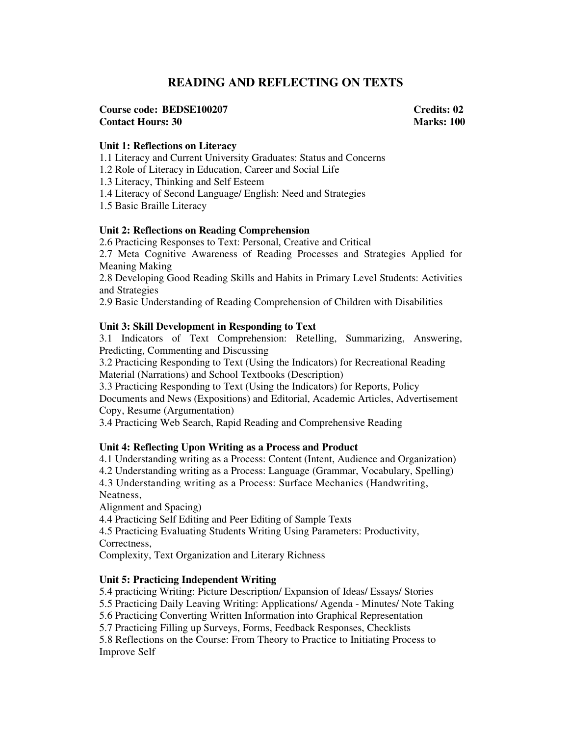# READING AND REFLECTING ON TEXTS

**Course code: BEDSE100207** **Credits: 02**
**Contact Hours: 30** **Marks: 100**

**Unit 1: Reflections on Literacy**

1.1 Literacy and Current University Graduates: Status and Concerns
1.2 Role of Literacy in Education, Career and Social Life
1.3 Literacy, Thinking and Self Esteem
1.4 Literacy of Second Language/ English: Need and Strategies
1.5 Basic Braille Literacy

**Unit 2: Reflections on Reading Comprehension**

2.6 Practicing Responses to Text: Personal, Creative and Critical
2.7 Meta Cognitive Awareness of Reading Processes and Strategies Applied for Meaning Making
2.8 Developing Good Reading Skills and Habits in Primary Level Students: Activities and Strategies
2.9 Basic Understanding of Reading Comprehension of Children with Disabilities

**Unit 3: Skill Development in Responding to Text**

3.1 Indicators of Text Comprehension: Retelling, Summarizing, Answering, Predicting, Commenting and Discussing
3.2 Practicing Responding to Text (Using the Indicators) for Recreational Reading Material (Narrations) and School Textbooks (Description)
3.3 Practicing Responding to Text (Using the Indicators) for Reports, Policy Documents and News (Expositions) and Editorial, Academic Articles, Advertisement Copy, Resume (Argumentation)
3.4 Practicing Web Search, Rapid Reading and Comprehensive Reading

**Unit 4: Reflecting Upon Writing as a Process and Product**

4.1 Understanding writing as a Process: Content (Intent, Audience and Organization)
4.2 Understanding writing as a Process: Language (Grammar, Vocabulary, Spelling)
4.3 Understanding writing as a Process: Surface Mechanics (Handwriting, Neatness, Alignment and Spacing)
4.4 Practicing Self Editing and Peer Editing of Sample Texts
4.5 Practicing Evaluating Students Writing Using Parameters: Productivity, Correctness, Complexity, Text Organization and Literary Richness

**Unit 5: Practicing Independent Writing**

5.4 practicing Writing: Picture Description/ Expansion of Ideas/ Essays/ Stories
5.5 Practicing Daily Leaving Writing: Applications/ Agenda - Minutes/ Note Taking
5.6 Practicing Converting Written Information into Graphical Representation
5.7 Practicing Filling up Surveys, Forms, Feedback Responses, Checklists
5.8 Reflections on the Course: From Theory to Practice to Initiating Process to Improve Self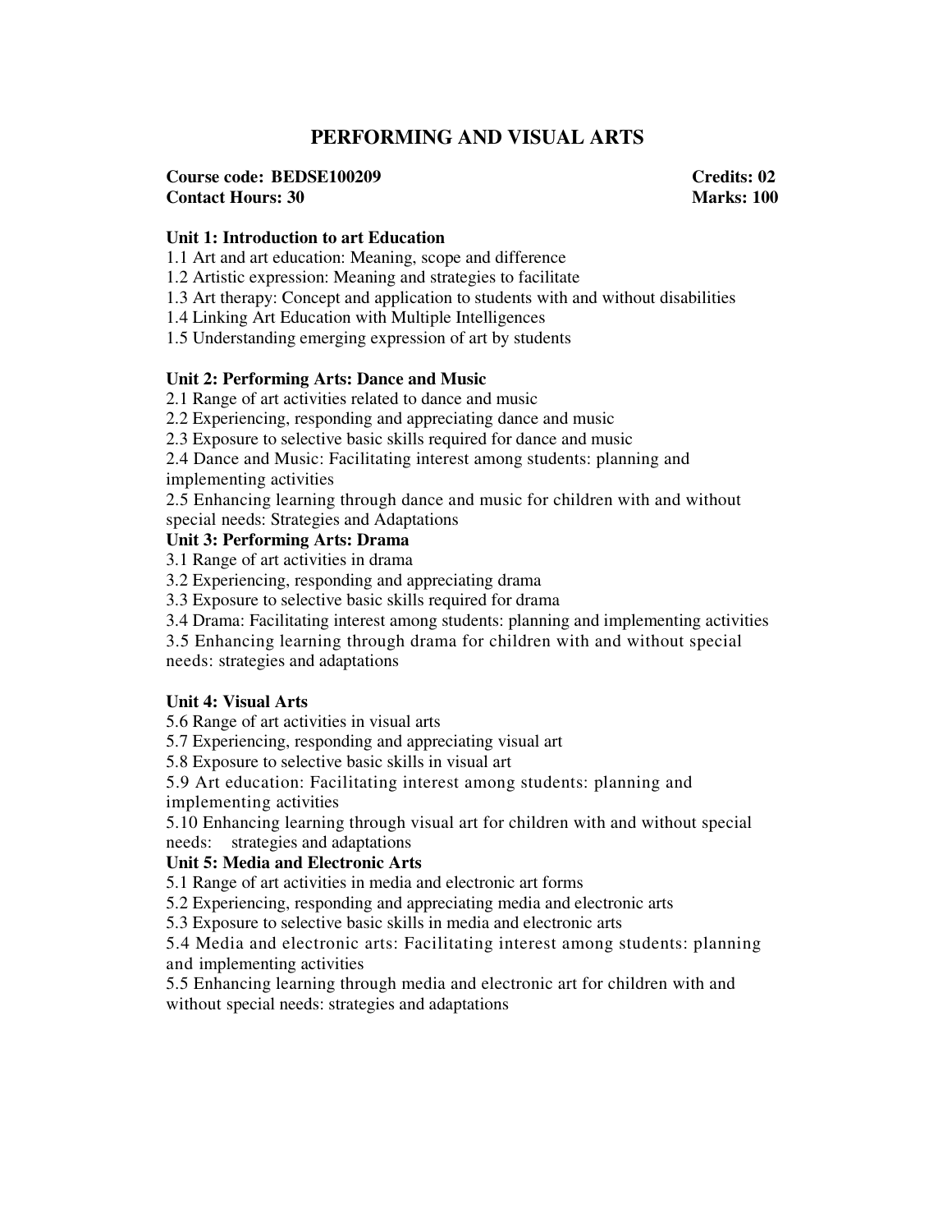# PERFORMING AND VISUAL ARTS

**Course code: BEDSE100209** **Credits: 02**
**Contact Hours: 30** **Marks: 100**

**Unit 1: Introduction to art Education**

1.1 Art and art education: Meaning, scope and difference
1.2 Artistic expression: Meaning and strategies to facilitate
1.3 Art therapy: Concept and application to students with and without disabilities
1.4 Linking Art Education with Multiple Intelligences
1.5 Understanding emerging expression of art by students

**Unit 2: Performing Arts: Dance and Music**

2.1 Range of art activities related to dance and music
2.2 Experiencing, responding and appreciating dance and music
2.3 Exposure to selective basic skills required for dance and music
2.4 Dance and Music: Facilitating interest among students: planning and implementing activities
2.5 Enhancing learning through dance and music for children with and without special needs: Strategies and Adaptations

**Unit 3: Performing Arts: Drama**

3.1 Range of art activities in drama
3.2 Experiencing, responding and appreciating drama
3.3 Exposure to selective basic skills required for drama
3.4 Drama: Facilitating interest among students: planning and implementing activities
3.5 Enhancing learning through drama for children with and without special needs: strategies and adaptations

**Unit 4: Visual Arts**

5.6 Range of art activities in visual arts
5.7 Experiencing, responding and appreciating visual art
5.8 Exposure to selective basic skills in visual art
5.9 Art education: Facilitating interest among students: planning and implementing activities
5.10 Enhancing learning through visual art for children with and without special needs: strategies and adaptations

**Unit 5: Media and Electronic Arts**

5.1 Range of art activities in media and electronic art forms
5.2 Experiencing, responding and appreciating media and electronic arts
5.3 Exposure to selective basic skills in media and electronic arts
5.4 Media and electronic arts: Facilitating interest among students: planning and implementing activities
5.5 Enhancing learning through media and electronic art for children with and without special needs: strategies and adaptations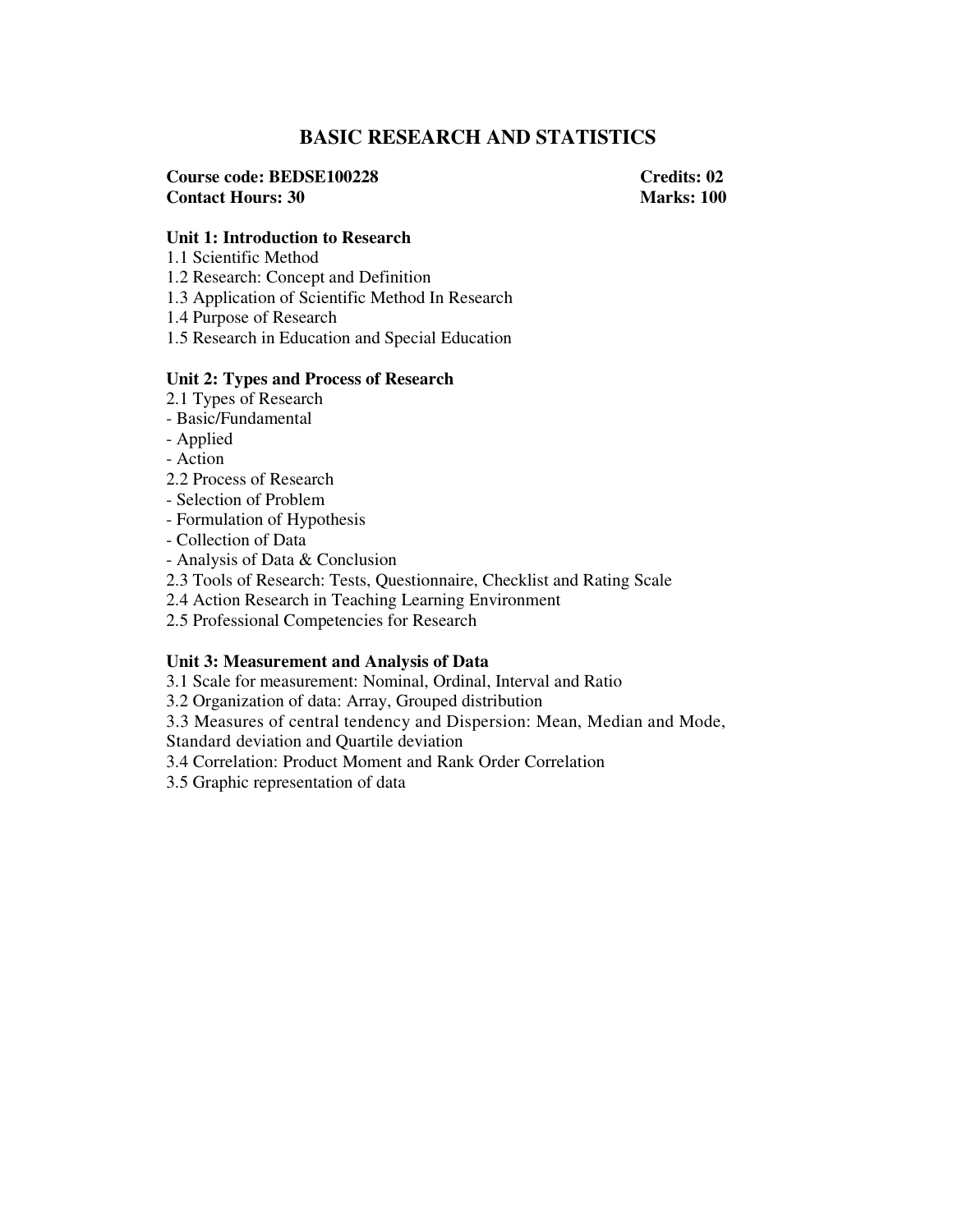# BASIC RESEARCH AND STATISTICS

**Course code: BEDSE100228** **Credits: 02**
**Contact Hours: 30** **Marks: 100**

**Unit 1: Introduction to Research**

1.1 Scientific Method
1.2 Research: Concept and Definition
1.3 Application of Scientific Method In Research
1.4 Purpose of Research
1.5 Research in Education and Special Education

**Unit 2: Types and Process of Research**

2.1 Types of Research
- Basic/Fundamental
- Applied
- Action

2.2 Process of Research
- Selection of Problem
- Formulation of Hypothesis
- Collection of Data
- Analysis of Data & Conclusion

2.3 Tools of Research: Tests, Questionnaire, Checklist and Rating Scale
2.4 Action Research in Teaching Learning Environment
2.5 Professional Competencies for Research

**Unit 3: Measurement and Analysis of Data**

3.1 Scale for measurement: Nominal, Ordinal, Interval and Ratio
3.2 Organization of data: Array, Grouped distribution
3.3 Measures of central tendency and Dispersion: Mean, Median and Mode, Standard deviation and Quartile deviation
3.4 Correlation: Product Moment and Rank Order Correlation
3.5 Graphic representation of data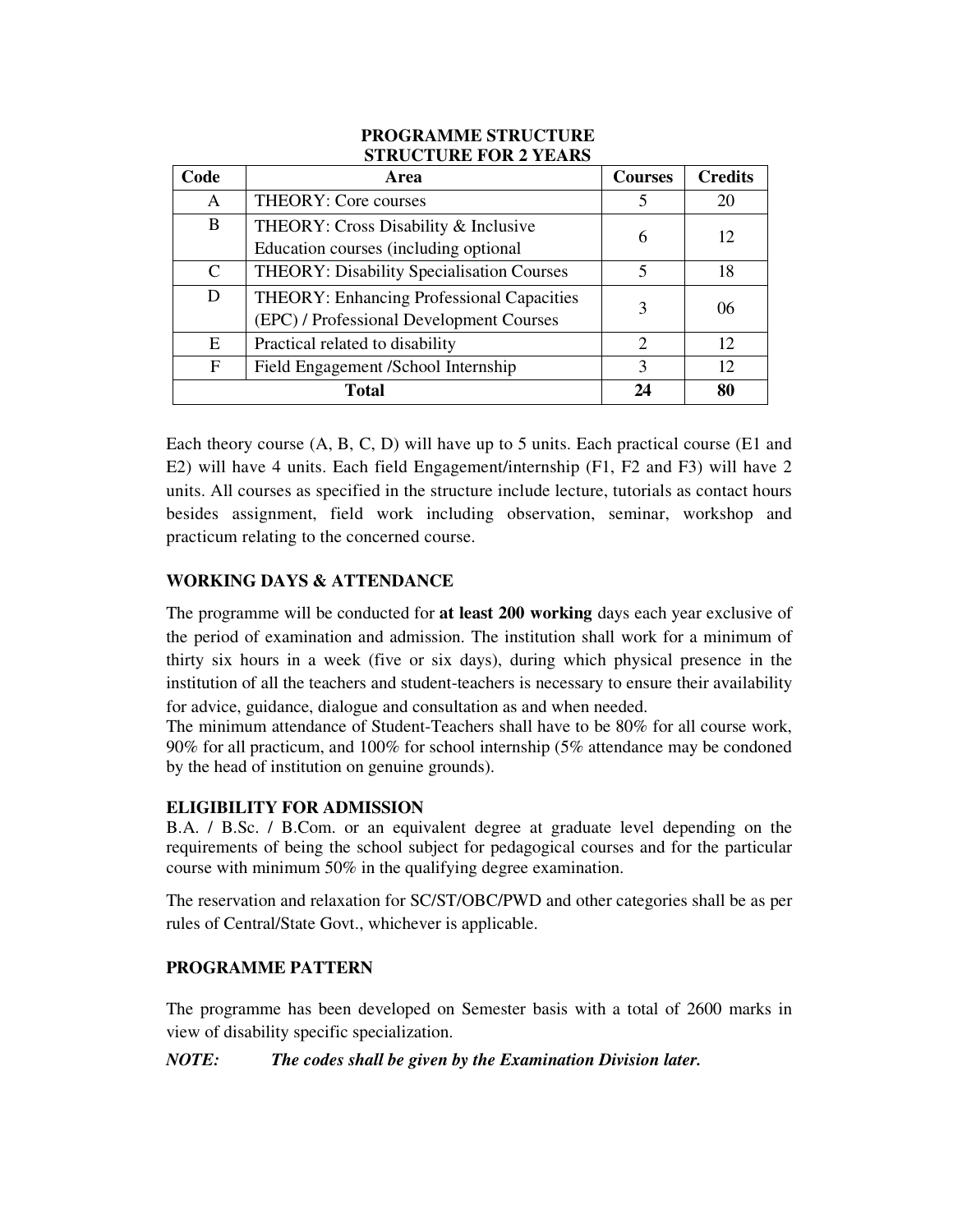## PROGRAMME STRUCTURE
## STRUCTURE FOR 2 YEARS

| Code | Area | Courses | Credits |
|---|---|---|---|
| A | THEORY: Core courses | 5 | 20 |
| B | THEORY: Cross Disability & Inclusive Education courses (including optional | 6 | 12 |
| C | THEORY: Disability Specialisation Courses | 5 | 18 |
| D | THEORY: Enhancing Professional Capacities (EPC) / Professional Development Courses | 3 | 06 |
| E | Practical related to disability | 2 | 12 |
| F | Field Engagement /School Internship | 3 | 12 |
| **Total** | | **24** | **80** |

Each theory course (A, B, C, D) will have up to 5 units. Each practical course (E1 and E2) will have 4 units. Each field Engagement/internship (F1, F2 and F3) will have 2 units. All courses as specified in the structure include lecture, tutorials as contact hours besides assignment, field work including observation, seminar, workshop and practicum relating to the concerned course.

### WORKING DAYS & ATTENDANCE

The programme will be conducted for **at least 200 working** days each year exclusive of the period of examination and admission. The institution shall work for a minimum of thirty six hours in a week (five or six days), during which physical presence in the institution of all the teachers and student-teachers is necessary to ensure their availability for advice, guidance, dialogue and consultation as and when needed.
The minimum attendance of Student-Teachers shall have to be 80% for all course work, 90% for all practicum, and 100% for school internship (5% attendance may be condoned by the head of institution on genuine grounds).

### ELIGIBILITY FOR ADMISSION

B.A. / B.Sc. / B.Com. or an equivalent degree at graduate level depending on the requirements of being the school subject for pedagogical courses and for the particular course with minimum 50% in the qualifying degree examination.

The reservation and relaxation for SC/ST/OBC/PWD and other categories shall be as per rules of Central/State Govt., whichever is applicable.

### PROGRAMME PATTERN

The programme has been developed on Semester basis with a total of 2600 marks in view of disability specific specialization.

***NOTE: The codes shall be given by the Examination Division later.***